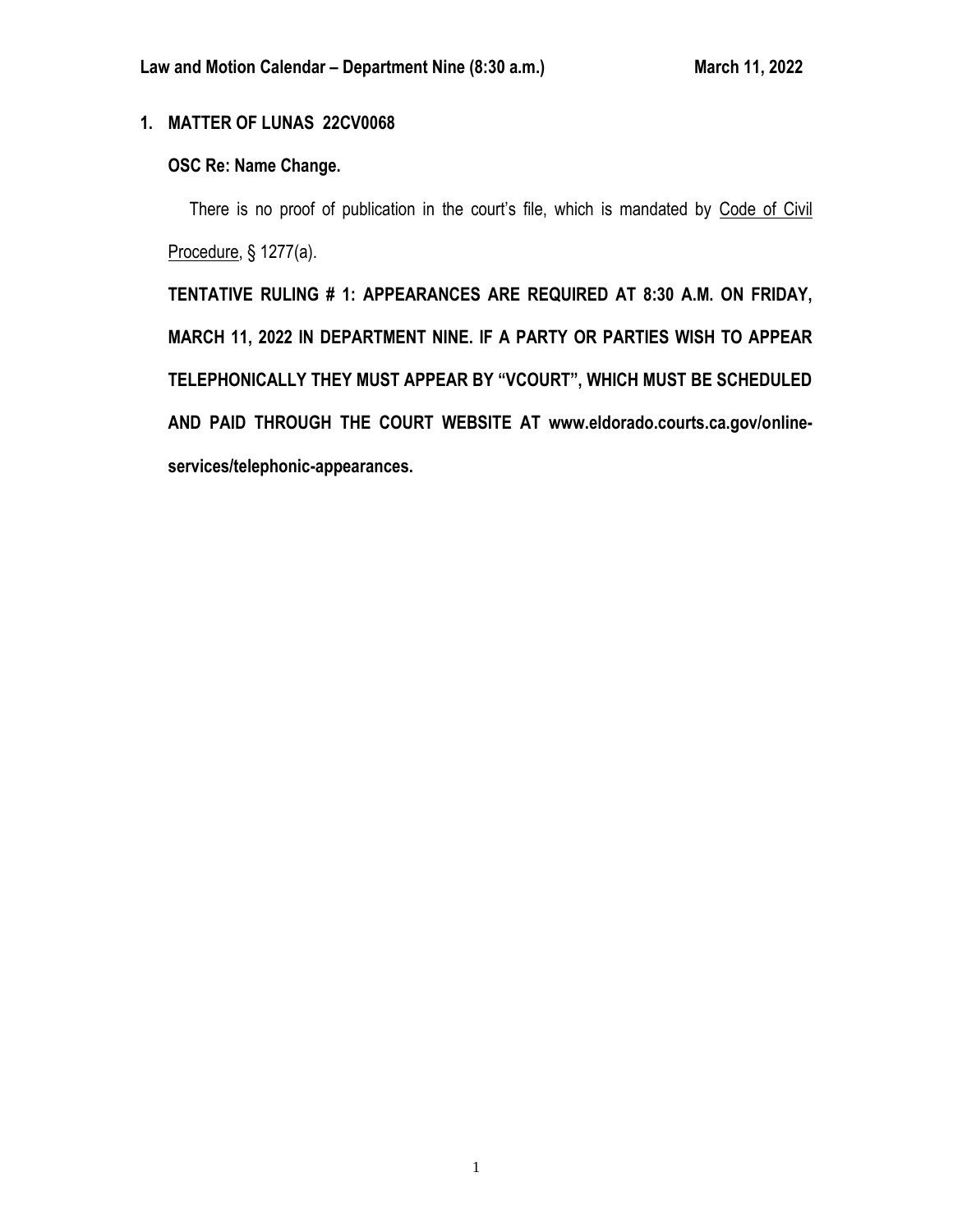**Law and Motion Calendar – Department Nine (8:30 a.m.)** **March 11, 2022**

**1. MATTER OF LUNAS 22CV0068**

**OSC Re: Name Change.**

There is no proof of publication in the court's file, which is mandated by Code of Civil Procedure, § 1277(a).

**TENTATIVE RULING # 1: APPEARANCES ARE REQUIRED AT 8:30 A.M. ON FRIDAY, MARCH 11, 2022 IN DEPARTMENT NINE. IF A PARTY OR PARTIES WISH TO APPEAR TELEPHONICALLY THEY MUST APPEAR BY "VCOURT", WHICH MUST BE SCHEDULED AND PAID THROUGH THE COURT WEBSITE AT www.eldorado.courts.ca.gov/online-services/telephonic-appearances.**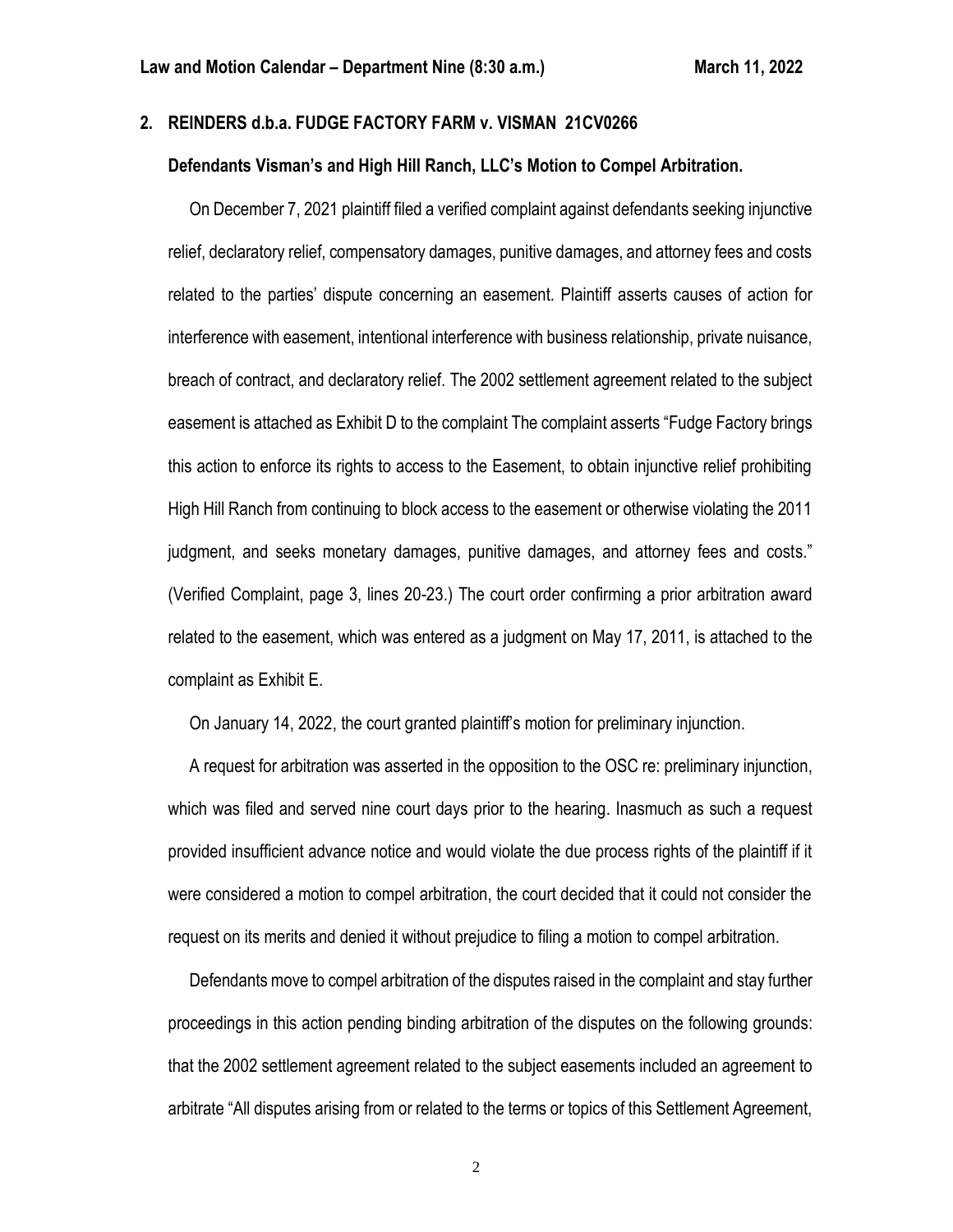**2. REINDERS d.b.a. FUDGE FACTORY FARM v. VISMAN 21CV0266**

**Defendants Visman's and High Hill Ranch, LLC's Motion to Compel Arbitration.**

On December 7, 2021 plaintiff filed a verified complaint against defendants seeking injunctive relief, declaratory relief, compensatory damages, punitive damages, and attorney fees and costs related to the parties' dispute concerning an easement. Plaintiff asserts causes of action for interference with easement, intentional interference with business relationship, private nuisance, breach of contract, and declaratory relief. The 2002 settlement agreement related to the subject easement is attached as Exhibit D to the complaint The complaint asserts "Fudge Factory brings this action to enforce its rights to access to the Easement, to obtain injunctive relief prohibiting High Hill Ranch from continuing to block access to the easement or otherwise violating the 2011 judgment, and seeks monetary damages, punitive damages, and attorney fees and costs." (Verified Complaint, page 3, lines 20-23.) The court order confirming a prior arbitration award related to the easement, which was entered as a judgment on May 17, 2011, is attached to the complaint as Exhibit E.

On January 14, 2022, the court granted plaintiff's motion for preliminary injunction.

A request for arbitration was asserted in the opposition to the OSC re: preliminary injunction, which was filed and served nine court days prior to the hearing. Inasmuch as such a request provided insufficient advance notice and would violate the due process rights of the plaintiff if it were considered a motion to compel arbitration, the court decided that it could not consider the request on its merits and denied it without prejudice to filing a motion to compel arbitration.

Defendants move to compel arbitration of the disputes raised in the complaint and stay further proceedings in this action pending binding arbitration of the disputes on the following grounds: that the 2002 settlement agreement related to the subject easements included an agreement to arbitrate "All disputes arising from or related to the terms or topics of this Settlement Agreement,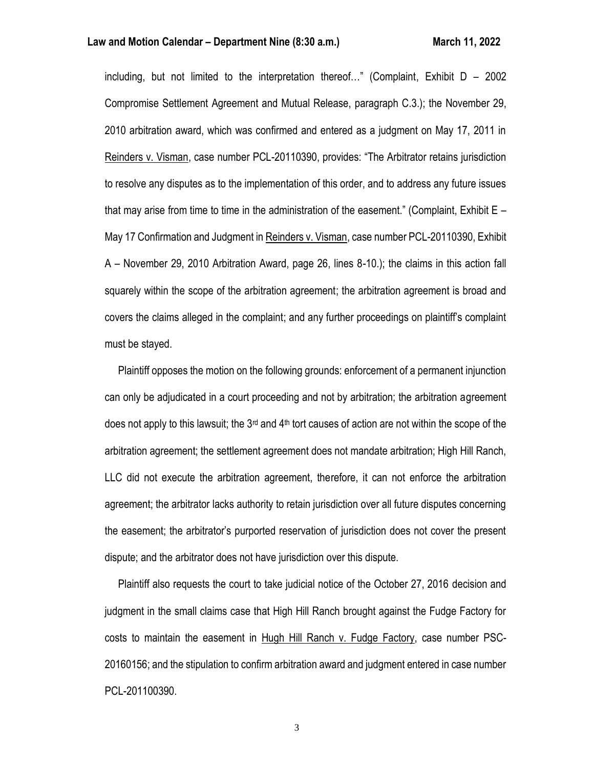including, but not limited to the interpretation thereof…" (Complaint, Exhibit D – 2002 Compromise Settlement Agreement and Mutual Release, paragraph C.3.); the November 29, 2010 arbitration award, which was confirmed and entered as a judgment on May 17, 2011 in Reinders v. Visman, case number PCL-20110390, provides: "The Arbitrator retains jurisdiction to resolve any disputes as to the implementation of this order, and to address any future issues that may arise from time to time in the administration of the easement." (Complaint, Exhibit E – May 17 Confirmation and Judgment in Reinders v. Visman, case number PCL-20110390, Exhibit A – November 29, 2010 Arbitration Award, page 26, lines 8-10.); the claims in this action fall squarely within the scope of the arbitration agreement; the arbitration agreement is broad and covers the claims alleged in the complaint; and any further proceedings on plaintiff's complaint must be stayed.

Plaintiff opposes the motion on the following grounds: enforcement of a permanent injunction can only be adjudicated in a court proceeding and not by arbitration; the arbitration agreement does not apply to this lawsuit; the 3rd and 4th tort causes of action are not within the scope of the arbitration agreement; the settlement agreement does not mandate arbitration; High Hill Ranch, LLC did not execute the arbitration agreement, therefore, it can not enforce the arbitration agreement; the arbitrator lacks authority to retain jurisdiction over all future disputes concerning the easement; the arbitrator's purported reservation of jurisdiction does not cover the present dispute; and the arbitrator does not have jurisdiction over this dispute.

Plaintiff also requests the court to take judicial notice of the October 27, 2016 decision and judgment in the small claims case that High Hill Ranch brought against the Fudge Factory for costs to maintain the easement in Hugh Hill Ranch v. Fudge Factory, case number PSC-20160156; and the stipulation to confirm arbitration award and judgment entered in case number PCL-201100390.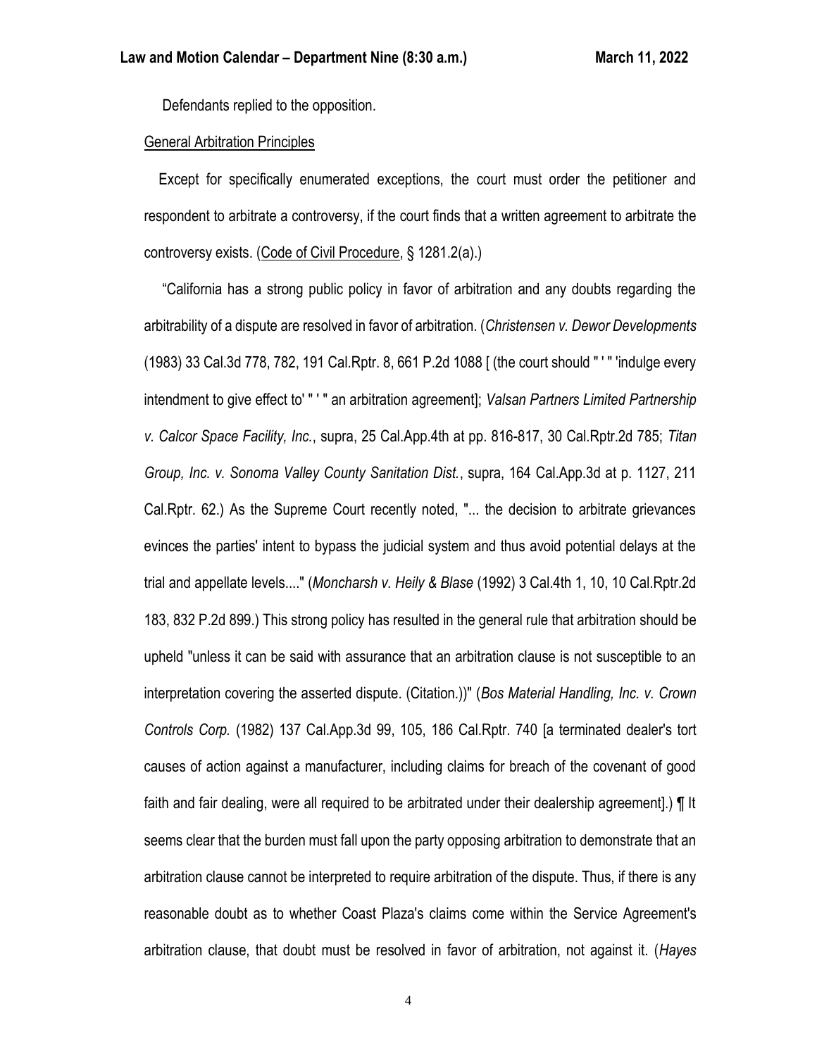Defendants replied to the opposition.

General Arbitration Principles

Except for specifically enumerated exceptions, the court must order the petitioner and respondent to arbitrate a controversy, if the court finds that a written agreement to arbitrate the controversy exists. (Code of Civil Procedure, § 1281.2(a).)

"California has a strong public policy in favor of arbitration and any doubts regarding the arbitrability of a dispute are resolved in favor of arbitration. (*Christensen v. Dewor Developments* (1983) 33 Cal.3d 778, 782, 191 Cal.Rptr. 8, 661 P.2d 1088 [ (the court should " ' " 'indulge every intendment to give effect to' " ' " an arbitration agreement]; *Valsan Partners Limited Partnership v. Calcor Space Facility, Inc.*, supra, 25 Cal.App.4th at pp. 816-817, 30 Cal.Rptr.2d 785; *Titan Group, Inc. v. Sonoma Valley County Sanitation Dist.*, supra, 164 Cal.App.3d at p. 1127, 211 Cal.Rptr. 62.) As the Supreme Court recently noted, "... the decision to arbitrate grievances evinces the parties' intent to bypass the judicial system and thus avoid potential delays at the trial and appellate levels...." (*Moncharsh v. Heily & Blase* (1992) 3 Cal.4th 1, 10, 10 Cal.Rptr.2d 183, 832 P.2d 899.) This strong policy has resulted in the general rule that arbitration should be upheld "unless it can be said with assurance that an arbitration clause is not susceptible to an interpretation covering the asserted dispute. (Citation.))" (*Bos Material Handling, Inc. v. Crown Controls Corp.* (1982) 137 Cal.App.3d 99, 105, 186 Cal.Rptr. 740 [a terminated dealer's tort causes of action against a manufacturer, including claims for breach of the covenant of good faith and fair dealing, were all required to be arbitrated under their dealership agreement].) ¶ It seems clear that the burden must fall upon the party opposing arbitration to demonstrate that an arbitration clause cannot be interpreted to require arbitration of the dispute. Thus, if there is any reasonable doubt as to whether Coast Plaza's claims come within the Service Agreement's arbitration clause, that doubt must be resolved in favor of arbitration, not against it. (*Hayes*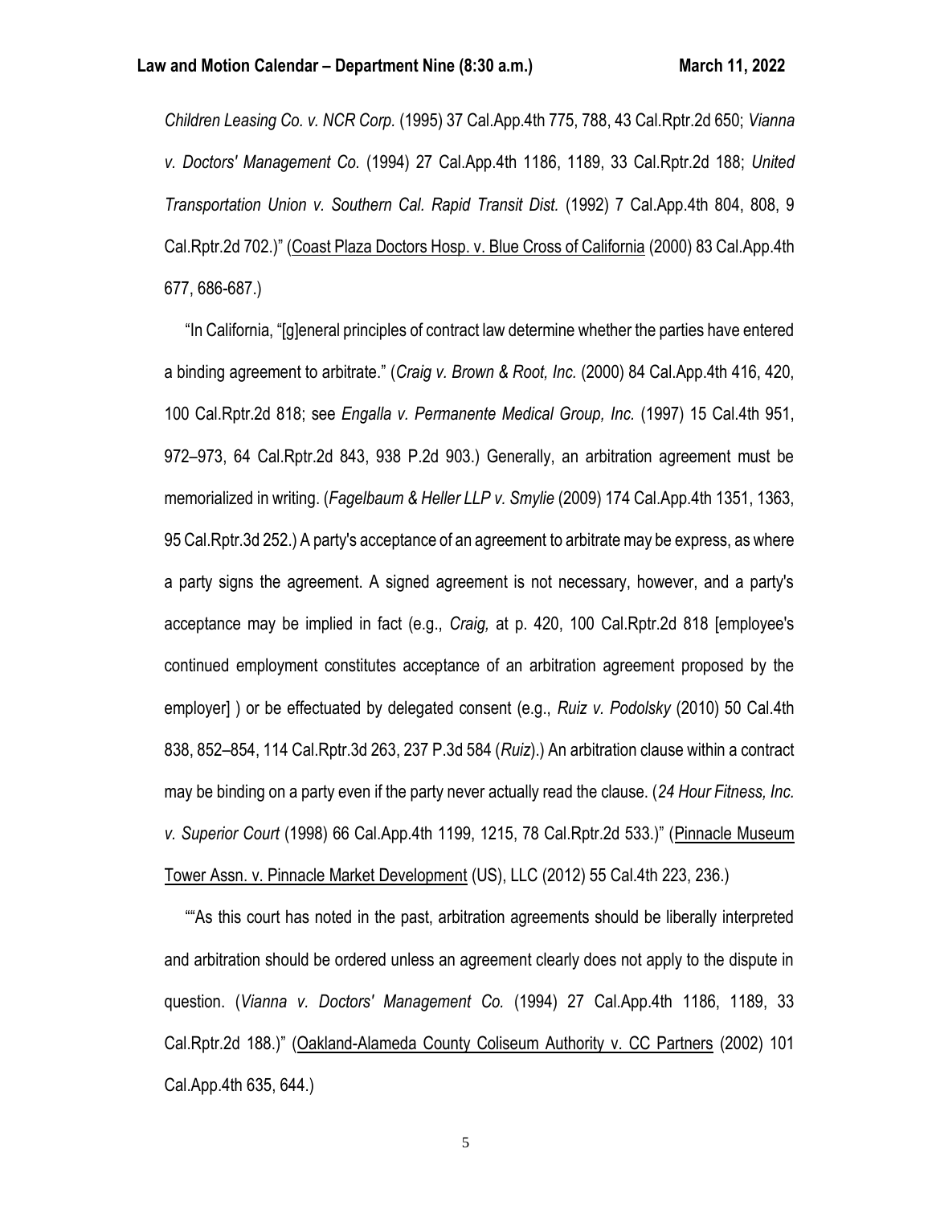*Children Leasing Co. v. NCR Corp.* (1995) 37 Cal.App.4th 775, 788, 43 Cal.Rptr.2d 650; *Vianna v. Doctors' Management Co.* (1994) 27 Cal.App.4th 1186, 1189, 33 Cal.Rptr.2d 188; *United Transportation Union v. Southern Cal. Rapid Transit Dist.* (1992) 7 Cal.App.4th 804, 808, 9 Cal.Rptr.2d 702.)" (Coast Plaza Doctors Hosp. v. Blue Cross of California (2000) 83 Cal.App.4th 677, 686-687.)

"In California, "[g]eneral principles of contract law determine whether the parties have entered a binding agreement to arbitrate." (*Craig v. Brown & Root, Inc.* (2000) 84 Cal.App.4th 416, 420, 100 Cal.Rptr.2d 818; see *Engalla v. Permanente Medical Group, Inc.* (1997) 15 Cal.4th 951, 972–973, 64 Cal.Rptr.2d 843, 938 P.2d 903.) Generally, an arbitration agreement must be memorialized in writing. (*Fagelbaum & Heller LLP v. Smylie* (2009) 174 Cal.App.4th 1351, 1363, 95 Cal.Rptr.3d 252.) A party's acceptance of an agreement to arbitrate may be express, as where a party signs the agreement. A signed agreement is not necessary, however, and a party's acceptance may be implied in fact (e.g., *Craig,* at p. 420, 100 Cal.Rptr.2d 818 [employee's continued employment constitutes acceptance of an arbitration agreement proposed by the employer] ) or be effectuated by delegated consent (e.g., *Ruiz v. Podolsky* (2010) 50 Cal.4th 838, 852–854, 114 Cal.Rptr.3d 263, 237 P.3d 584 (*Ruiz*).) An arbitration clause within a contract may be binding on a party even if the party never actually read the clause. (*24 Hour Fitness, Inc. v. Superior Court* (1998) 66 Cal.App.4th 1199, 1215, 78 Cal.Rptr.2d 533.)" (Pinnacle Museum Tower Assn. v. Pinnacle Market Development (US), LLC (2012) 55 Cal.4th 223, 236.)

""As this court has noted in the past, arbitration agreements should be liberally interpreted and arbitration should be ordered unless an agreement clearly does not apply to the dispute in question. (*Vianna v. Doctors' Management Co.* (1994) 27 Cal.App.4th 1186, 1189, 33 Cal.Rptr.2d 188.)" (Oakland-Alameda County Coliseum Authority v. CC Partners (2002) 101 Cal.App.4th 635, 644.)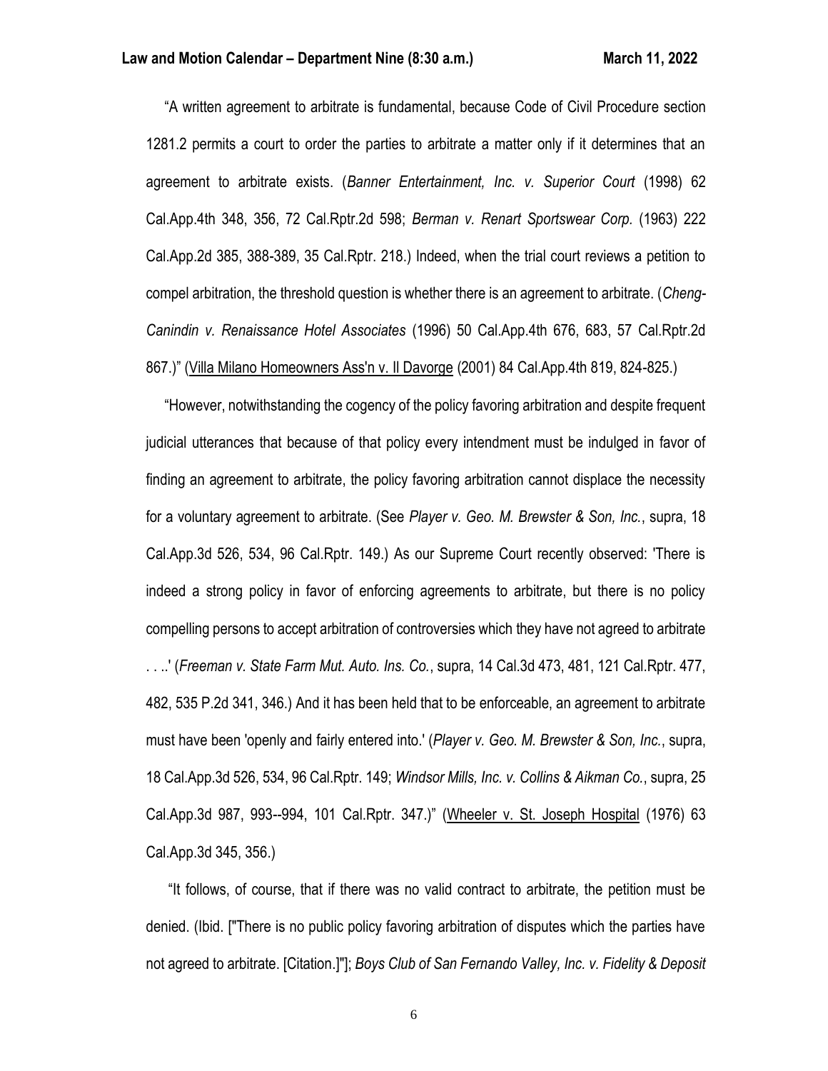"A written agreement to arbitrate is fundamental, because Code of Civil Procedure section 1281.2 permits a court to order the parties to arbitrate a matter only if it determines that an agreement to arbitrate exists. (*Banner Entertainment, Inc. v. Superior Court* (1998) 62 Cal.App.4th 348, 356, 72 Cal.Rptr.2d 598; *Berman v. Renart Sportswear Corp.* (1963) 222 Cal.App.2d 385, 388-389, 35 Cal.Rptr. 218.) Indeed, when the trial court reviews a petition to compel arbitration, the threshold question is whether there is an agreement to arbitrate. (*Cheng-Canindin v. Renaissance Hotel Associates* (1996) 50 Cal.App.4th 676, 683, 57 Cal.Rptr.2d 867.)" (Villa Milano Homeowners Ass'n v. Il Davorge (2001) 84 Cal.App.4th 819, 824-825.)

"However, notwithstanding the cogency of the policy favoring arbitration and despite frequent judicial utterances that because of that policy every intendment must be indulged in favor of finding an agreement to arbitrate, the policy favoring arbitration cannot displace the necessity for a voluntary agreement to arbitrate. (See *Player v. Geo. M. Brewster & Son, Inc.*, supra, 18 Cal.App.3d 526, 534, 96 Cal.Rptr. 149.) As our Supreme Court recently observed: 'There is indeed a strong policy in favor of enforcing agreements to arbitrate, but there is no policy compelling persons to accept arbitration of controversies which they have not agreed to arbitrate . . ..' (*Freeman v. State Farm Mut. Auto. Ins. Co.*, supra, 14 Cal.3d 473, 481, 121 Cal.Rptr. 477, 482, 535 P.2d 341, 346.) And it has been held that to be enforceable, an agreement to arbitrate must have been 'openly and fairly entered into.' (*Player v. Geo. M. Brewster & Son, Inc.*, supra, 18 Cal.App.3d 526, 534, 96 Cal.Rptr. 149; *Windsor Mills, Inc. v. Collins & Aikman Co.*, supra, 25 Cal.App.3d 987, 993--994, 101 Cal.Rptr. 347.)" (Wheeler v. St. Joseph Hospital (1976) 63 Cal.App.3d 345, 356.)

"It follows, of course, that if there was no valid contract to arbitrate, the petition must be denied. (Ibid. ["There is no public policy favoring arbitration of disputes which the parties have not agreed to arbitrate. [Citation.]"]; *Boys Club of San Fernando Valley, Inc. v. Fidelity & Deposit*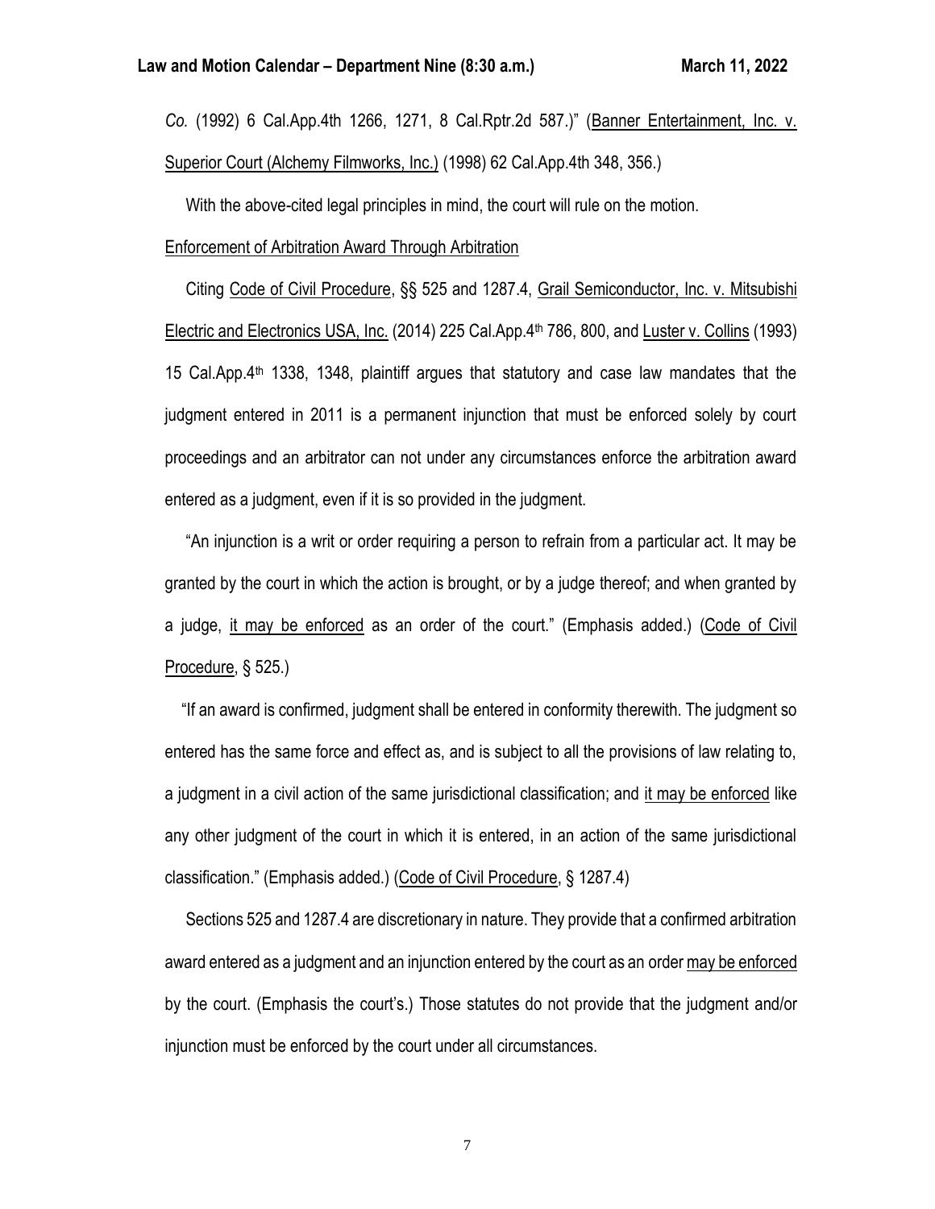*Co.* (1992) 6 Cal.App.4th 1266, 1271, 8 Cal.Rptr.2d 587.)" (Banner Entertainment, Inc. v. Superior Court (Alchemy Filmworks, Inc.) (1998) 62 Cal.App.4th 348, 356.)

With the above-cited legal principles in mind, the court will rule on the motion.

Enforcement of Arbitration Award Through Arbitration

Citing Code of Civil Procedure, §§ 525 and 1287.4, Grail Semiconductor, Inc. v. Mitsubishi Electric and Electronics USA, Inc. (2014) 225 Cal.App.4th 786, 800, and Luster v. Collins (1993) 15 Cal.App.4th 1338, 1348, plaintiff argues that statutory and case law mandates that the judgment entered in 2011 is a permanent injunction that must be enforced solely by court proceedings and an arbitrator can not under any circumstances enforce the arbitration award entered as a judgment, even if it is so provided in the judgment.

"An injunction is a writ or order requiring a person to refrain from a particular act. It may be granted by the court in which the action is brought, or by a judge thereof; and when granted by a judge, it may be enforced as an order of the court." (Emphasis added.) (Code of Civil Procedure, § 525.)

"If an award is confirmed, judgment shall be entered in conformity therewith. The judgment so entered has the same force and effect as, and is subject to all the provisions of law relating to, a judgment in a civil action of the same jurisdictional classification; and it may be enforced like any other judgment of the court in which it is entered, in an action of the same jurisdictional classification." (Emphasis added.) (Code of Civil Procedure, § 1287.4)

Sections 525 and 1287.4 are discretionary in nature. They provide that a confirmed arbitration award entered as a judgment and an injunction entered by the court as an order may be enforced by the court. (Emphasis the court's.) Those statutes do not provide that the judgment and/or injunction must be enforced by the court under all circumstances.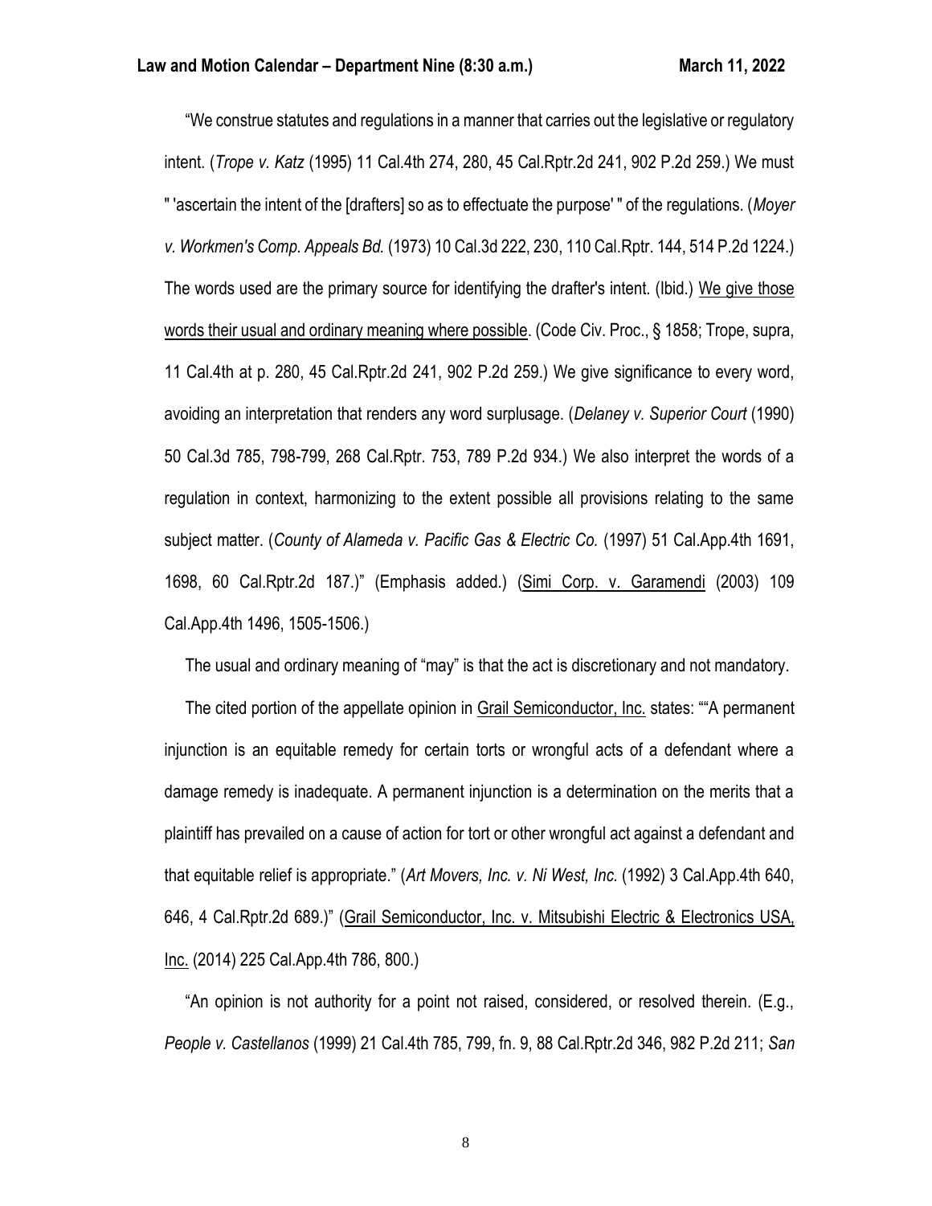"We construe statutes and regulations in a manner that carries out the legislative or regulatory intent. (*Trope v. Katz* (1995) 11 Cal.4th 274, 280, 45 Cal.Rptr.2d 241, 902 P.2d 259.) We must " 'ascertain the intent of the [drafters] so as to effectuate the purpose' " of the regulations. (*Moyer v. Workmen's Comp. Appeals Bd.* (1973) 10 Cal.3d 222, 230, 110 Cal.Rptr. 144, 514 P.2d 1224.) The words used are the primary source for identifying the drafter's intent. (Ibid.) <u>We give those words their usual and ordinary meaning where possible</u>. (Code Civ. Proc., § 1858; Trope, supra, 11 Cal.4th at p. 280, 45 Cal.Rptr.2d 241, 902 P.2d 259.) We give significance to every word, avoiding an interpretation that renders any word surplusage. (*Delaney v. Superior Court* (1990) 50 Cal.3d 785, 798-799, 268 Cal.Rptr. 753, 789 P.2d 934.) We also interpret the words of a regulation in context, harmonizing to the extent possible all provisions relating to the same subject matter. (*County of Alameda v. Pacific Gas & Electric Co.* (1997) 51 Cal.App.4th 1691, 1698, 60 Cal.Rptr.2d 187.)" (Emphasis added.) (<u>Simi Corp. v. Garamendi</u> (2003) 109 Cal.App.4th 1496, 1505-1506.)

The usual and ordinary meaning of "may" is that the act is discretionary and not mandatory.

The cited portion of the appellate opinion in <u>Grail Semiconductor, Inc.</u> states: ""A permanent injunction is an equitable remedy for certain torts or wrongful acts of a defendant where a damage remedy is inadequate. A permanent injunction is a determination on the merits that a plaintiff has prevailed on a cause of action for tort or other wrongful act against a defendant and that equitable relief is appropriate." (*Art Movers, Inc. v. Ni West, Inc.* (1992) 3 Cal.App.4th 640, 646, 4 Cal.Rptr.2d 689.)" (<u>Grail Semiconductor, Inc. v. Mitsubishi Electric & Electronics USA, Inc.</u> (2014) 225 Cal.App.4th 786, 800.)

"An opinion is not authority for a point not raised, considered, or resolved therein. (E.g., *People v. Castellanos* (1999) 21 Cal.4th 785, 799, fn. 9, 88 Cal.Rptr.2d 346, 982 P.2d 211; *San*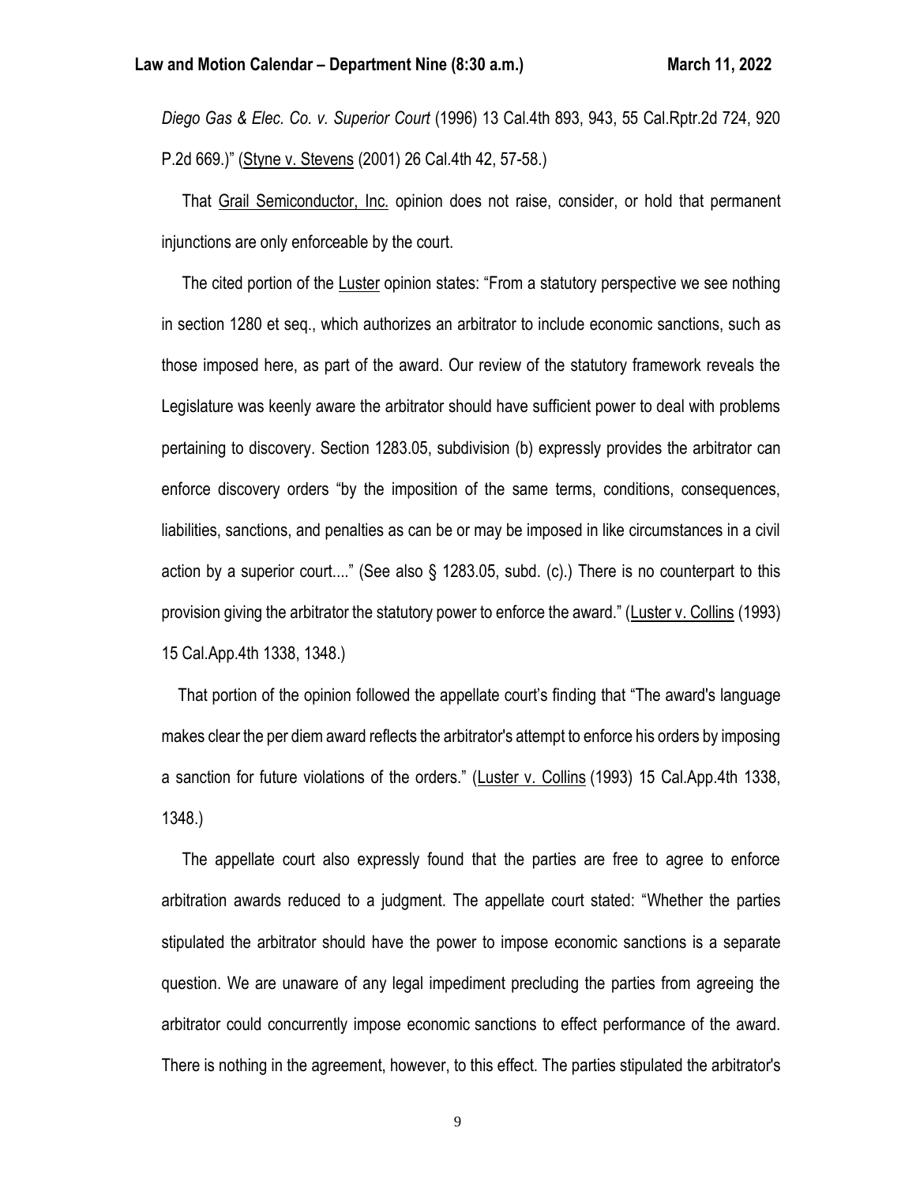*Diego Gas & Elec. Co. v. Superior Court* (1996) 13 Cal.4th 893, 943, 55 Cal.Rptr.2d 724, 920 P.2d 669.)" (Styne v. Stevens (2001) 26 Cal.4th 42, 57-58.)

That Grail Semiconductor, Inc. opinion does not raise, consider, or hold that permanent injunctions are only enforceable by the court.

The cited portion of the Luster opinion states: "From a statutory perspective we see nothing in section 1280 et seq., which authorizes an arbitrator to include economic sanctions, such as those imposed here, as part of the award. Our review of the statutory framework reveals the Legislature was keenly aware the arbitrator should have sufficient power to deal with problems pertaining to discovery. Section 1283.05, subdivision (b) expressly provides the arbitrator can enforce discovery orders "by the imposition of the same terms, conditions, consequences, liabilities, sanctions, and penalties as can be or may be imposed in like circumstances in a civil action by a superior court...." (See also § 1283.05, subd. (c).) There is no counterpart to this provision giving the arbitrator the statutory power to enforce the award." (Luster v. Collins (1993) 15 Cal.App.4th 1338, 1348.)

That portion of the opinion followed the appellate court's finding that "The award's language makes clear the per diem award reflects the arbitrator's attempt to enforce his orders by imposing a sanction for future violations of the orders." (Luster v. Collins (1993) 15 Cal.App.4th 1338, 1348.)

The appellate court also expressly found that the parties are free to agree to enforce arbitration awards reduced to a judgment. The appellate court stated: "Whether the parties stipulated the arbitrator should have the power to impose economic sanctions is a separate question. We are unaware of any legal impediment precluding the parties from agreeing the arbitrator could concurrently impose economic sanctions to effect performance of the award. There is nothing in the agreement, however, to this effect. The parties stipulated the arbitrator's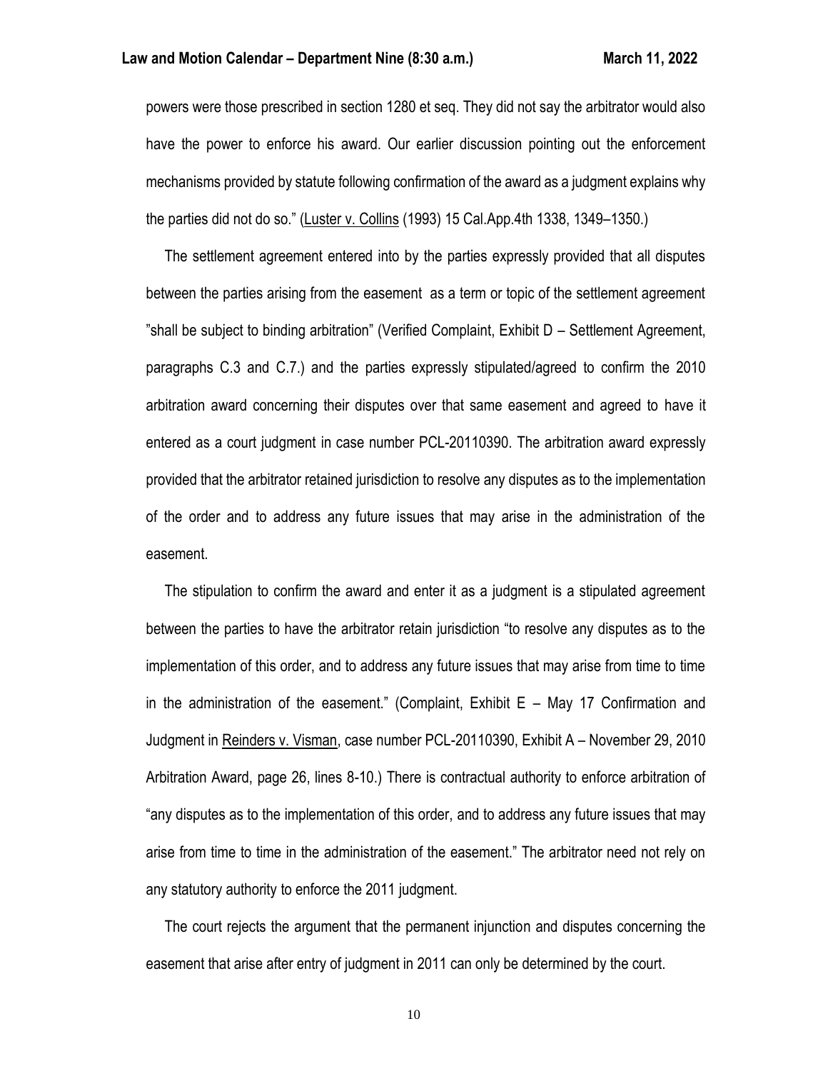powers were those prescribed in section 1280 et seq. They did not say the arbitrator would also have the power to enforce his award. Our earlier discussion pointing out the enforcement mechanisms provided by statute following confirmation of the award as a judgment explains why the parties did not do so." (Luster v. Collins (1993) 15 Cal.App.4th 1338, 1349–1350.)

The settlement agreement entered into by the parties expressly provided that all disputes between the parties arising from the easement as a term or topic of the settlement agreement "shall be subject to binding arbitration" (Verified Complaint, Exhibit D – Settlement Agreement, paragraphs C.3 and C.7.) and the parties expressly stipulated/agreed to confirm the 2010 arbitration award concerning their disputes over that same easement and agreed to have it entered as a court judgment in case number PCL-20110390. The arbitration award expressly provided that the arbitrator retained jurisdiction to resolve any disputes as to the implementation of the order and to address any future issues that may arise in the administration of the easement.

The stipulation to confirm the award and enter it as a judgment is a stipulated agreement between the parties to have the arbitrator retain jurisdiction "to resolve any disputes as to the implementation of this order, and to address any future issues that may arise from time to time in the administration of the easement." (Complaint, Exhibit E – May 17 Confirmation and Judgment in Reinders v. Visman, case number PCL-20110390, Exhibit A – November 29, 2010 Arbitration Award, page 26, lines 8-10.) There is contractual authority to enforce arbitration of "any disputes as to the implementation of this order, and to address any future issues that may arise from time to time in the administration of the easement." The arbitrator need not rely on any statutory authority to enforce the 2011 judgment.

The court rejects the argument that the permanent injunction and disputes concerning the easement that arise after entry of judgment in 2011 can only be determined by the court.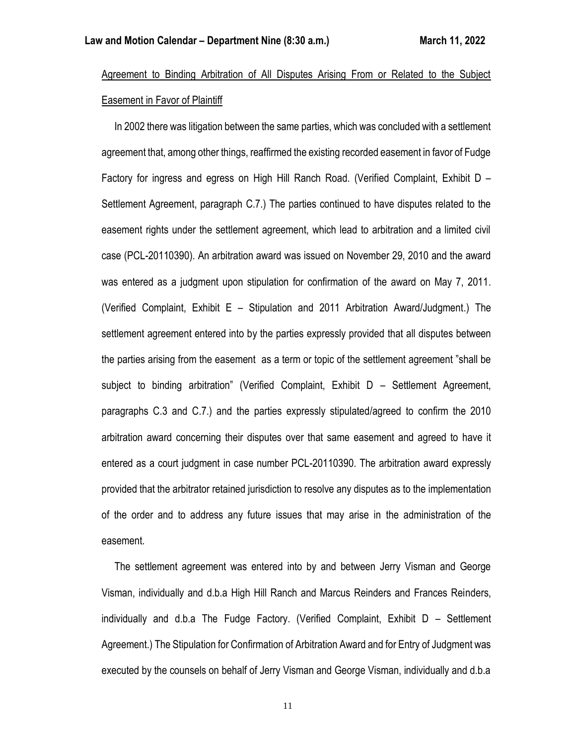Agreement to Binding Arbitration of All Disputes Arising From or Related to the Subject Easement in Favor of Plaintiff

In 2002 there was litigation between the same parties, which was concluded with a settlement agreement that, among other things, reaffirmed the existing recorded easement in favor of Fudge Factory for ingress and egress on High Hill Ranch Road. (Verified Complaint, Exhibit D – Settlement Agreement, paragraph C.7.) The parties continued to have disputes related to the easement rights under the settlement agreement, which lead to arbitration and a limited civil case (PCL-20110390). An arbitration award was issued on November 29, 2010 and the award was entered as a judgment upon stipulation for confirmation of the award on May 7, 2011. (Verified Complaint, Exhibit E – Stipulation and 2011 Arbitration Award/Judgment.) The settlement agreement entered into by the parties expressly provided that all disputes between the parties arising from the easement as a term or topic of the settlement agreement "shall be subject to binding arbitration" (Verified Complaint, Exhibit D – Settlement Agreement, paragraphs C.3 and C.7.) and the parties expressly stipulated/agreed to confirm the 2010 arbitration award concerning their disputes over that same easement and agreed to have it entered as a court judgment in case number PCL-20110390. The arbitration award expressly provided that the arbitrator retained jurisdiction to resolve any disputes as to the implementation of the order and to address any future issues that may arise in the administration of the easement.

The settlement agreement was entered into by and between Jerry Visman and George Visman, individually and d.b.a High Hill Ranch and Marcus Reinders and Frances Reinders, individually and d.b.a The Fudge Factory. (Verified Complaint, Exhibit D – Settlement Agreement.) The Stipulation for Confirmation of Arbitration Award and for Entry of Judgment was executed by the counsels on behalf of Jerry Visman and George Visman, individually and d.b.a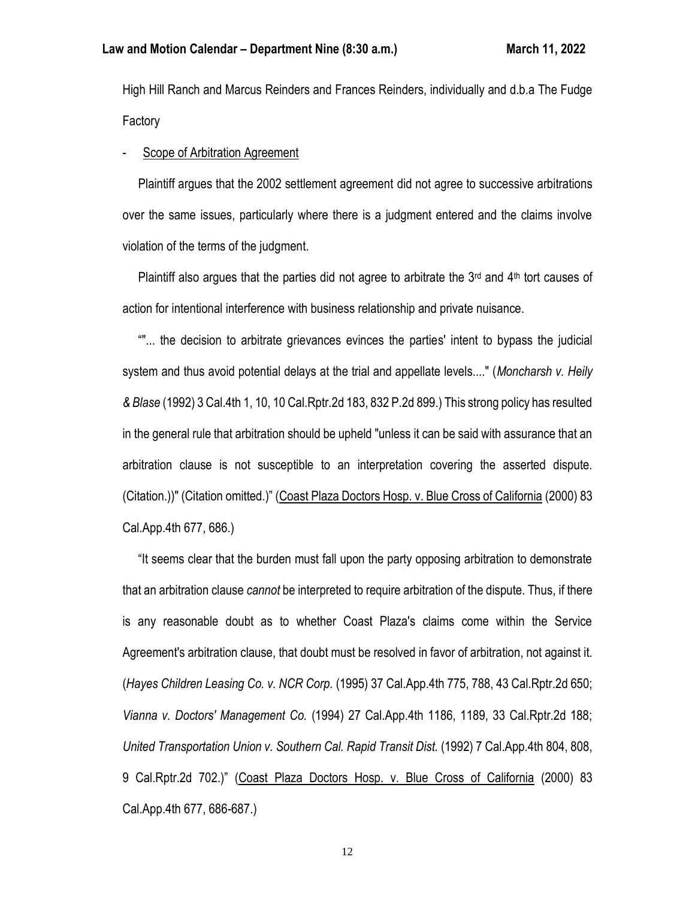High Hill Ranch and Marcus Reinders and Frances Reinders, individually and d.b.a The Fudge Factory

- Scope of Arbitration Agreement

Plaintiff argues that the 2002 settlement agreement did not agree to successive arbitrations over the same issues, particularly where there is a judgment entered and the claims involve violation of the terms of the judgment.

Plaintiff also argues that the parties did not agree to arbitrate the 3rd and 4th tort causes of action for intentional interference with business relationship and private nuisance.

""... the decision to arbitrate grievances evinces the parties' intent to bypass the judicial system and thus avoid potential delays at the trial and appellate levels...." (*Moncharsh v. Heily & Blase* (1992) 3 Cal.4th 1, 10, 10 Cal.Rptr.2d 183, 832 P.2d 899.) This strong policy has resulted in the general rule that arbitration should be upheld "unless it can be said with assurance that an arbitration clause is not susceptible to an interpretation covering the asserted dispute. (Citation.))" (Citation omitted.)" (Coast Plaza Doctors Hosp. v. Blue Cross of California (2000) 83 Cal.App.4th 677, 686.)

"It seems clear that the burden must fall upon the party opposing arbitration to demonstrate that an arbitration clause *cannot* be interpreted to require arbitration of the dispute. Thus, if there is any reasonable doubt as to whether Coast Plaza's claims come within the Service Agreement's arbitration clause, that doubt must be resolved in favor of arbitration, not against it. (*Hayes Children Leasing Co. v. NCR Corp.* (1995) 37 Cal.App.4th 775, 788, 43 Cal.Rptr.2d 650; *Vianna v. Doctors' Management Co.* (1994) 27 Cal.App.4th 1186, 1189, 33 Cal.Rptr.2d 188; *United Transportation Union v. Southern Cal. Rapid Transit Dist.* (1992) 7 Cal.App.4th 804, 808, 9 Cal.Rptr.2d 702.)" (Coast Plaza Doctors Hosp. v. Blue Cross of California (2000) 83 Cal.App.4th 677, 686-687.)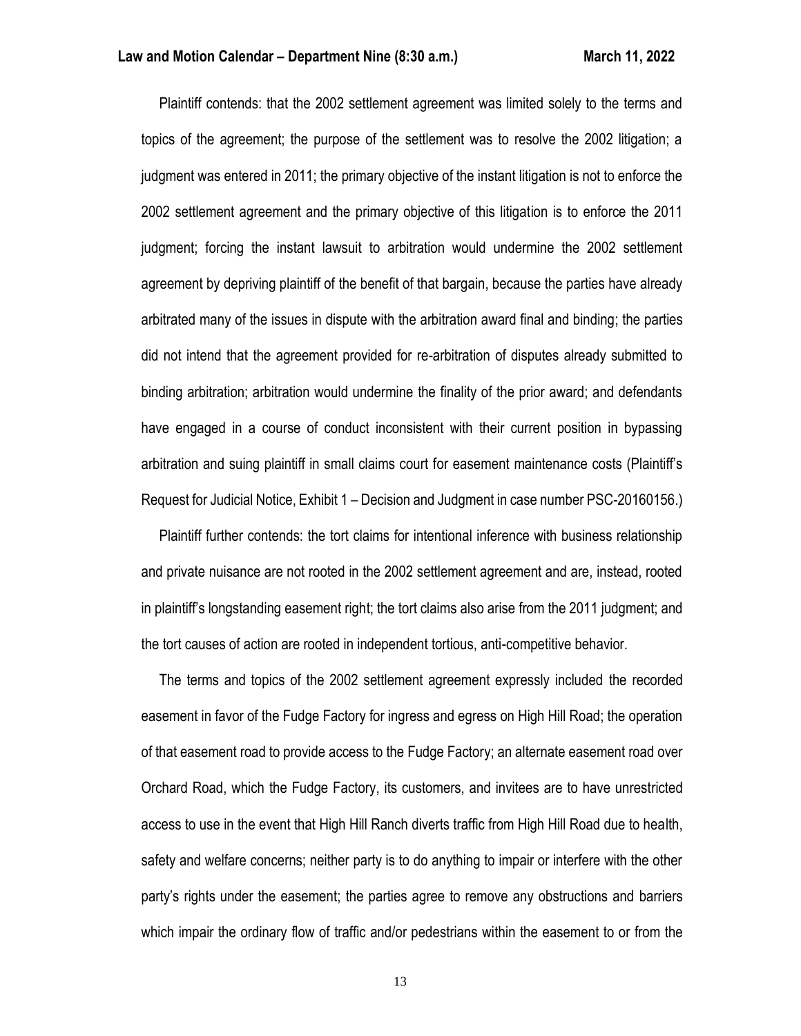Plaintiff contends: that the 2002 settlement agreement was limited solely to the terms and topics of the agreement; the purpose of the settlement was to resolve the 2002 litigation; a judgment was entered in 2011; the primary objective of the instant litigation is not to enforce the 2002 settlement agreement and the primary objective of this litigation is to enforce the 2011 judgment; forcing the instant lawsuit to arbitration would undermine the 2002 settlement agreement by depriving plaintiff of the benefit of that bargain, because the parties have already arbitrated many of the issues in dispute with the arbitration award final and binding; the parties did not intend that the agreement provided for re-arbitration of disputes already submitted to binding arbitration; arbitration would undermine the finality of the prior award; and defendants have engaged in a course of conduct inconsistent with their current position in bypassing arbitration and suing plaintiff in small claims court for easement maintenance costs (Plaintiff's Request for Judicial Notice, Exhibit 1 – Decision and Judgment in case number PSC-20160156.)

Plaintiff further contends: the tort claims for intentional inference with business relationship and private nuisance are not rooted in the 2002 settlement agreement and are, instead, rooted in plaintiff's longstanding easement right; the tort claims also arise from the 2011 judgment; and the tort causes of action are rooted in independent tortious, anti-competitive behavior.

The terms and topics of the 2002 settlement agreement expressly included the recorded easement in favor of the Fudge Factory for ingress and egress on High Hill Road; the operation of that easement road to provide access to the Fudge Factory; an alternate easement road over Orchard Road, which the Fudge Factory, its customers, and invitees are to have unrestricted access to use in the event that High Hill Ranch diverts traffic from High Hill Road due to health, safety and welfare concerns; neither party is to do anything to impair or interfere with the other party's rights under the easement; the parties agree to remove any obstructions and barriers which impair the ordinary flow of traffic and/or pedestrians within the easement to or from the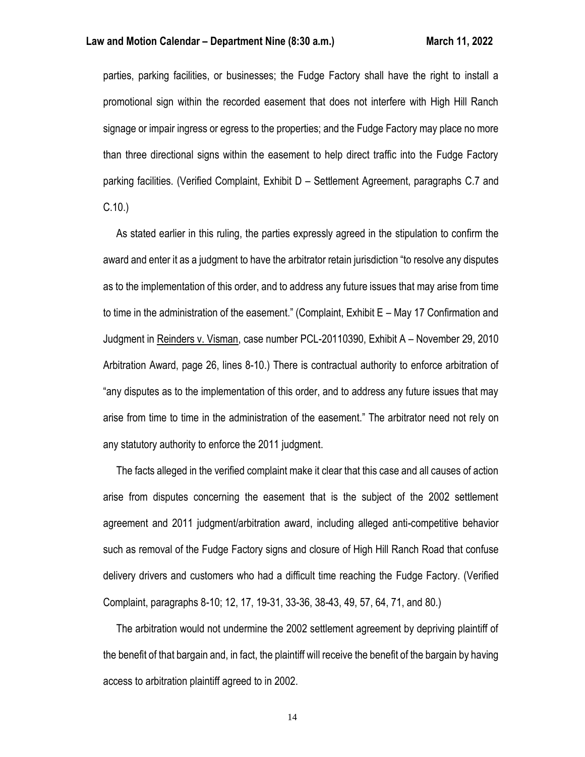parties, parking facilities, or businesses; the Fudge Factory shall have the right to install a promotional sign within the recorded easement that does not interfere with High Hill Ranch signage or impair ingress or egress to the properties; and the Fudge Factory may place no more than three directional signs within the easement to help direct traffic into the Fudge Factory parking facilities. (Verified Complaint, Exhibit D – Settlement Agreement, paragraphs C.7 and C.10.)

As stated earlier in this ruling, the parties expressly agreed in the stipulation to confirm the award and enter it as a judgment to have the arbitrator retain jurisdiction "to resolve any disputes as to the implementation of this order, and to address any future issues that may arise from time to time in the administration of the easement." (Complaint, Exhibit E – May 17 Confirmation and Judgment in Reinders v. Visman, case number PCL-20110390, Exhibit A – November 29, 2010 Arbitration Award, page 26, lines 8-10.) There is contractual authority to enforce arbitration of "any disputes as to the implementation of this order, and to address any future issues that may arise from time to time in the administration of the easement." The arbitrator need not rely on any statutory authority to enforce the 2011 judgment.

The facts alleged in the verified complaint make it clear that this case and all causes of action arise from disputes concerning the easement that is the subject of the 2002 settlement agreement and 2011 judgment/arbitration award, including alleged anti-competitive behavior such as removal of the Fudge Factory signs and closure of High Hill Ranch Road that confuse delivery drivers and customers who had a difficult time reaching the Fudge Factory. (Verified Complaint, paragraphs 8-10; 12, 17, 19-31, 33-36, 38-43, 49, 57, 64, 71, and 80.)

The arbitration would not undermine the 2002 settlement agreement by depriving plaintiff of the benefit of that bargain and, in fact, the plaintiff will receive the benefit of the bargain by having access to arbitration plaintiff agreed to in 2002.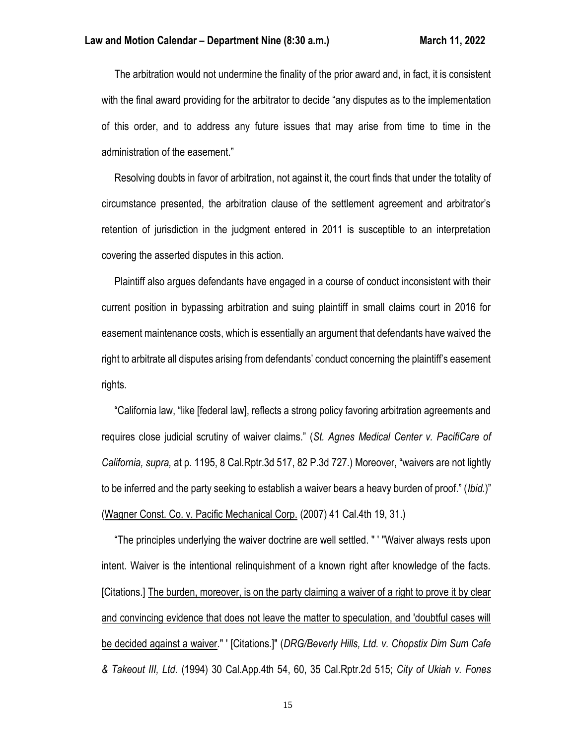The arbitration would not undermine the finality of the prior award and, in fact, it is consistent with the final award providing for the arbitrator to decide "any disputes as to the implementation of this order, and to address any future issues that may arise from time to time in the administration of the easement."

Resolving doubts in favor of arbitration, not against it, the court finds that under the totality of circumstance presented, the arbitration clause of the settlement agreement and arbitrator's retention of jurisdiction in the judgment entered in 2011 is susceptible to an interpretation covering the asserted disputes in this action.

Plaintiff also argues defendants have engaged in a course of conduct inconsistent with their current position in bypassing arbitration and suing plaintiff in small claims court in 2016 for easement maintenance costs, which is essentially an argument that defendants have waived the right to arbitrate all disputes arising from defendants' conduct concerning the plaintiff's easement rights.

"California law, "like [federal law], reflects a strong policy favoring arbitration agreements and requires close judicial scrutiny of waiver claims." (*St. Agnes Medical Center v. PacifiCare of California, supra,* at p. 1195, 8 Cal.Rptr.3d 517, 82 P.3d 727.) Moreover, "waivers are not lightly to be inferred and the party seeking to establish a waiver bears a heavy burden of proof." (*Ibid.*)" (<u>Wagner Const. Co. v. Pacific Mechanical Corp.</u> (2007) 41 Cal.4th 19, 31.)

"The principles underlying the waiver doctrine are well settled. " ' "Waiver always rests upon intent. Waiver is the intentional relinquishment of a known right after knowledge of the facts. [Citations.] <u>The burden, moreover, is on the party claiming a waiver of a right to prove it by clear and convincing evidence that does not leave the matter to speculation, and 'doubtful cases will be decided against a waiver</u>." ' [Citations.]" (*DRG/Beverly Hills, Ltd. v. Chopstix Dim Sum Cafe & Takeout III, Ltd.* (1994) 30 Cal.App.4th 54, 60, 35 Cal.Rptr.2d 515; *City of Ukiah v. Fones*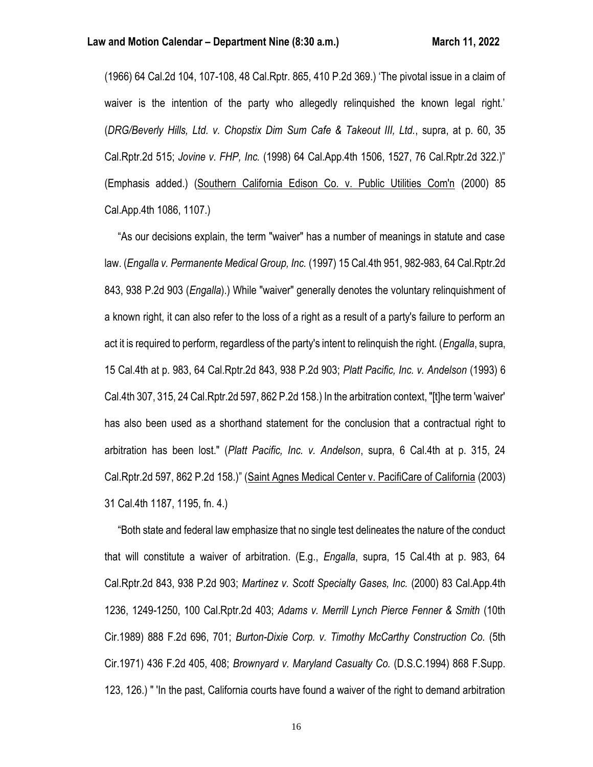(1966) 64 Cal.2d 104, 107-108, 48 Cal.Rptr. 865, 410 P.2d 369.) 'The pivotal issue in a claim of waiver is the intention of the party who allegedly relinquished the known legal right.' (*DRG/Beverly Hills, Ltd. v. Chopstix Dim Sum Cafe & Takeout III, Ltd.*, supra, at p. 60, 35 Cal.Rptr.2d 515; *Jovine v. FHP, Inc.* (1998) 64 Cal.App.4th 1506, 1527, 76 Cal.Rptr.2d 322.)" (Emphasis added.) (Southern California Edison Co. v. Public Utilities Com'n (2000) 85 Cal.App.4th 1086, 1107.)

"As our decisions explain, the term "waiver" has a number of meanings in statute and case law. (*Engalla v. Permanente Medical Group, Inc.* (1997) 15 Cal.4th 951, 982-983, 64 Cal.Rptr.2d 843, 938 P.2d 903 (*Engalla*).) While "waiver" generally denotes the voluntary relinquishment of a known right, it can also refer to the loss of a right as a result of a party's failure to perform an act it is required to perform, regardless of the party's intent to relinquish the right. (*Engalla*, supra, 15 Cal.4th at p. 983, 64 Cal.Rptr.2d 843, 938 P.2d 903; *Platt Pacific, Inc. v. Andelson* (1993) 6 Cal.4th 307, 315, 24 Cal.Rptr.2d 597, 862 P.2d 158.) In the arbitration context, "[t]he term 'waiver' has also been used as a shorthand statement for the conclusion that a contractual right to arbitration has been lost." (*Platt Pacific, Inc. v. Andelson*, supra, 6 Cal.4th at p. 315, 24 Cal.Rptr.2d 597, 862 P.2d 158.)" (Saint Agnes Medical Center v. PacifiCare of California (2003) 31 Cal.4th 1187, 1195, fn. 4.)

"Both state and federal law emphasize that no single test delineates the nature of the conduct that will constitute a waiver of arbitration. (E.g., *Engalla*, supra, 15 Cal.4th at p. 983, 64 Cal.Rptr.2d 843, 938 P.2d 903; *Martinez v. Scott Specialty Gases, Inc.* (2000) 83 Cal.App.4th 1236, 1249-1250, 100 Cal.Rptr.2d 403; *Adams v. Merrill Lynch Pierce Fenner & Smith* (10th Cir.1989) 888 F.2d 696, 701; *Burton-Dixie Corp. v. Timothy McCarthy Construction Co.* (5th Cir.1971) 436 F.2d 405, 408; *Brownyard v. Maryland Casualty Co.* (D.S.C.1994) 868 F.Supp. 123, 126.) " 'In the past, California courts have found a waiver of the right to demand arbitration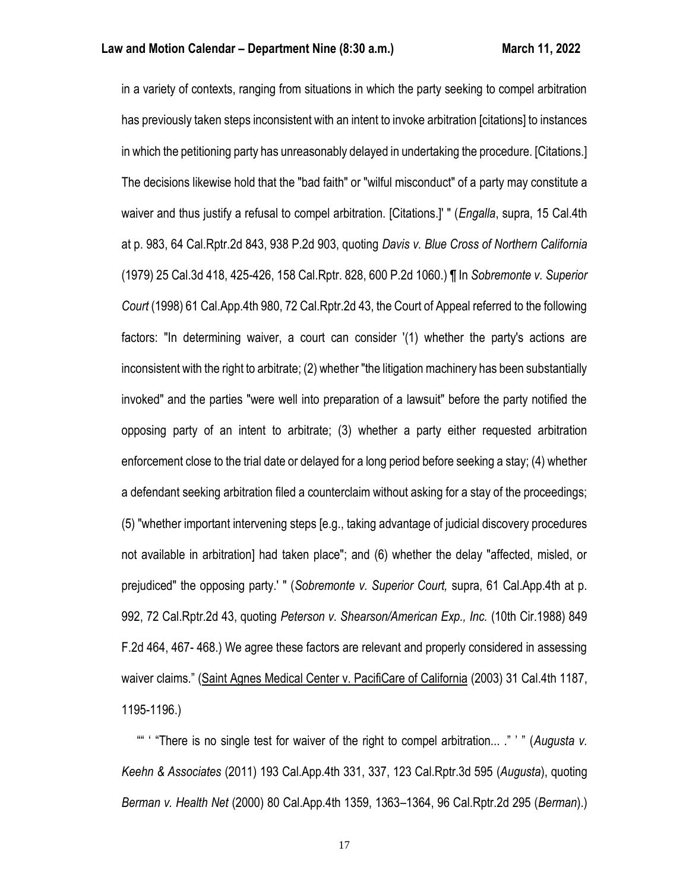in a variety of contexts, ranging from situations in which the party seeking to compel arbitration has previously taken steps inconsistent with an intent to invoke arbitration [citations] to instances in which the petitioning party has unreasonably delayed in undertaking the procedure. [Citations.] The decisions likewise hold that the "bad faith" or "wilful misconduct" of a party may constitute a waiver and thus justify a refusal to compel arbitration. [Citations.]' " (*Engalla*, supra, 15 Cal.4th at p. 983, 64 Cal.Rptr.2d 843, 938 P.2d 903, quoting *Davis v. Blue Cross of Northern California* (1979) 25 Cal.3d 418, 425-426, 158 Cal.Rptr. 828, 600 P.2d 1060.) ¶ In *Sobremonte v. Superior Court* (1998) 61 Cal.App.4th 980, 72 Cal.Rptr.2d 43, the Court of Appeal referred to the following factors: "In determining waiver, a court can consider '(1) whether the party's actions are inconsistent with the right to arbitrate; (2) whether "the litigation machinery has been substantially invoked" and the parties "were well into preparation of a lawsuit" before the party notified the opposing party of an intent to arbitrate; (3) whether a party either requested arbitration enforcement close to the trial date or delayed for a long period before seeking a stay; (4) whether a defendant seeking arbitration filed a counterclaim without asking for a stay of the proceedings; (5) "whether important intervening steps [e.g., taking advantage of judicial discovery procedures not available in arbitration] had taken place"; and (6) whether the delay "affected, misled, or prejudiced" the opposing party.' " (*Sobremonte v. Superior Court,* supra, 61 Cal.App.4th at p. 992, 72 Cal.Rptr.2d 43, quoting *Peterson v. Shearson/American Exp., Inc.* (10th Cir.1988) 849 F.2d 464, 467- 468.) We agree these factors are relevant and properly considered in assessing waiver claims." (Saint Agnes Medical Center v. PacifiCare of California (2003) 31 Cal.4th 1187, 1195-1196.)

"" ' "There is no single test for waiver of the right to compel arbitration... ." ' " (*Augusta v. Keehn & Associates* (2011) 193 Cal.App.4th 331, 337, 123 Cal.Rptr.3d 595 (*Augusta*), quoting *Berman v. Health Net* (2000) 80 Cal.App.4th 1359, 1363–1364, 96 Cal.Rptr.2d 295 (*Berman*).)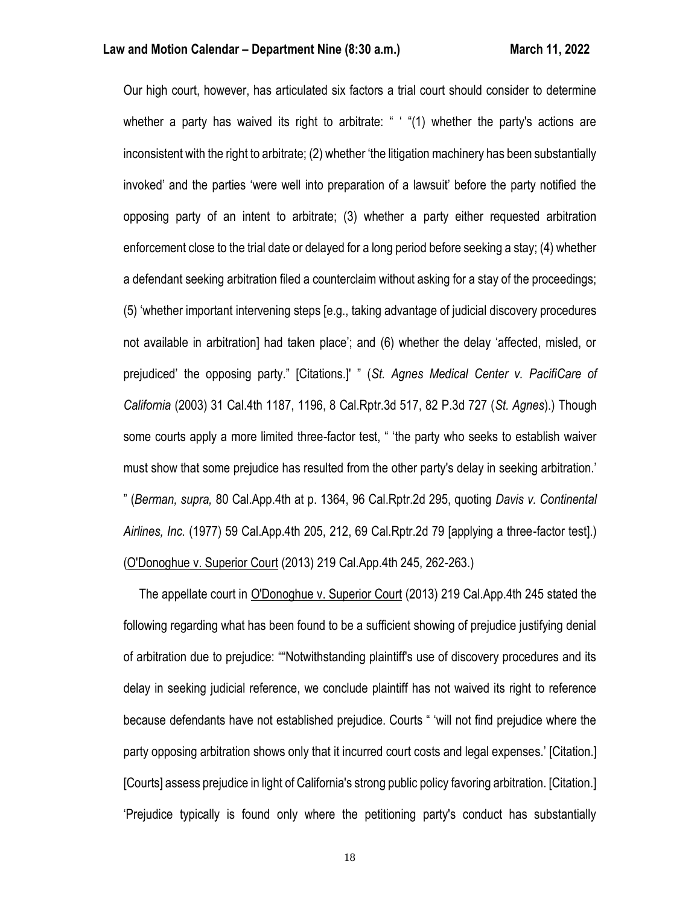Our high court, however, has articulated six factors a trial court should consider to determine whether a party has waived its right to arbitrate: " ' "(1) whether the party's actions are inconsistent with the right to arbitrate; (2) whether 'the litigation machinery has been substantially invoked' and the parties 'were well into preparation of a lawsuit' before the party notified the opposing party of an intent to arbitrate; (3) whether a party either requested arbitration enforcement close to the trial date or delayed for a long period before seeking a stay; (4) whether a defendant seeking arbitration filed a counterclaim without asking for a stay of the proceedings; (5) 'whether important intervening steps [e.g., taking advantage of judicial discovery procedures not available in arbitration] had taken place'; and (6) whether the delay 'affected, misled, or prejudiced' the opposing party." [Citations.]' " (*St. Agnes Medical Center v. PacifiCare of California* (2003) 31 Cal.4th 1187, 1196, 8 Cal.Rptr.3d 517, 82 P.3d 727 (*St. Agnes*).) Though some courts apply a more limited three-factor test, " 'the party who seeks to establish waiver must show that some prejudice has resulted from the other party's delay in seeking arbitration.' " (*Berman, supra,* 80 Cal.App.4th at p. 1364, 96 Cal.Rptr.2d 295, quoting *Davis v. Continental Airlines, Inc.* (1977) 59 Cal.App.4th 205, 212, 69 Cal.Rptr.2d 79 [applying a three-factor test].) (O'Donoghue v. Superior Court (2013) 219 Cal.App.4th 245, 262-263.)

The appellate court in O'Donoghue v. Superior Court (2013) 219 Cal.App.4th 245 stated the following regarding what has been found to be a sufficient showing of prejudice justifying denial of arbitration due to prejudice: ""Notwithstanding plaintiff's use of discovery procedures and its delay in seeking judicial reference, we conclude plaintiff has not waived its right to reference because defendants have not established prejudice. Courts " 'will not find prejudice where the party opposing arbitration shows only that it incurred court costs and legal expenses.' [Citation.] [Courts] assess prejudice in light of California's strong public policy favoring arbitration. [Citation.] 'Prejudice typically is found only where the petitioning party's conduct has substantially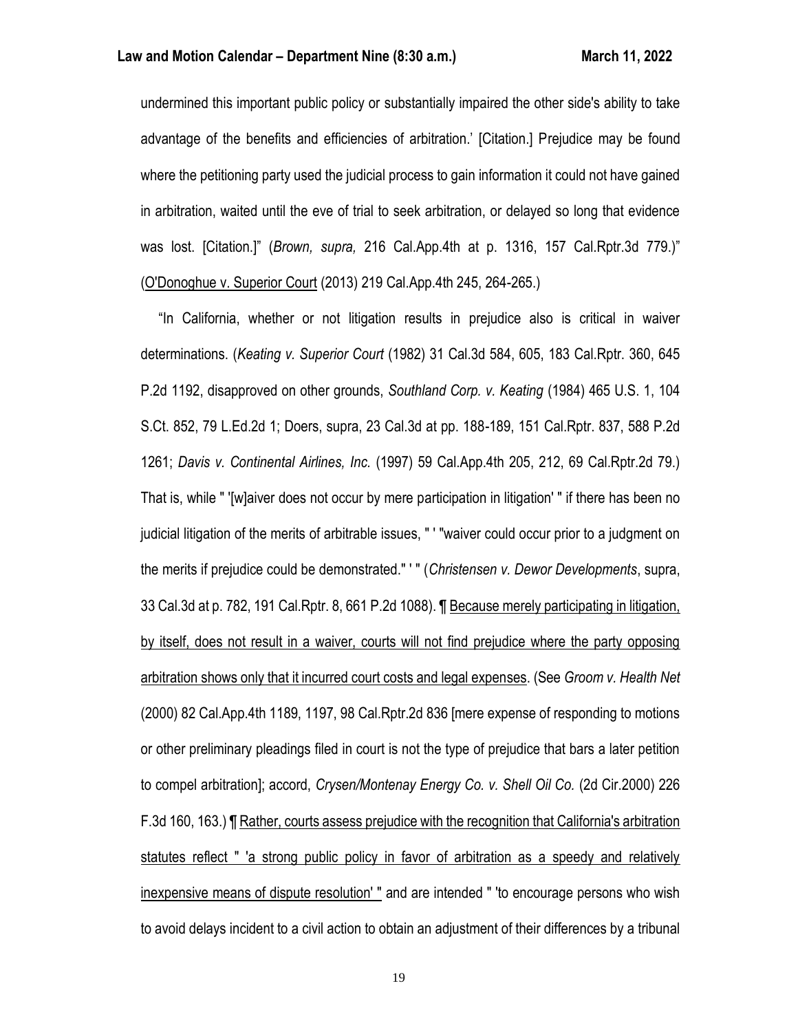undermined this important public policy or substantially impaired the other side's ability to take advantage of the benefits and efficiencies of arbitration.' [Citation.] Prejudice may be found where the petitioning party used the judicial process to gain information it could not have gained in arbitration, waited until the eve of trial to seek arbitration, or delayed so long that evidence was lost. [Citation.]" (*Brown, supra,* 216 Cal.App.4th at p. 1316, 157 Cal.Rptr.3d 779.)" (O'Donoghue v. Superior Court (2013) 219 Cal.App.4th 245, 264-265.)

"In California, whether or not litigation results in prejudice also is critical in waiver determinations. (*Keating v. Superior Court* (1982) 31 Cal.3d 584, 605, 183 Cal.Rptr. 360, 645 P.2d 1192, disapproved on other grounds, *Southland Corp. v. Keating* (1984) 465 U.S. 1, 104 S.Ct. 852, 79 L.Ed.2d 1; Doers, supra, 23 Cal.3d at pp. 188-189, 151 Cal.Rptr. 837, 588 P.2d 1261; *Davis v. Continental Airlines, Inc.* (1997) 59 Cal.App.4th 205, 212, 69 Cal.Rptr.2d 79.) That is, while " '[w]aiver does not occur by mere participation in litigation' " if there has been no judicial litigation of the merits of arbitrable issues, " ' "waiver could occur prior to a judgment on the merits if prejudice could be demonstrated." ' " (*Christensen v. Dewor Developments*, supra, 33 Cal.3d at p. 782, 191 Cal.Rptr. 8, 661 P.2d 1088). ¶ Because merely participating in litigation, by itself, does not result in a waiver, courts will not find prejudice where the party opposing arbitration shows only that it incurred court costs and legal expenses. (See *Groom v. Health Net* (2000) 82 Cal.App.4th 1189, 1197, 98 Cal.Rptr.2d 836 [mere expense of responding to motions or other preliminary pleadings filed in court is not the type of prejudice that bars a later petition to compel arbitration]; accord, *Crysen/Montenay Energy Co. v. Shell Oil Co.* (2d Cir.2000) 226 F.3d 160, 163.) ¶ Rather, courts assess prejudice with the recognition that California's arbitration statutes reflect " 'a strong public policy in favor of arbitration as a speedy and relatively inexpensive means of dispute resolution' " and are intended " 'to encourage persons who wish to avoid delays incident to a civil action to obtain an adjustment of their differences by a tribunal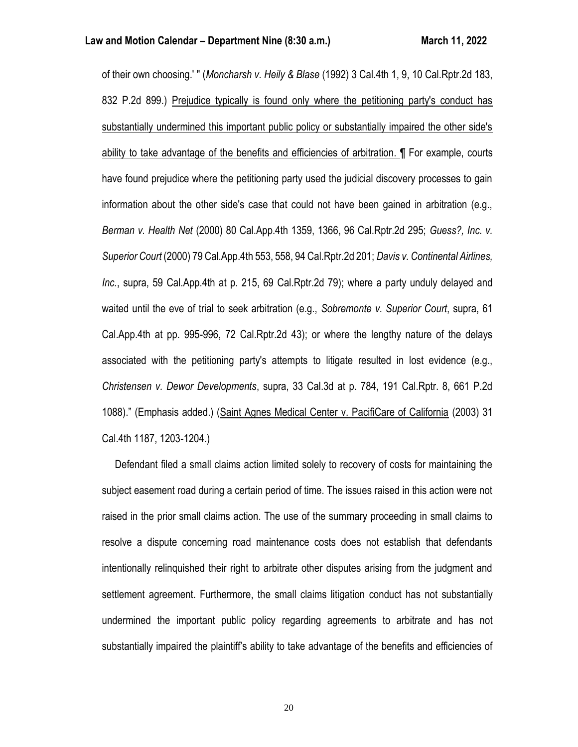of their own choosing.' " (*Moncharsh v. Heily & Blase* (1992) 3 Cal.4th 1, 9, 10 Cal.Rptr.2d 183, 832 P.2d 899.) <u>Prejudice typically is found only where the petitioning party's conduct has substantially undermined this important public policy or substantially impaired the other side's ability to take advantage of the benefits and efficiencies of arbitration.</u> ¶ For example, courts have found prejudice where the petitioning party used the judicial discovery processes to gain information about the other side's case that could not have been gained in arbitration (e.g., *Berman v. Health Net* (2000) 80 Cal.App.4th 1359, 1366, 96 Cal.Rptr.2d 295; *Guess?, Inc. v. Superior Court* (2000) 79 Cal.App.4th 553, 558, 94 Cal.Rptr.2d 201; *Davis v. Continental Airlines, Inc.*, supra, 59 Cal.App.4th at p. 215, 69 Cal.Rptr.2d 79); where a party unduly delayed and waited until the eve of trial to seek arbitration (e.g., *Sobremonte v. Superior Court*, supra, 61 Cal.App.4th at pp. 995-996, 72 Cal.Rptr.2d 43); or where the lengthy nature of the delays associated with the petitioning party's attempts to litigate resulted in lost evidence (e.g., *Christensen v. Dewor Developments*, supra, 33 Cal.3d at p. 784, 191 Cal.Rptr. 8, 661 P.2d 1088)." (Emphasis added.) (<u>Saint Agnes Medical Center v. PacifiCare of California</u> (2003) 31 Cal.4th 1187, 1203-1204.)

Defendant filed a small claims action limited solely to recovery of costs for maintaining the subject easement road during a certain period of time. The issues raised in this action were not raised in the prior small claims action. The use of the summary proceeding in small claims to resolve a dispute concerning road maintenance costs does not establish that defendants intentionally relinquished their right to arbitrate other disputes arising from the judgment and settlement agreement. Furthermore, the small claims litigation conduct has not substantially undermined the important public policy regarding agreements to arbitrate and has not substantially impaired the plaintiff's ability to take advantage of the benefits and efficiencies of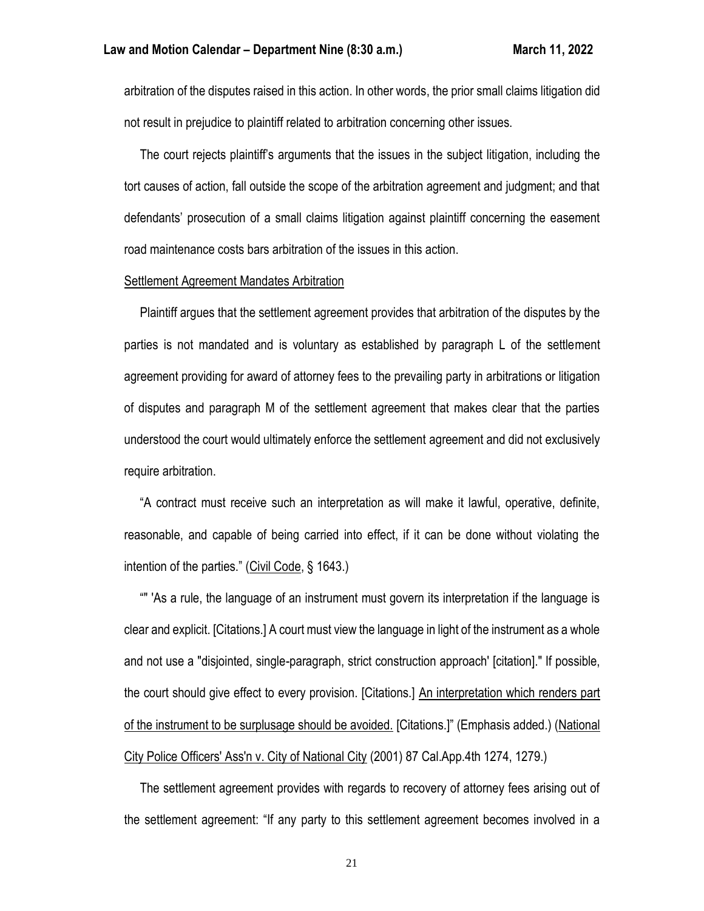arbitration of the disputes raised in this action. In other words, the prior small claims litigation did not result in prejudice to plaintiff related to arbitration concerning other issues.

The court rejects plaintiff's arguments that the issues in the subject litigation, including the tort causes of action, fall outside the scope of the arbitration agreement and judgment; and that defendants' prosecution of a small claims litigation against plaintiff concerning the easement road maintenance costs bars arbitration of the issues in this action.

<u>Settlement Agreement Mandates Arbitration</u>

Plaintiff argues that the settlement agreement provides that arbitration of the disputes by the parties is not mandated and is voluntary as established by paragraph L of the settlement agreement providing for award of attorney fees to the prevailing party in arbitrations or litigation of disputes and paragraph M of the settlement agreement that makes clear that the parties understood the court would ultimately enforce the settlement agreement and did not exclusively require arbitration.

"A contract must receive such an interpretation as will make it lawful, operative, definite, reasonable, and capable of being carried into effect, if it can be done without violating the intention of the parties." (<u>Civil Code</u>, § 1643.)

"" 'As a rule, the language of an instrument must govern its interpretation if the language is clear and explicit. [Citations.] A court must view the language in light of the instrument as a whole and not use a "disjointed, single-paragraph, strict construction approach' [citation]." If possible, the court should give effect to every provision. [Citations.] <u>An interpretation which renders part of the instrument to be surplusage should be avoided.</u> [Citations.]" (Emphasis added.) (<u>National City Police Officers' Ass'n v. City of National City</u> (2001) 87 Cal.App.4th 1274, 1279.)

The settlement agreement provides with regards to recovery of attorney fees arising out of the settlement agreement: "If any party to this settlement agreement becomes involved in a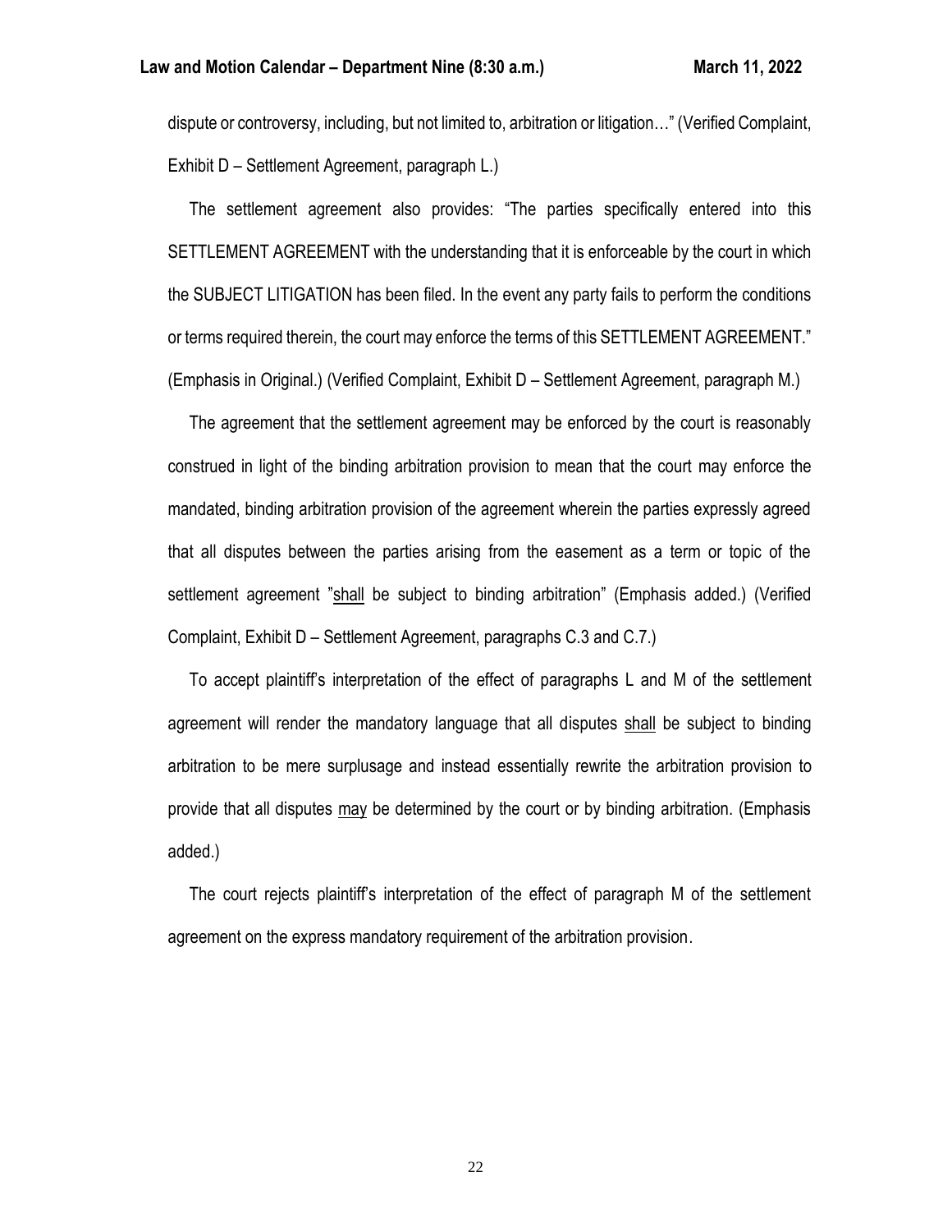dispute or controversy, including, but not limited to, arbitration or litigation…" (Verified Complaint, Exhibit D – Settlement Agreement, paragraph L.)

The settlement agreement also provides: "The parties specifically entered into this SETTLEMENT AGREEMENT with the understanding that it is enforceable by the court in which the SUBJECT LITIGATION has been filed. In the event any party fails to perform the conditions or terms required therein, the court may enforce the terms of this SETTLEMENT AGREEMENT." (Emphasis in Original.) (Verified Complaint, Exhibit D – Settlement Agreement, paragraph M.)

The agreement that the settlement agreement may be enforced by the court is reasonably construed in light of the binding arbitration provision to mean that the court may enforce the mandated, binding arbitration provision of the agreement wherein the parties expressly agreed that all disputes between the parties arising from the easement as a term or topic of the settlement agreement "shall be subject to binding arbitration" (Emphasis added.) (Verified Complaint, Exhibit D – Settlement Agreement, paragraphs C.3 and C.7.)

To accept plaintiff's interpretation of the effect of paragraphs L and M of the settlement agreement will render the mandatory language that all disputes shall be subject to binding arbitration to be mere surplusage and instead essentially rewrite the arbitration provision to provide that all disputes may be determined by the court or by binding arbitration. (Emphasis added.)

The court rejects plaintiff's interpretation of the effect of paragraph M of the settlement agreement on the express mandatory requirement of the arbitration provision.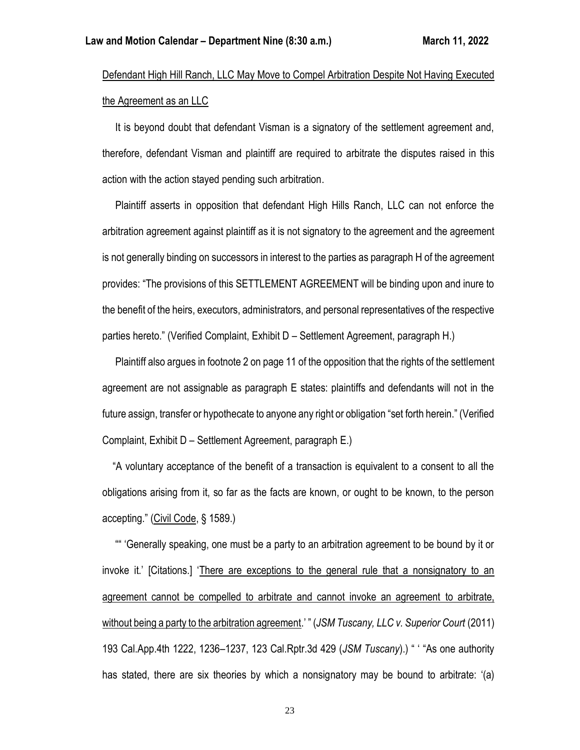<u>Defendant High Hill Ranch, LLC May Move to Compel Arbitration Despite Not Having Executed the Agreement as an LLC</u>

It is beyond doubt that defendant Visman is a signatory of the settlement agreement and, therefore, defendant Visman and plaintiff are required to arbitrate the disputes raised in this action with the action stayed pending such arbitration.

Plaintiff asserts in opposition that defendant High Hills Ranch, LLC can not enforce the arbitration agreement against plaintiff as it is not signatory to the agreement and the agreement is not generally binding on successors in interest to the parties as paragraph H of the agreement provides: "The provisions of this SETTLEMENT AGREEMENT will be binding upon and inure to the benefit of the heirs, executors, administrators, and personal representatives of the respective parties hereto." (Verified Complaint, Exhibit D – Settlement Agreement, paragraph H.)

Plaintiff also argues in footnote 2 on page 11 of the opposition that the rights of the settlement agreement are not assignable as paragraph E states: plaintiffs and defendants will not in the future assign, transfer or hypothecate to anyone any right or obligation "set forth herein." (Verified Complaint, Exhibit D – Settlement Agreement, paragraph E.)

"A voluntary acceptance of the benefit of a transaction is equivalent to a consent to all the obligations arising from it, so far as the facts are known, or ought to be known, to the person accepting." (<u>Civil Code</u>, § 1589.)

"" 'Generally speaking, one must be a party to an arbitration agreement to be bound by it or invoke it.' [Citations.] '<u>There are exceptions to the general rule that a nonsignatory to an agreement cannot be compelled to arbitrate and cannot invoke an agreement to arbitrate, without being a party to the arbitration agreement</u>.' " (*JSM Tuscany, LLC v. Superior Court* (2011) 193 Cal.App.4th 1222, 1236–1237, 123 Cal.Rptr.3d 429 (*JSM Tuscany*).) " ' "As one authority has stated, there are six theories by which a nonsignatory may be bound to arbitrate: '(a)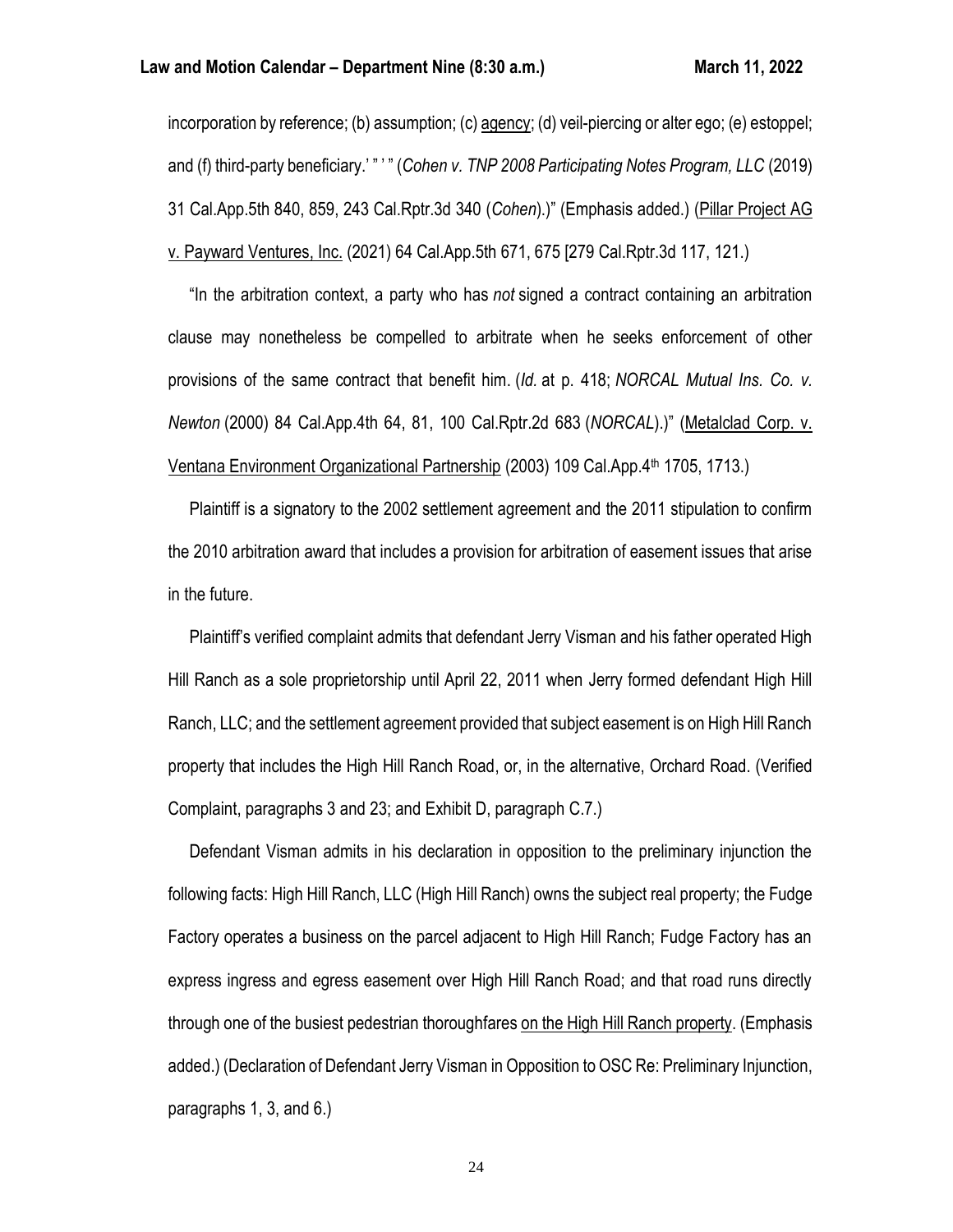incorporation by reference; (b) assumption; (c) agency; (d) veil-piercing or alter ego; (e) estoppel; and (f) third-party beneficiary.' " ' " (*Cohen v. TNP 2008 Participating Notes Program, LLC* (2019) 31 Cal.App.5th 840, 859, 243 Cal.Rptr.3d 340 (*Cohen*).)" (Emphasis added.) (Pillar Project AG v. Payward Ventures, Inc. (2021) 64 Cal.App.5th 671, 675 [279 Cal.Rptr.3d 117, 121.)

"In the arbitration context, a party who has *not* signed a contract containing an arbitration clause may nonetheless be compelled to arbitrate when he seeks enforcement of other provisions of the same contract that benefit him. (*Id.* at p. 418; *NORCAL Mutual Ins. Co. v. Newton* (2000) 84 Cal.App.4th 64, 81, 100 Cal.Rptr.2d 683 (*NORCAL*).)" (Metalclad Corp. v. Ventana Environment Organizational Partnership (2003) 109 Cal.App.4th 1705, 1713.)

Plaintiff is a signatory to the 2002 settlement agreement and the 2011 stipulation to confirm the 2010 arbitration award that includes a provision for arbitration of easement issues that arise in the future.

Plaintiff's verified complaint admits that defendant Jerry Visman and his father operated High Hill Ranch as a sole proprietorship until April 22, 2011 when Jerry formed defendant High Hill Ranch, LLC; and the settlement agreement provided that subject easement is on High Hill Ranch property that includes the High Hill Ranch Road, or, in the alternative, Orchard Road. (Verified Complaint, paragraphs 3 and 23; and Exhibit D, paragraph C.7.)

Defendant Visman admits in his declaration in opposition to the preliminary injunction the following facts: High Hill Ranch, LLC (High Hill Ranch) owns the subject real property; the Fudge Factory operates a business on the parcel adjacent to High Hill Ranch; Fudge Factory has an express ingress and egress easement over High Hill Ranch Road; and that road runs directly through one of the busiest pedestrian thoroughfares on the High Hill Ranch property. (Emphasis added.) (Declaration of Defendant Jerry Visman in Opposition to OSC Re: Preliminary Injunction, paragraphs 1, 3, and 6.)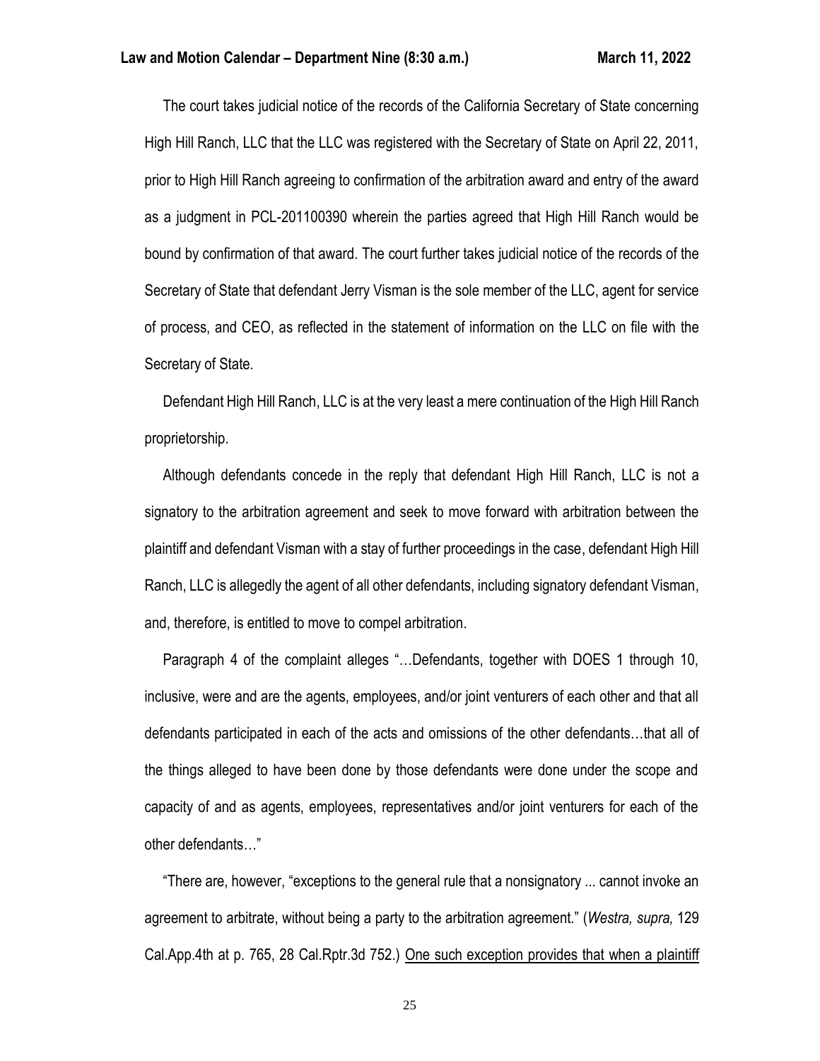The court takes judicial notice of the records of the California Secretary of State concerning High Hill Ranch, LLC that the LLC was registered with the Secretary of State on April 22, 2011, prior to High Hill Ranch agreeing to confirmation of the arbitration award and entry of the award as a judgment in PCL-201100390 wherein the parties agreed that High Hill Ranch would be bound by confirmation of that award. The court further takes judicial notice of the records of the Secretary of State that defendant Jerry Visman is the sole member of the LLC, agent for service of process, and CEO, as reflected in the statement of information on the LLC on file with the Secretary of State.

Defendant High Hill Ranch, LLC is at the very least a mere continuation of the High Hill Ranch proprietorship.

Although defendants concede in the reply that defendant High Hill Ranch, LLC is not a signatory to the arbitration agreement and seek to move forward with arbitration between the plaintiff and defendant Visman with a stay of further proceedings in the case, defendant High Hill Ranch, LLC is allegedly the agent of all other defendants, including signatory defendant Visman, and, therefore, is entitled to move to compel arbitration.

Paragraph 4 of the complaint alleges "…Defendants, together with DOES 1 through 10, inclusive, were and are the agents, employees, and/or joint venturers of each other and that all defendants participated in each of the acts and omissions of the other defendants…that all of the things alleged to have been done by those defendants were done under the scope and capacity of and as agents, employees, representatives and/or joint venturers for each of the other defendants…"

"There are, however, "exceptions to the general rule that a nonsignatory ... cannot invoke an agreement to arbitrate, without being a party to the arbitration agreement." (*Westra, supra,* 129 Cal.App.4th at p. 765, 28 Cal.Rptr.3d 752.) <u>One such exception provides that when a plaintiff</u>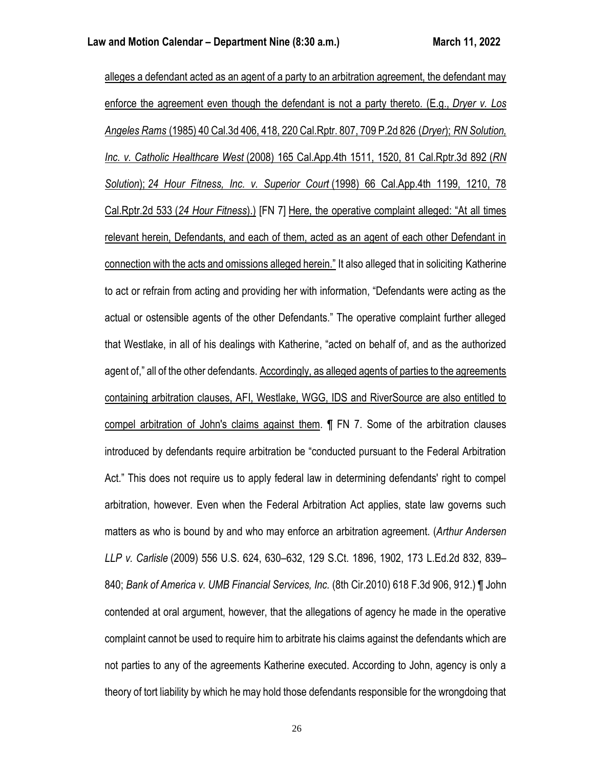alleges a defendant acted as an agent of a party to an arbitration agreement, the defendant may enforce the agreement even though the defendant is not a party thereto. (E.g., *Dryer v. Los Angeles Rams* (1985) 40 Cal.3d 406, 418, 220 Cal.Rptr. 807, 709 P.2d 826 (*Dryer*); *RN Solution, Inc. v. Catholic Healthcare West* (2008) 165 Cal.App.4th 1511, 1520, 81 Cal.Rptr.3d 892 (*RN Solution*); *24 Hour Fitness, Inc. v. Superior Court* (1998) 66 Cal.App.4th 1199, 1210, 78 Cal.Rptr.2d 533 (*24 Hour Fitness*).) [FN 7] Here, the operative complaint alleged: "At all times relevant herein, Defendants, and each of them, acted as an agent of each other Defendant in connection with the acts and omissions alleged herein." It also alleged that in soliciting Katherine to act or refrain from acting and providing her with information, "Defendants were acting as the actual or ostensible agents of the other Defendants." The operative complaint further alleged that Westlake, in all of his dealings with Katherine, "acted on behalf of, and as the authorized agent of," all of the other defendants. Accordingly, as alleged agents of parties to the agreements containing arbitration clauses, AFI, Westlake, WGG, IDS and RiverSource are also entitled to compel arbitration of John's claims against them. ¶ FN 7. Some of the arbitration clauses introduced by defendants require arbitration be "conducted pursuant to the Federal Arbitration Act." This does not require us to apply federal law in determining defendants' right to compel arbitration, however. Even when the Federal Arbitration Act applies, state law governs such matters as who is bound by and who may enforce an arbitration agreement. (*Arthur Andersen LLP v. Carlisle* (2009) 556 U.S. 624, 630–632, 129 S.Ct. 1896, 1902, 173 L.Ed.2d 832, 839–840; *Bank of America v. UMB Financial Services, Inc.* (8th Cir.2010) 618 F.3d 906, 912.) ¶ John contended at oral argument, however, that the allegations of agency he made in the operative complaint cannot be used to require him to arbitrate his claims against the defendants which are not parties to any of the agreements Katherine executed. According to John, agency is only a theory of tort liability by which he may hold those defendants responsible for the wrongdoing that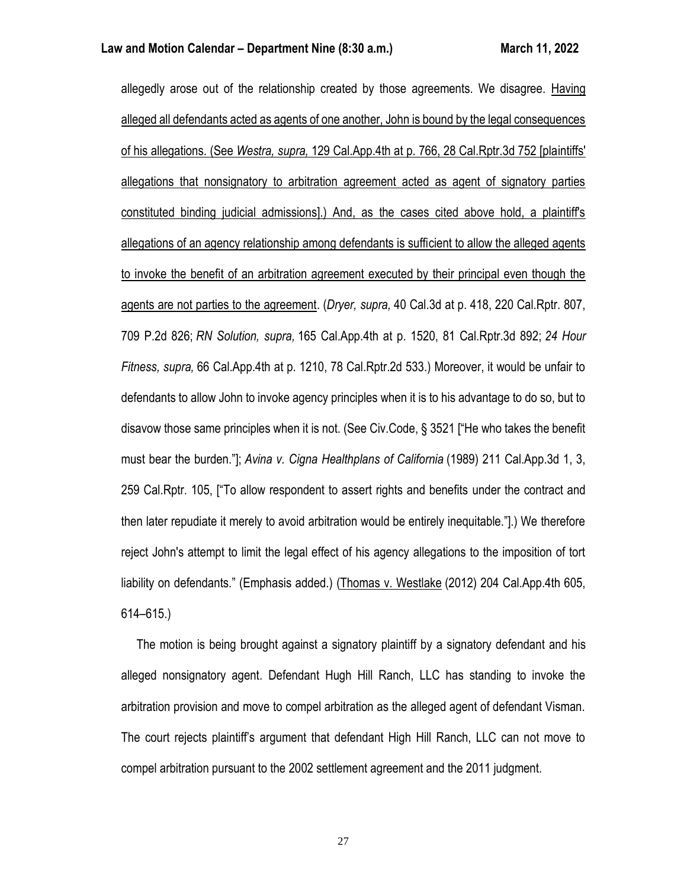allegedly arose out of the relationship created by those agreements. We disagree. <u>Having alleged all defendants acted as agents of one another, John is bound by the legal consequences of his allegations. (See *Westra, supra,* 129 Cal.App.4th at p. 766, 28 Cal.Rptr.3d 752 [plaintiffs' allegations that nonsignatory to arbitration agreement acted as agent of signatory parties constituted binding judicial admissions].) And, as the cases cited above hold, a plaintiff's allegations of an agency relationship among defendants is sufficient to allow the alleged agents to invoke the benefit of an arbitration agreement executed by their principal even though the agents are not parties to the agreement</u>. (*Dryer, supra,* 40 Cal.3d at p. 418, 220 Cal.Rptr. 807, 709 P.2d 826; *RN Solution, supra,* 165 Cal.App.4th at p. 1520, 81 Cal.Rptr.3d 892; *24 Hour Fitness, supra,* 66 Cal.App.4th at p. 1210, 78 Cal.Rptr.2d 533.) Moreover, it would be unfair to defendants to allow John to invoke agency principles when it is to his advantage to do so, but to disavow those same principles when it is not. (See Civ.Code, § 3521 ["He who takes the benefit must bear the burden."]; *Avina v. Cigna Healthplans of California* (1989) 211 Cal.App.3d 1, 3, 259 Cal.Rptr. 105, ["To allow respondent to assert rights and benefits under the contract and then later repudiate it merely to avoid arbitration would be entirely inequitable."].) We therefore reject John's attempt to limit the legal effect of his agency allegations to the imposition of tort liability on defendants." (Emphasis added.) (<u>Thomas v. Westlake</u> (2012) 204 Cal.App.4th 605, 614–615.)

The motion is being brought against a signatory plaintiff by a signatory defendant and his alleged nonsignatory agent. Defendant Hugh Hill Ranch, LLC has standing to invoke the arbitration provision and move to compel arbitration as the alleged agent of defendant Visman. The court rejects plaintiff's argument that defendant High Hill Ranch, LLC can not move to compel arbitration pursuant to the 2002 settlement agreement and the 2011 judgment.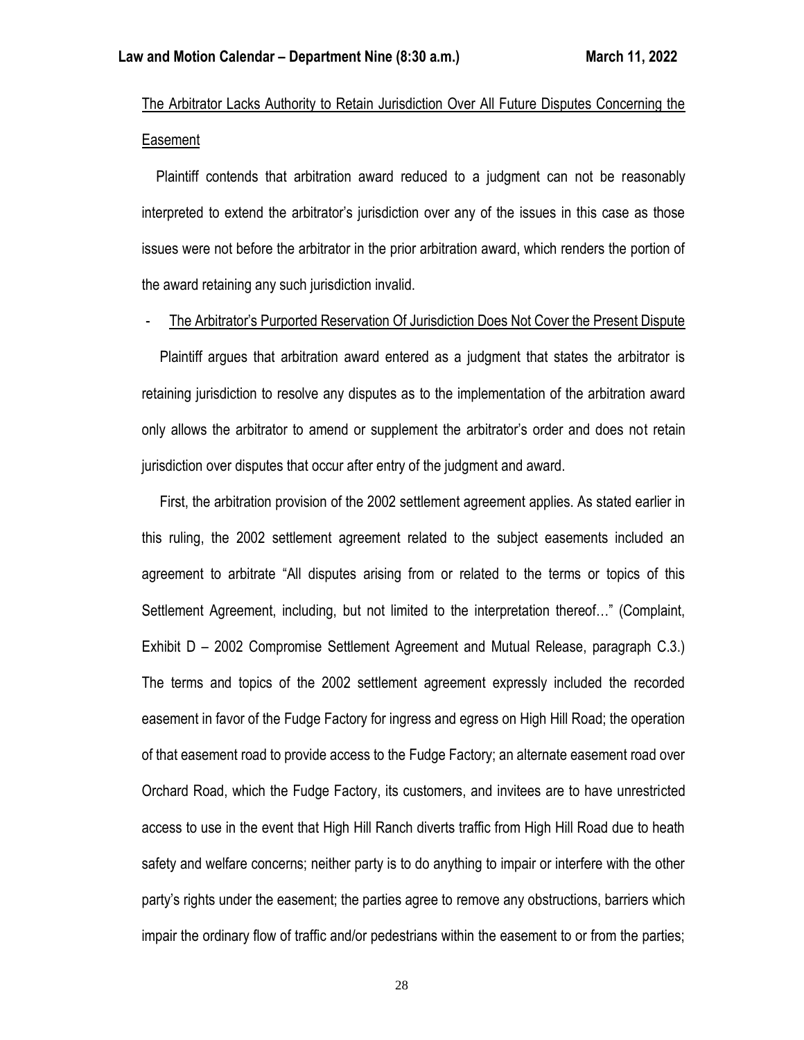The Arbitrator Lacks Authority to Retain Jurisdiction Over All Future Disputes Concerning the Easement

Plaintiff contends that arbitration award reduced to a judgment can not be reasonably interpreted to extend the arbitrator's jurisdiction over any of the issues in this case as those issues were not before the arbitrator in the prior arbitration award, which renders the portion of the award retaining any such jurisdiction invalid.

- The Arbitrator's Purported Reservation Of Jurisdiction Does Not Cover the Present Dispute

Plaintiff argues that arbitration award entered as a judgment that states the arbitrator is retaining jurisdiction to resolve any disputes as to the implementation of the arbitration award only allows the arbitrator to amend or supplement the arbitrator's order and does not retain jurisdiction over disputes that occur after entry of the judgment and award.

First, the arbitration provision of the 2002 settlement agreement applies. As stated earlier in this ruling, the 2002 settlement agreement related to the subject easements included an agreement to arbitrate "All disputes arising from or related to the terms or topics of this Settlement Agreement, including, but not limited to the interpretation thereof…" (Complaint, Exhibit D – 2002 Compromise Settlement Agreement and Mutual Release, paragraph C.3.) The terms and topics of the 2002 settlement agreement expressly included the recorded easement in favor of the Fudge Factory for ingress and egress on High Hill Road; the operation of that easement road to provide access to the Fudge Factory; an alternate easement road over Orchard Road, which the Fudge Factory, its customers, and invitees are to have unrestricted access to use in the event that High Hill Ranch diverts traffic from High Hill Road due to heath safety and welfare concerns; neither party is to do anything to impair or interfere with the other party's rights under the easement; the parties agree to remove any obstructions, barriers which impair the ordinary flow of traffic and/or pedestrians within the easement to or from the parties;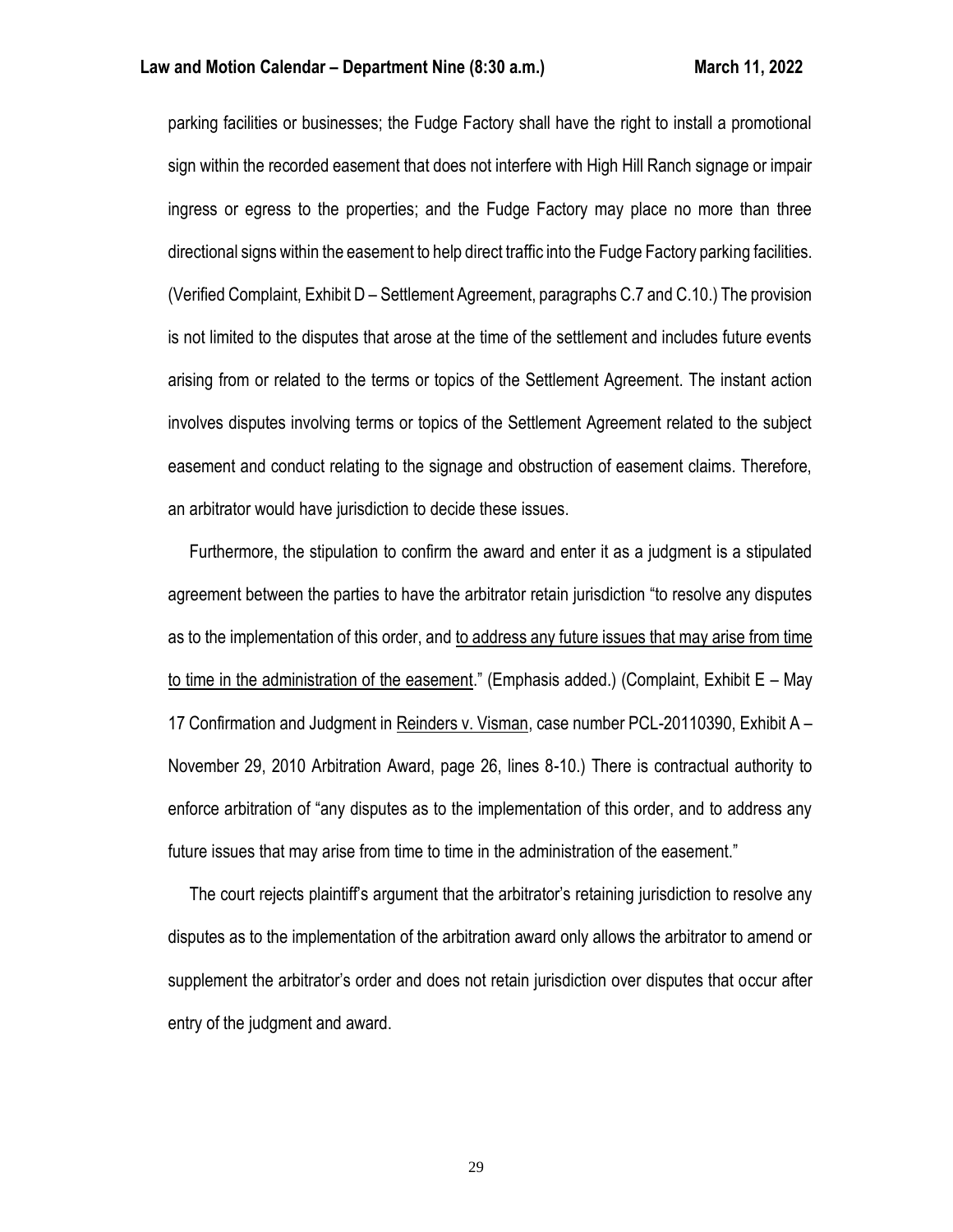parking facilities or businesses; the Fudge Factory shall have the right to install a promotional sign within the recorded easement that does not interfere with High Hill Ranch signage or impair ingress or egress to the properties; and the Fudge Factory may place no more than three directional signs within the easement to help direct traffic into the Fudge Factory parking facilities. (Verified Complaint, Exhibit D – Settlement Agreement, paragraphs C.7 and C.10.) The provision is not limited to the disputes that arose at the time of the settlement and includes future events arising from or related to the terms or topics of the Settlement Agreement. The instant action involves disputes involving terms or topics of the Settlement Agreement related to the subject easement and conduct relating to the signage and obstruction of easement claims. Therefore, an arbitrator would have jurisdiction to decide these issues.

Furthermore, the stipulation to confirm the award and enter it as a judgment is a stipulated agreement between the parties to have the arbitrator retain jurisdiction "to resolve any disputes as to the implementation of this order, and <u>to address any future issues that may arise from time to time in the administration of the easement</u>." (Emphasis added.) (Complaint, Exhibit E – May 17 Confirmation and Judgment in <u>Reinders v. Visman</u>, case number PCL-20110390, Exhibit A – November 29, 2010 Arbitration Award, page 26, lines 8-10.) There is contractual authority to enforce arbitration of "any disputes as to the implementation of this order, and to address any future issues that may arise from time to time in the administration of the easement."

The court rejects plaintiff's argument that the arbitrator's retaining jurisdiction to resolve any disputes as to the implementation of the arbitration award only allows the arbitrator to amend or supplement the arbitrator's order and does not retain jurisdiction over disputes that occur after entry of the judgment and award.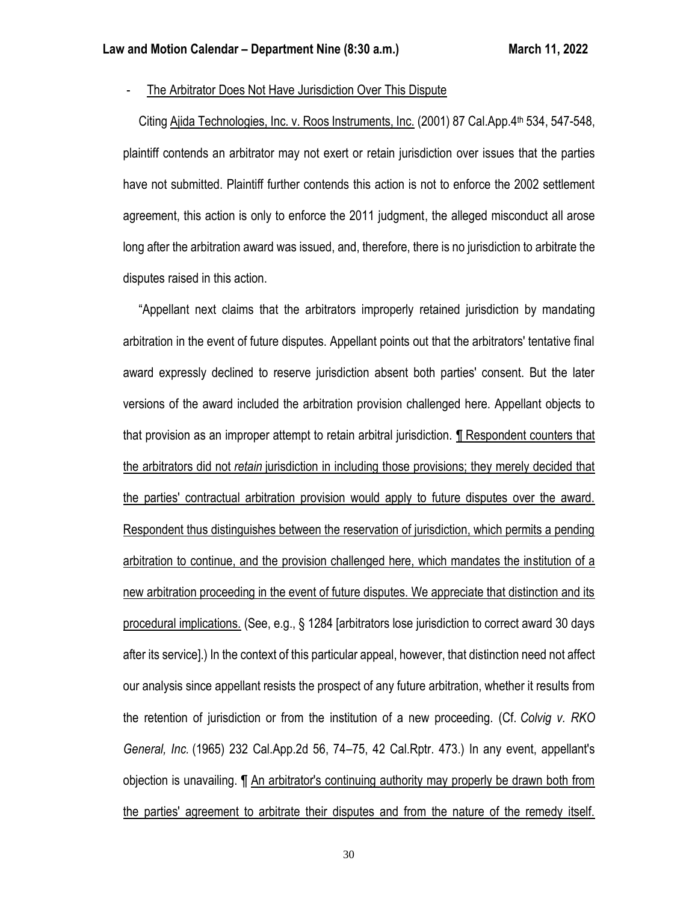- <u>The Arbitrator Does Not Have Jurisdiction Over This Dispute</u>

Citing <u>Ajida Technologies, Inc. v. Roos Instruments, Inc.</u> (2001) 87 Cal.App.4th 534, 547-548, plaintiff contends an arbitrator may not exert or retain jurisdiction over issues that the parties have not submitted. Plaintiff further contends this action is not to enforce the 2002 settlement agreement, this action is only to enforce the 2011 judgment, the alleged misconduct all arose long after the arbitration award was issued, and, therefore, there is no jurisdiction to arbitrate the disputes raised in this action.

"Appellant next claims that the arbitrators improperly retained jurisdiction by mandating arbitration in the event of future disputes. Appellant points out that the arbitrators' tentative final award expressly declined to reserve jurisdiction absent both parties' consent. But the later versions of the award included the arbitration provision challenged here. Appellant objects to that provision as an improper attempt to retain arbitral jurisdiction. <u>¶ Respondent counters that the arbitrators did not *retain* jurisdiction in including those provisions; they merely decided that the parties' contractual arbitration provision would apply to future disputes over the award. Respondent thus distinguishes between the reservation of jurisdiction, which permits a pending arbitration to continue, and the provision challenged here, which mandates the institution of a new arbitration proceeding in the event of future disputes. We appreciate that distinction and its procedural implications.</u> (See, e.g., § 1284 [arbitrators lose jurisdiction to correct award 30 days after its service].) In the context of this particular appeal, however, that distinction need not affect our analysis since appellant resists the prospect of any future arbitration, whether it results from the retention of jurisdiction or from the institution of a new proceeding. (Cf. *Colvig v. RKO General, Inc.* (1965) 232 Cal.App.2d 56, 74–75, 42 Cal.Rptr. 473.) In any event, appellant's objection is unavailing. ¶ <u>An arbitrator's continuing authority may properly be drawn both from the parties' agreement to arbitrate their disputes and from the nature of the remedy itself.</u>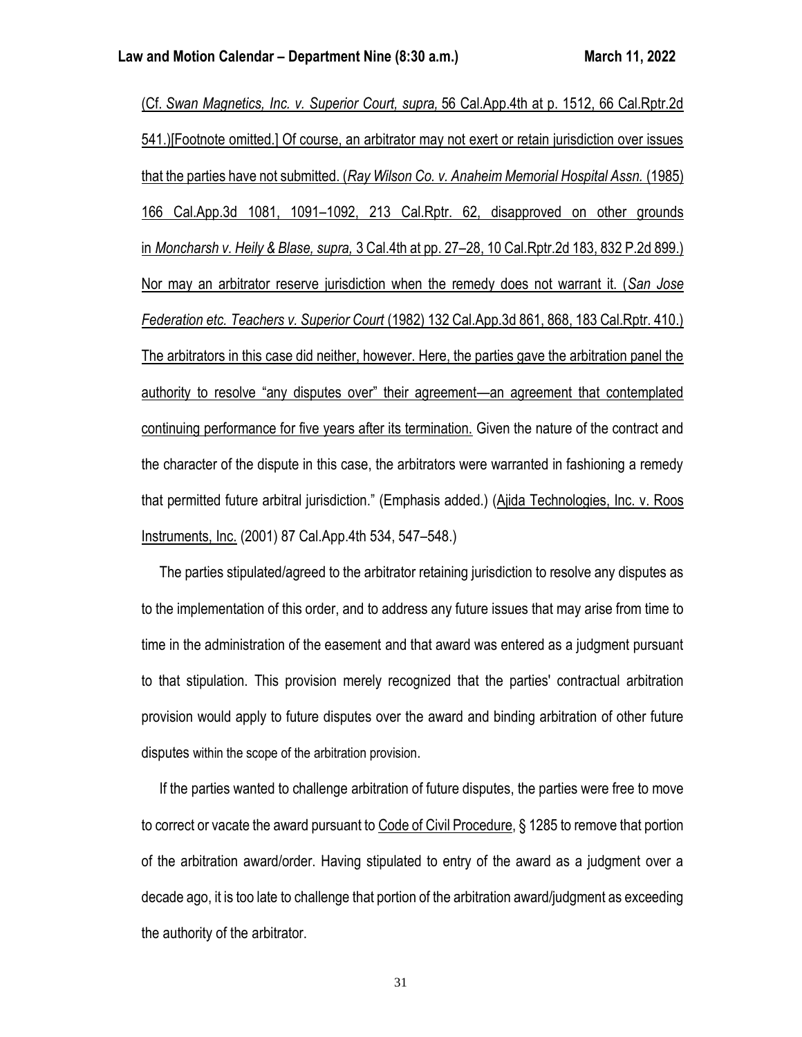(Cf. *Swan Magnetics, Inc. v. Superior Court, supra,* 56 Cal.App.4th at p. 1512, 66 Cal.Rptr.2d 541.)[Footnote omitted.] Of course, an arbitrator may not exert or retain jurisdiction over issues that the parties have not submitted. (*Ray Wilson Co. v. Anaheim Memorial Hospital Assn.* (1985) 166 Cal.App.3d 1081, 1091–1092, 213 Cal.Rptr. 62, disapproved on other grounds in *Moncharsh v. Heily & Blase, supra,* 3 Cal.4th at pp. 27–28, 10 Cal.Rptr.2d 183, 832 P.2d 899.) Nor may an arbitrator reserve jurisdiction when the remedy does not warrant it. (*San Jose Federation etc. Teachers v. Superior Court* (1982) 132 Cal.App.3d 861, 868, 183 Cal.Rptr. 410.) The arbitrators in this case did neither, however. Here, the parties gave the arbitration panel the authority to resolve "any disputes over" their agreement—an agreement that contemplated continuing performance for five years after its termination. Given the nature of the contract and the character of the dispute in this case, the arbitrators were warranted in fashioning a remedy that permitted future arbitral jurisdiction." (Emphasis added.) (Ajida Technologies, Inc. v. Roos Instruments, Inc. (2001) 87 Cal.App.4th 534, 547–548.)

The parties stipulated/agreed to the arbitrator retaining jurisdiction to resolve any disputes as to the implementation of this order, and to address any future issues that may arise from time to time in the administration of the easement and that award was entered as a judgment pursuant to that stipulation. This provision merely recognized that the parties' contractual arbitration provision would apply to future disputes over the award and binding arbitration of other future disputes within the scope of the arbitration provision.

If the parties wanted to challenge arbitration of future disputes, the parties were free to move to correct or vacate the award pursuant to Code of Civil Procedure, § 1285 to remove that portion of the arbitration award/order. Having stipulated to entry of the award as a judgment over a decade ago, it is too late to challenge that portion of the arbitration award/judgment as exceeding the authority of the arbitrator.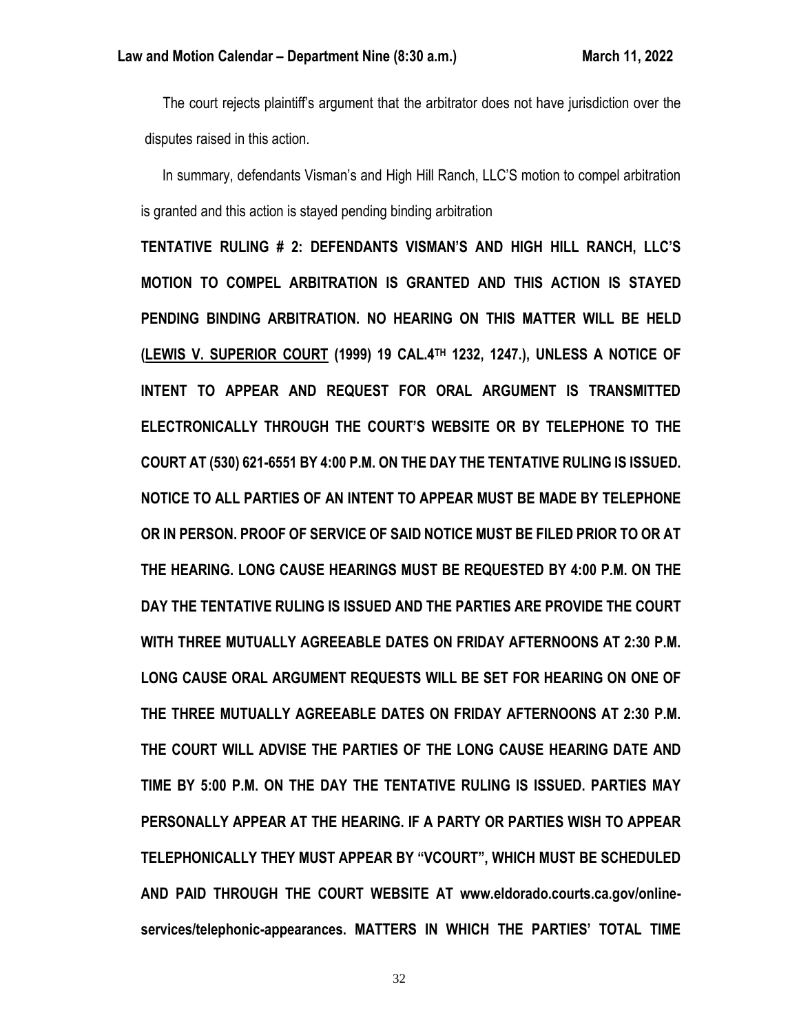The court rejects plaintiff's argument that the arbitrator does not have jurisdiction over the disputes raised in this action.

In summary, defendants Visman's and High Hill Ranch, LLC'S motion to compel arbitration is granted and this action is stayed pending binding arbitration

**TENTATIVE RULING # 2: DEFENDANTS VISMAN'S AND HIGH HILL RANCH, LLC'S MOTION TO COMPEL ARBITRATION IS GRANTED AND THIS ACTION IS STAYED PENDING BINDING ARBITRATION. NO HEARING ON THIS MATTER WILL BE HELD (<u>LEWIS V. SUPERIOR COURT</u> (1999) 19 CAL.4TH 1232, 1247.), UNLESS A NOTICE OF INTENT TO APPEAR AND REQUEST FOR ORAL ARGUMENT IS TRANSMITTED ELECTRONICALLY THROUGH THE COURT'S WEBSITE OR BY TELEPHONE TO THE COURT AT (530) 621-6551 BY 4:00 P.M. ON THE DAY THE TENTATIVE RULING IS ISSUED. NOTICE TO ALL PARTIES OF AN INTENT TO APPEAR MUST BE MADE BY TELEPHONE OR IN PERSON. PROOF OF SERVICE OF SAID NOTICE MUST BE FILED PRIOR TO OR AT THE HEARING. LONG CAUSE HEARINGS MUST BE REQUESTED BY 4:00 P.M. ON THE DAY THE TENTATIVE RULING IS ISSUED AND THE PARTIES ARE PROVIDE THE COURT WITH THREE MUTUALLY AGREEABLE DATES ON FRIDAY AFTERNOONS AT 2:30 P.M. LONG CAUSE ORAL ARGUMENT REQUESTS WILL BE SET FOR HEARING ON ONE OF THE THREE MUTUALLY AGREEABLE DATES ON FRIDAY AFTERNOONS AT 2:30 P.M. THE COURT WILL ADVISE THE PARTIES OF THE LONG CAUSE HEARING DATE AND TIME BY 5:00 P.M. ON THE DAY THE TENTATIVE RULING IS ISSUED. PARTIES MAY PERSONALLY APPEAR AT THE HEARING. IF A PARTY OR PARTIES WISH TO APPEAR TELEPHONICALLY THEY MUST APPEAR BY "VCOURT", WHICH MUST BE SCHEDULED AND PAID THROUGH THE COURT WEBSITE AT www.eldorado.courts.ca.gov/online-services/telephonic-appearances. MATTERS IN WHICH THE PARTIES' TOTAL TIME**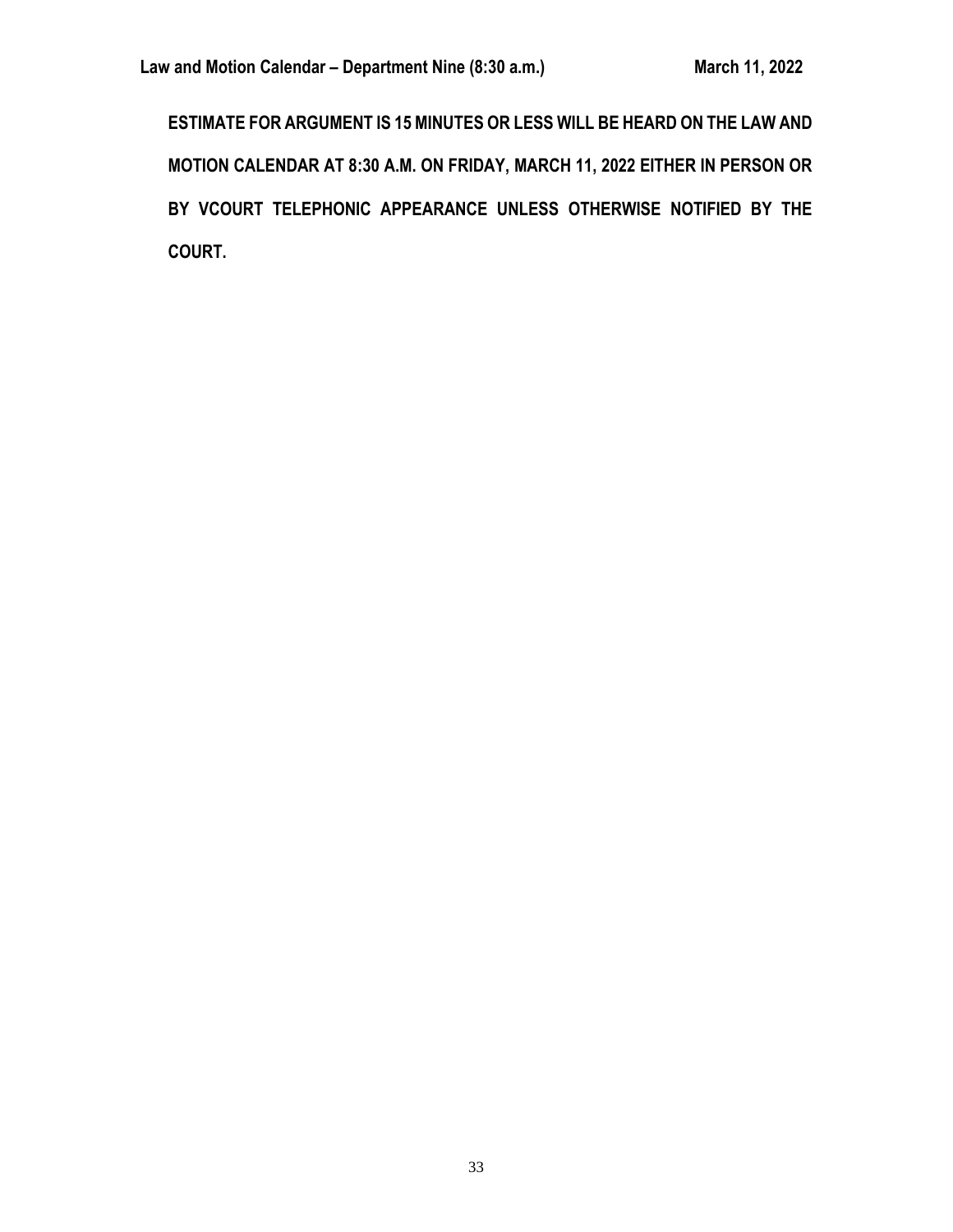**ESTIMATE FOR ARGUMENT IS 15 MINUTES OR LESS WILL BE HEARD ON THE LAW AND MOTION CALENDAR AT 8:30 A.M. ON FRIDAY, MARCH 11, 2022 EITHER IN PERSON OR BY VCOURT TELEPHONIC APPEARANCE UNLESS OTHERWISE NOTIFIED BY THE COURT.**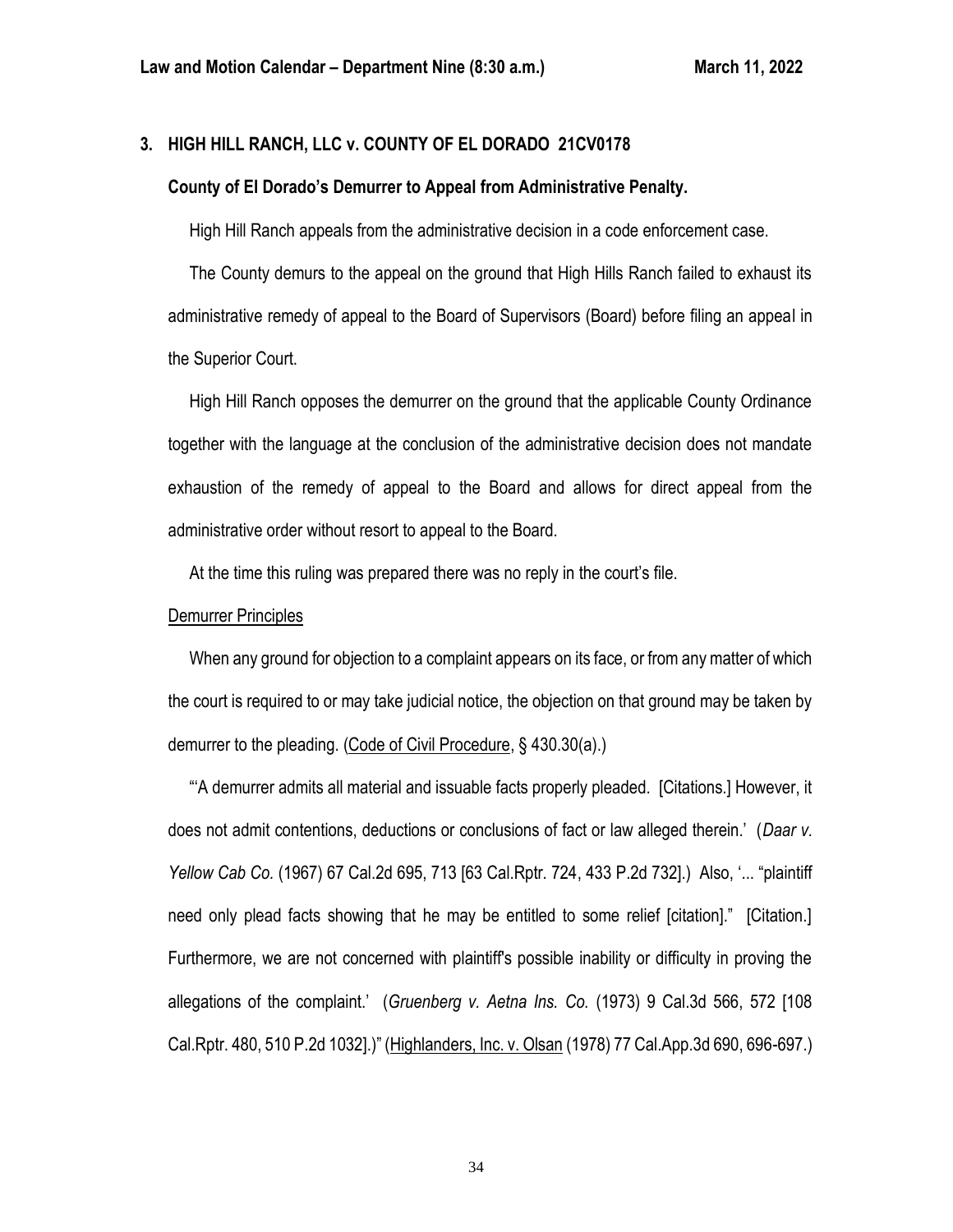**3. HIGH HILL RANCH, LLC v. COUNTY OF EL DORADO 21CV0178**

**County of El Dorado's Demurrer to Appeal from Administrative Penalty.**

High Hill Ranch appeals from the administrative decision in a code enforcement case.

The County demurs to the appeal on the ground that High Hills Ranch failed to exhaust its administrative remedy of appeal to the Board of Supervisors (Board) before filing an appeal in the Superior Court.

High Hill Ranch opposes the demurrer on the ground that the applicable County Ordinance together with the language at the conclusion of the administrative decision does not mandate exhaustion of the remedy of appeal to the Board and allows for direct appeal from the administrative order without resort to appeal to the Board.

At the time this ruling was prepared there was no reply in the court's file.

Demurrer Principles

When any ground for objection to a complaint appears on its face, or from any matter of which the court is required to or may take judicial notice, the objection on that ground may be taken by demurrer to the pleading. (Code of Civil Procedure, § 430.30(a).)

"'A demurrer admits all material and issuable facts properly pleaded. [Citations.] However, it does not admit contentions, deductions or conclusions of fact or law alleged therein.' (*Daar v. Yellow Cab Co.* (1967) 67 Cal.2d 695, 713 [63 Cal.Rptr. 724, 433 P.2d 732].) Also, '... "plaintiff need only plead facts showing that he may be entitled to some relief [citation]." [Citation.] Furthermore, we are not concerned with plaintiff's possible inability or difficulty in proving the allegations of the complaint.' (*Gruenberg v. Aetna Ins. Co.* (1973) 9 Cal.3d 566, 572 [108 Cal.Rptr. 480, 510 P.2d 1032].)" (Highlanders, Inc. v. Olsan (1978) 77 Cal.App.3d 690, 696-697.)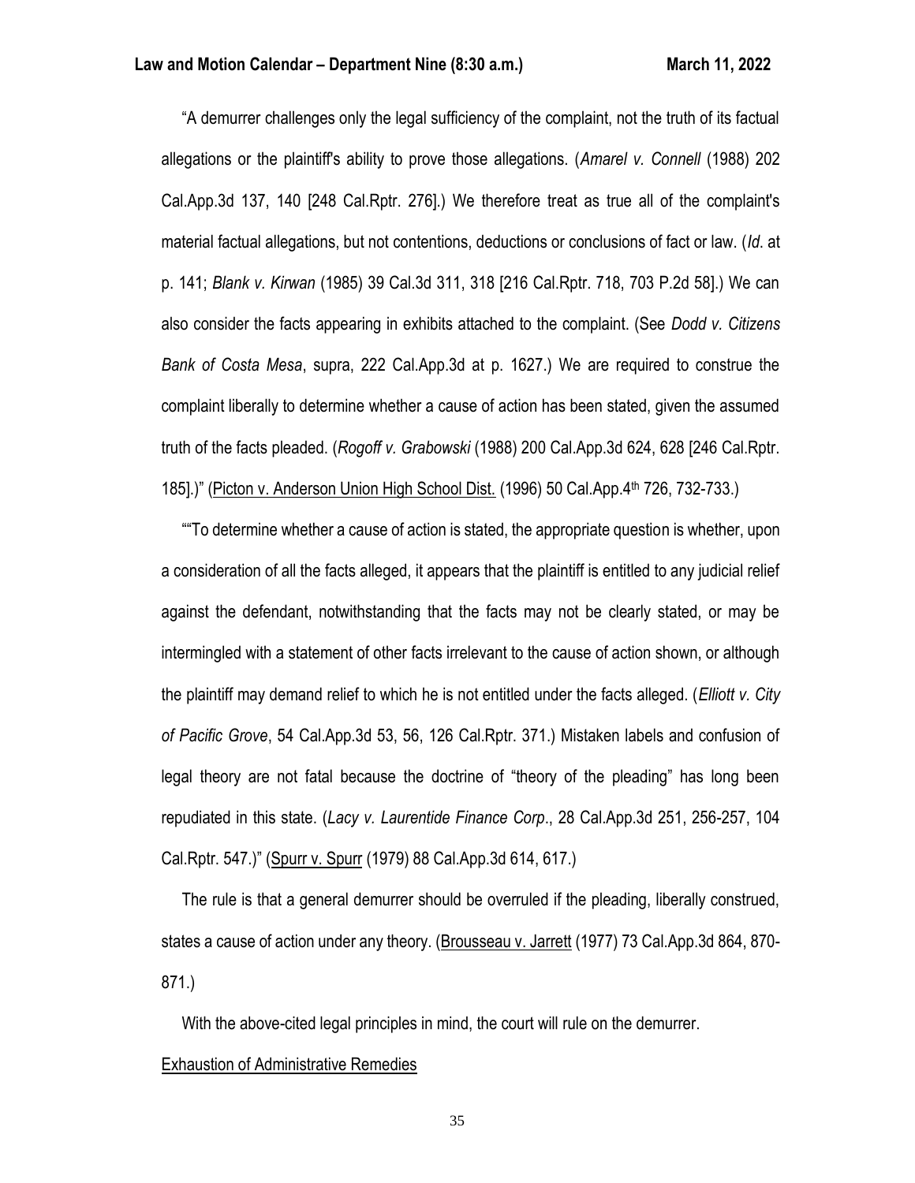"A demurrer challenges only the legal sufficiency of the complaint, not the truth of its factual allegations or the plaintiff's ability to prove those allegations. (*Amarel v. Connell* (1988) 202 Cal.App.3d 137, 140 [248 Cal.Rptr. 276].) We therefore treat as true all of the complaint's material factual allegations, but not contentions, deductions or conclusions of fact or law. (*Id*. at p. 141; *Blank v. Kirwan* (1985) 39 Cal.3d 311, 318 [216 Cal.Rptr. 718, 703 P.2d 58].) We can also consider the facts appearing in exhibits attached to the complaint. (See *Dodd v. Citizens Bank of Costa Mesa*, supra, 222 Cal.App.3d at p. 1627.) We are required to construe the complaint liberally to determine whether a cause of action has been stated, given the assumed truth of the facts pleaded. (*Rogoff v. Grabowski* (1988) 200 Cal.App.3d 624, 628 [246 Cal.Rptr. 185].)" (Picton v. Anderson Union High School Dist. (1996) 50 Cal.App.4th 726, 732-733.)

""To determine whether a cause of action is stated, the appropriate question is whether, upon a consideration of all the facts alleged, it appears that the plaintiff is entitled to any judicial relief against the defendant, notwithstanding that the facts may not be clearly stated, or may be intermingled with a statement of other facts irrelevant to the cause of action shown, or although the plaintiff may demand relief to which he is not entitled under the facts alleged. (*Elliott v. City of Pacific Grove*, 54 Cal.App.3d 53, 56, 126 Cal.Rptr. 371.) Mistaken labels and confusion of legal theory are not fatal because the doctrine of "theory of the pleading" has long been repudiated in this state. (*Lacy v. Laurentide Finance Corp*., 28 Cal.App.3d 251, 256-257, 104 Cal.Rptr. 547.)" (Spurr v. Spurr (1979) 88 Cal.App.3d 614, 617.)

The rule is that a general demurrer should be overruled if the pleading, liberally construed, states a cause of action under any theory. (Brousseau v. Jarrett (1977) 73 Cal.App.3d 864, 870-871.)

With the above-cited legal principles in mind, the court will rule on the demurrer.

Exhaustion of Administrative Remedies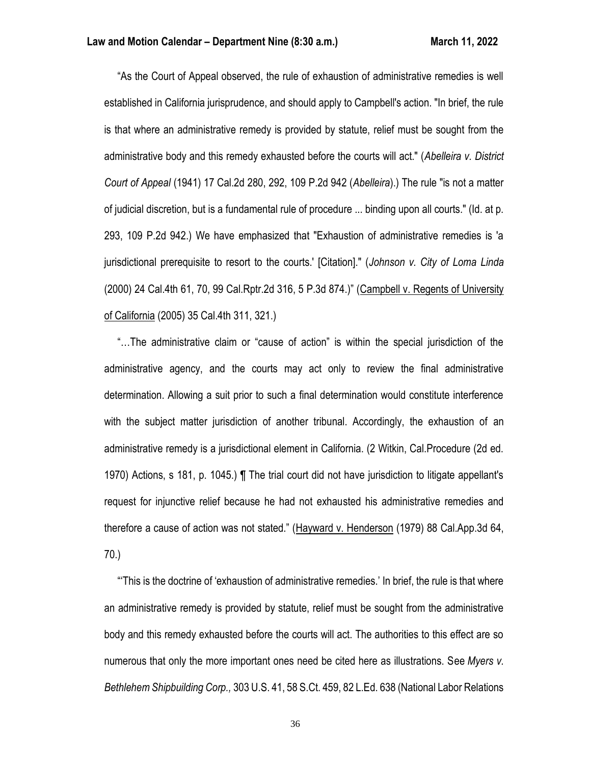"As the Court of Appeal observed, the rule of exhaustion of administrative remedies is well established in California jurisprudence, and should apply to Campbell's action. "In brief, the rule is that where an administrative remedy is provided by statute, relief must be sought from the administrative body and this remedy exhausted before the courts will act." (*Abelleira v. District Court of Appeal* (1941) 17 Cal.2d 280, 292, 109 P.2d 942 (*Abelleira*).) The rule "is not a matter of judicial discretion, but is a fundamental rule of procedure ... binding upon all courts." (Id. at p. 293, 109 P.2d 942.) We have emphasized that "Exhaustion of administrative remedies is 'a jurisdictional prerequisite to resort to the courts.' [Citation]." (*Johnson v. City of Loma Linda* (2000) 24 Cal.4th 61, 70, 99 Cal.Rptr.2d 316, 5 P.3d 874.)" (Campbell v. Regents of University of California (2005) 35 Cal.4th 311, 321.)

"…The administrative claim or "cause of action" is within the special jurisdiction of the administrative agency, and the courts may act only to review the final administrative determination. Allowing a suit prior to such a final determination would constitute interference with the subject matter jurisdiction of another tribunal. Accordingly, the exhaustion of an administrative remedy is a jurisdictional element in California. (2 Witkin, Cal.Procedure (2d ed. 1970) Actions, s 181, p. 1045.) ¶ The trial court did not have jurisdiction to litigate appellant's request for injunctive relief because he had not exhausted his administrative remedies and therefore a cause of action was not stated." (Hayward v. Henderson (1979) 88 Cal.App.3d 64, 70.)

"'This is the doctrine of 'exhaustion of administrative remedies.' In brief, the rule is that where an administrative remedy is provided by statute, relief must be sought from the administrative body and this remedy exhausted before the courts will act. The authorities to this effect are so numerous that only the more important ones need be cited here as illustrations. See *Myers v. Bethlehem Shipbuilding Corp.,* 303 U.S. 41, 58 S.Ct. 459, 82 L.Ed. 638 (National Labor Relations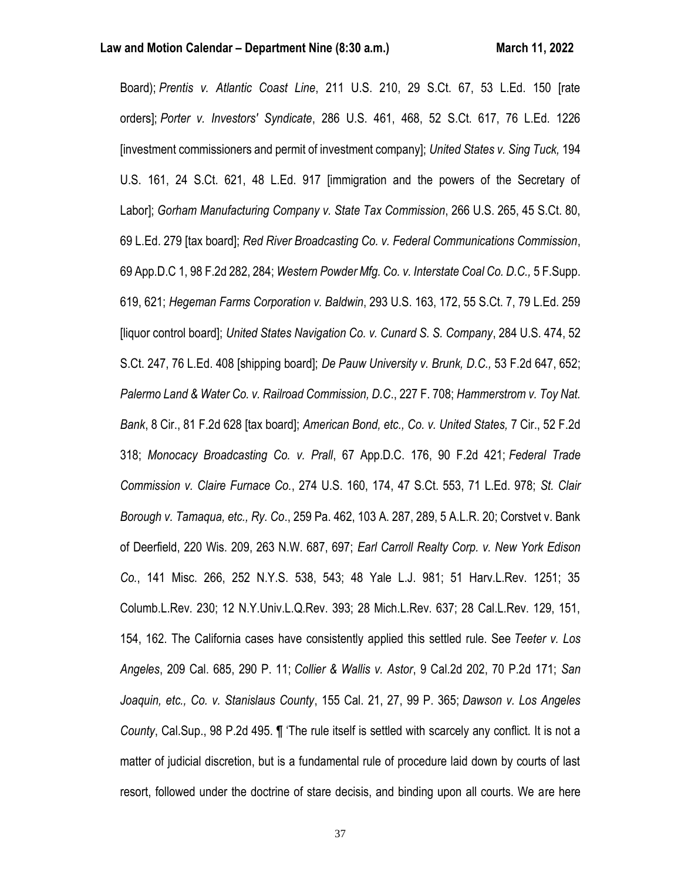Board); *Prentis v. Atlantic Coast Line*, 211 U.S. 210, 29 S.Ct. 67, 53 L.Ed. 150 [rate orders]; *Porter v. Investors' Syndicate*, 286 U.S. 461, 468, 52 S.Ct. 617, 76 L.Ed. 1226 [investment commissioners and permit of investment company]; *United States v. Sing Tuck,* 194 U.S. 161, 24 S.Ct. 621, 48 L.Ed. 917 [immigration and the powers of the Secretary of Labor]; *Gorham Manufacturing Company v. State Tax Commission*, 266 U.S. 265, 45 S.Ct. 80, 69 L.Ed. 279 [tax board]; *Red River Broadcasting Co. v. Federal Communications Commission*, 69 App.D.C 1, 98 F.2d 282, 284; *Western Powder Mfg. Co. v. Interstate Coal Co. D.C.,* 5 F.Supp. 619, 621; *Hegeman Farms Corporation v. Baldwin*, 293 U.S. 163, 172, 55 S.Ct. 7, 79 L.Ed. 259 [liquor control board]; *United States Navigation Co. v. Cunard S. S. Company*, 284 U.S. 474, 52 S.Ct. 247, 76 L.Ed. 408 [shipping board]; *De Pauw University v. Brunk, D.C.,* 53 F.2d 647, 652; *Palermo Land & Water Co. v. Railroad Commission, D.C*., 227 F. 708; *Hammerstrom v. Toy Nat. Bank*, 8 Cir., 81 F.2d 628 [tax board]; *American Bond, etc., Co. v. United States,* 7 Cir., 52 F.2d 318; *Monocacy Broadcasting Co. v. Prall*, 67 App.D.C. 176, 90 F.2d 421; *Federal Trade Commission v. Claire Furnace Co.*, 274 U.S. 160, 174, 47 S.Ct. 553, 71 L.Ed. 978; *St. Clair Borough v. Tamaqua, etc., Ry. Co*., 259 Pa. 462, 103 A. 287, 289, 5 A.L.R. 20; Corstvet v. Bank of Deerfield, 220 Wis. 209, 263 N.W. 687, 697; *Earl Carroll Realty Corp. v. New York Edison Co.*, 141 Misc. 266, 252 N.Y.S. 538, 543; 48 Yale L.J. 981; 51 Harv.L.Rev. 1251; 35 Columb.L.Rev. 230; 12 N.Y.Univ.L.Q.Rev. 393; 28 Mich.L.Rev. 637; 28 Cal.L.Rev. 129, 151, 154, 162. The California cases have consistently applied this settled rule. See *Teeter v. Los Angeles*, 209 Cal. 685, 290 P. 11; *Collier & Wallis v. Astor*, 9 Cal.2d 202, 70 P.2d 171; *San Joaquin, etc., Co. v. Stanislaus County*, 155 Cal. 21, 27, 99 P. 365; *Dawson v. Los Angeles County*, Cal.Sup., 98 P.2d 495. ¶ 'The rule itself is settled with scarcely any conflict. It is not a matter of judicial discretion, but is a fundamental rule of procedure laid down by courts of last resort, followed under the doctrine of stare decisis, and binding upon all courts. We are here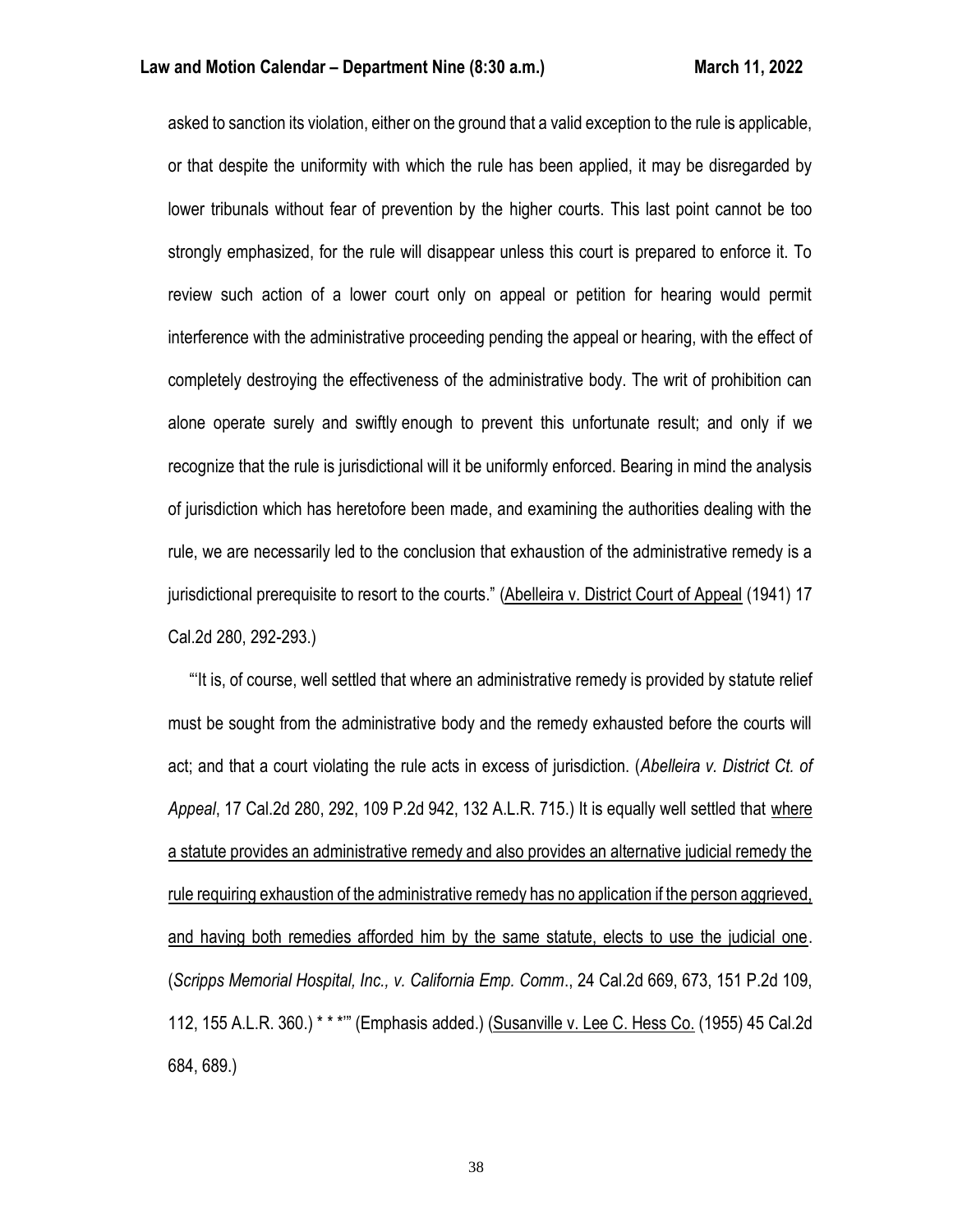asked to sanction its violation, either on the ground that a valid exception to the rule is applicable, or that despite the uniformity with which the rule has been applied, it may be disregarded by lower tribunals without fear of prevention by the higher courts. This last point cannot be too strongly emphasized, for the rule will disappear unless this court is prepared to enforce it. To review such action of a lower court only on appeal or petition for hearing would permit interference with the administrative proceeding pending the appeal or hearing, with the effect of completely destroying the effectiveness of the administrative body. The writ of prohibition can alone operate surely and swiftly enough to prevent this unfortunate result; and only if we recognize that the rule is jurisdictional will it be uniformly enforced. Bearing in mind the analysis of jurisdiction which has heretofore been made, and examining the authorities dealing with the rule, we are necessarily led to the conclusion that exhaustion of the administrative remedy is a jurisdictional prerequisite to resort to the courts." (<u>Abelleira v. District Court of Appeal</u> (1941) 17 Cal.2d 280, 292-293.)

"'It is, of course, well settled that where an administrative remedy is provided by statute relief must be sought from the administrative body and the remedy exhausted before the courts will act; and that a court violating the rule acts in excess of jurisdiction. (*Abelleira v. District Ct. of Appeal*, 17 Cal.2d 280, 292, 109 P.2d 942, 132 A.L.R. 715.) It is equally well settled that <u>where a statute provides an administrative remedy and also provides an alternative judicial remedy the rule requiring exhaustion of the administrative remedy has no application if the person aggrieved, and having both remedies afforded him by the same statute, elects to use the judicial one</u>. (*Scripps Memorial Hospital, Inc., v. California Emp. Comm*., 24 Cal.2d 669, 673, 151 P.2d 109, 112, 155 A.L.R. 360.) * * *'" (Emphasis added.) (<u>Susanville v. Lee C. Hess Co.</u> (1955) 45 Cal.2d 684, 689.)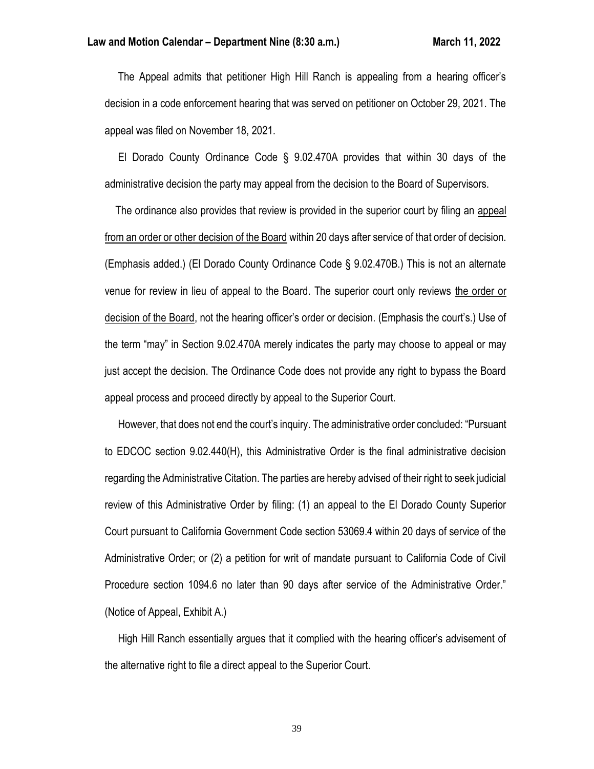The Appeal admits that petitioner High Hill Ranch is appealing from a hearing officer's decision in a code enforcement hearing that was served on petitioner on October 29, 2021. The appeal was filed on November 18, 2021.

El Dorado County Ordinance Code § 9.02.470A provides that within 30 days of the administrative decision the party may appeal from the decision to the Board of Supervisors.

The ordinance also provides that review is provided in the superior court by filing an <u>appeal from an order or other decision of the Board</u> within 20 days after service of that order of decision. (Emphasis added.) (El Dorado County Ordinance Code § 9.02.470B.) This is not an alternate venue for review in lieu of appeal to the Board. The superior court only reviews <u>the order or decision of the Board</u>, not the hearing officer's order or decision. (Emphasis the court's.) Use of the term "may" in Section 9.02.470A merely indicates the party may choose to appeal or may just accept the decision. The Ordinance Code does not provide any right to bypass the Board appeal process and proceed directly by appeal to the Superior Court.

However, that does not end the court's inquiry. The administrative order concluded: "Pursuant to EDCOC section 9.02.440(H), this Administrative Order is the final administrative decision regarding the Administrative Citation. The parties are hereby advised of their right to seek judicial review of this Administrative Order by filing: (1) an appeal to the El Dorado County Superior Court pursuant to California Government Code section 53069.4 within 20 days of service of the Administrative Order; or (2) a petition for writ of mandate pursuant to California Code of Civil Procedure section 1094.6 no later than 90 days after service of the Administrative Order." (Notice of Appeal, Exhibit A.)

High Hill Ranch essentially argues that it complied with the hearing officer's advisement of the alternative right to file a direct appeal to the Superior Court.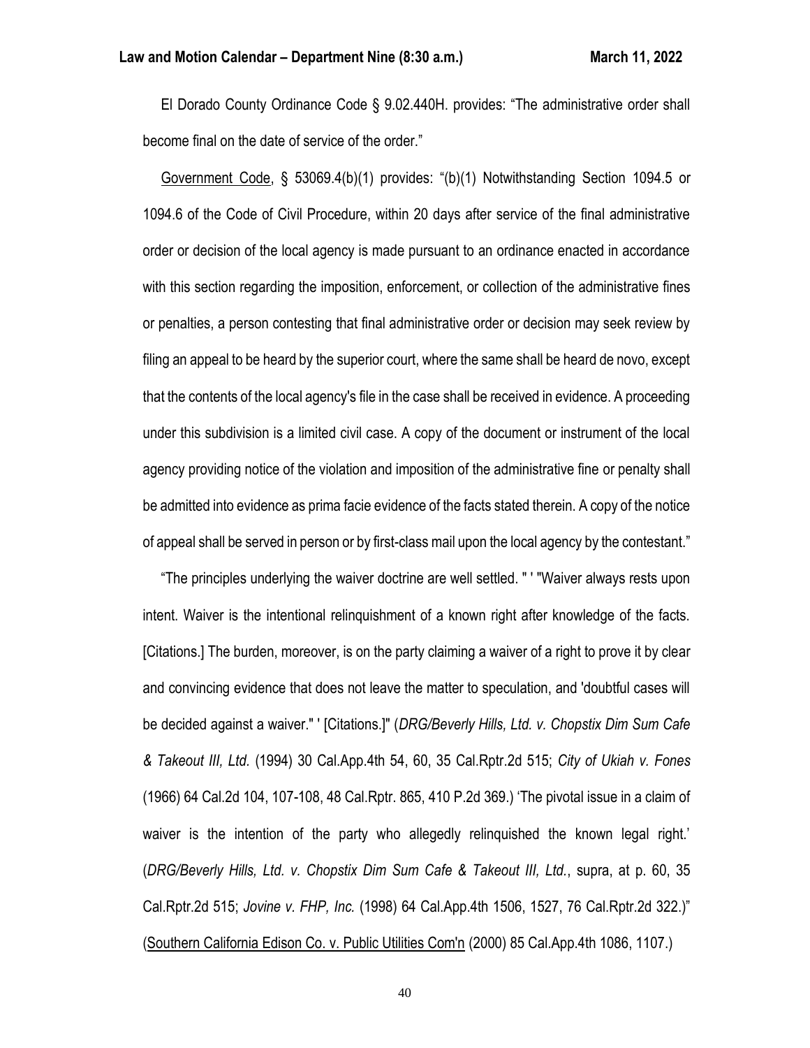El Dorado County Ordinance Code § 9.02.440H. provides: "The administrative order shall become final on the date of service of the order."

Government Code, § 53069.4(b)(1) provides: "(b)(1) Notwithstanding Section 1094.5 or 1094.6 of the Code of Civil Procedure, within 20 days after service of the final administrative order or decision of the local agency is made pursuant to an ordinance enacted in accordance with this section regarding the imposition, enforcement, or collection of the administrative fines or penalties, a person contesting that final administrative order or decision may seek review by filing an appeal to be heard by the superior court, where the same shall be heard de novo, except that the contents of the local agency's file in the case shall be received in evidence. A proceeding under this subdivision is a limited civil case. A copy of the document or instrument of the local agency providing notice of the violation and imposition of the administrative fine or penalty shall be admitted into evidence as prima facie evidence of the facts stated therein. A copy of the notice of appeal shall be served in person or by first-class mail upon the local agency by the contestant."

"The principles underlying the waiver doctrine are well settled. " ' "Waiver always rests upon intent. Waiver is the intentional relinquishment of a known right after knowledge of the facts. [Citations.] The burden, moreover, is on the party claiming a waiver of a right to prove it by clear and convincing evidence that does not leave the matter to speculation, and 'doubtful cases will be decided against a waiver." ' [Citations.]" (*DRG/Beverly Hills, Ltd. v. Chopstix Dim Sum Cafe & Takeout III, Ltd.* (1994) 30 Cal.App.4th 54, 60, 35 Cal.Rptr.2d 515; *City of Ukiah v. Fones* (1966) 64 Cal.2d 104, 107-108, 48 Cal.Rptr. 865, 410 P.2d 369.) 'The pivotal issue in a claim of waiver is the intention of the party who allegedly relinquished the known legal right.' (*DRG/Beverly Hills, Ltd. v. Chopstix Dim Sum Cafe & Takeout III, Ltd.*, supra, at p. 60, 35 Cal.Rptr.2d 515; *Jovine v. FHP, Inc.* (1998) 64 Cal.App.4th 1506, 1527, 76 Cal.Rptr.2d 322.)" (Southern California Edison Co. v. Public Utilities Com'n (2000) 85 Cal.App.4th 1086, 1107.)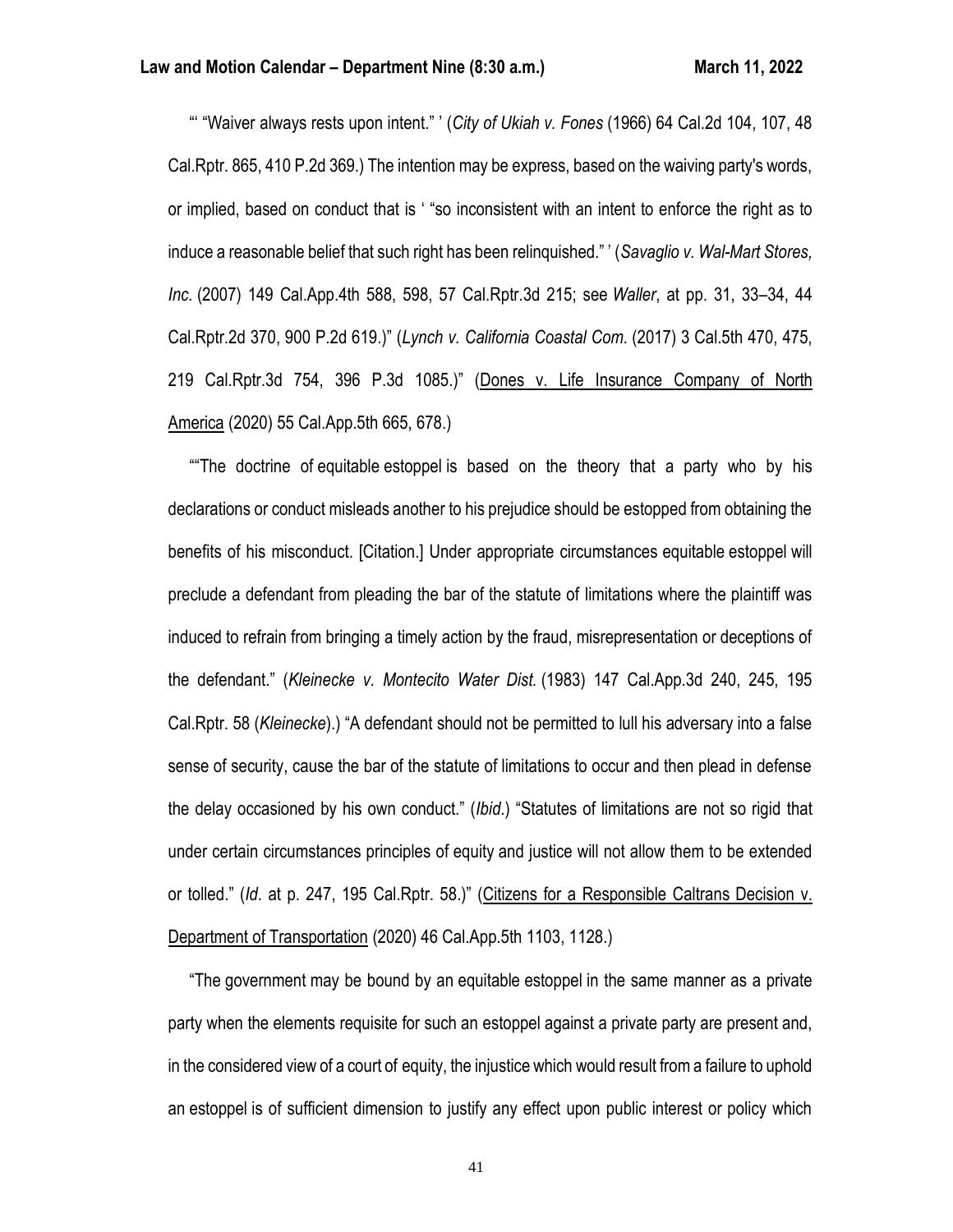"' "Waiver always rests upon intent." ' (*City of Ukiah v. Fones* (1966) 64 Cal.2d 104, 107, 48 Cal.Rptr. 865, 410 P.2d 369.) The intention may be express, based on the waiving party's words, or implied, based on conduct that is ' "so inconsistent with an intent to enforce the right as to induce a reasonable belief that such right has been relinquished." ' (*Savaglio v. Wal-Mart Stores, Inc.* (2007) 149 Cal.App.4th 588, 598, 57 Cal.Rptr.3d 215; see *Waller*, at pp. 31, 33–34, 44 Cal.Rptr.2d 370, 900 P.2d 619.)" (*Lynch v. California Coastal Com.* (2017) 3 Cal.5th 470, 475, 219 Cal.Rptr.3d 754, 396 P.3d 1085.)" (Dones v. Life Insurance Company of North America (2020) 55 Cal.App.5th 665, 678.)

""The doctrine of equitable estoppel is based on the theory that a party who by his declarations or conduct misleads another to his prejudice should be estopped from obtaining the benefits of his misconduct. [Citation.] Under appropriate circumstances equitable estoppel will preclude a defendant from pleading the bar of the statute of limitations where the plaintiff was induced to refrain from bringing a timely action by the fraud, misrepresentation or deceptions of the defendant." (*Kleinecke v. Montecito Water Dist.* (1983) 147 Cal.App.3d 240, 245, 195 Cal.Rptr. 58 (*Kleinecke*).) "A defendant should not be permitted to lull his adversary into a false sense of security, cause the bar of the statute of limitations to occur and then plead in defense the delay occasioned by his own conduct." (*Ibid*.) "Statutes of limitations are not so rigid that under certain circumstances principles of equity and justice will not allow them to be extended or tolled." (*Id*. at p. 247, 195 Cal.Rptr. 58.)" (Citizens for a Responsible Caltrans Decision v. Department of Transportation (2020) 46 Cal.App.5th 1103, 1128.)

"The government may be bound by an equitable estoppel in the same manner as a private party when the elements requisite for such an estoppel against a private party are present and, in the considered view of a court of equity, the injustice which would result from a failure to uphold an estoppel is of sufficient dimension to justify any effect upon public interest or policy which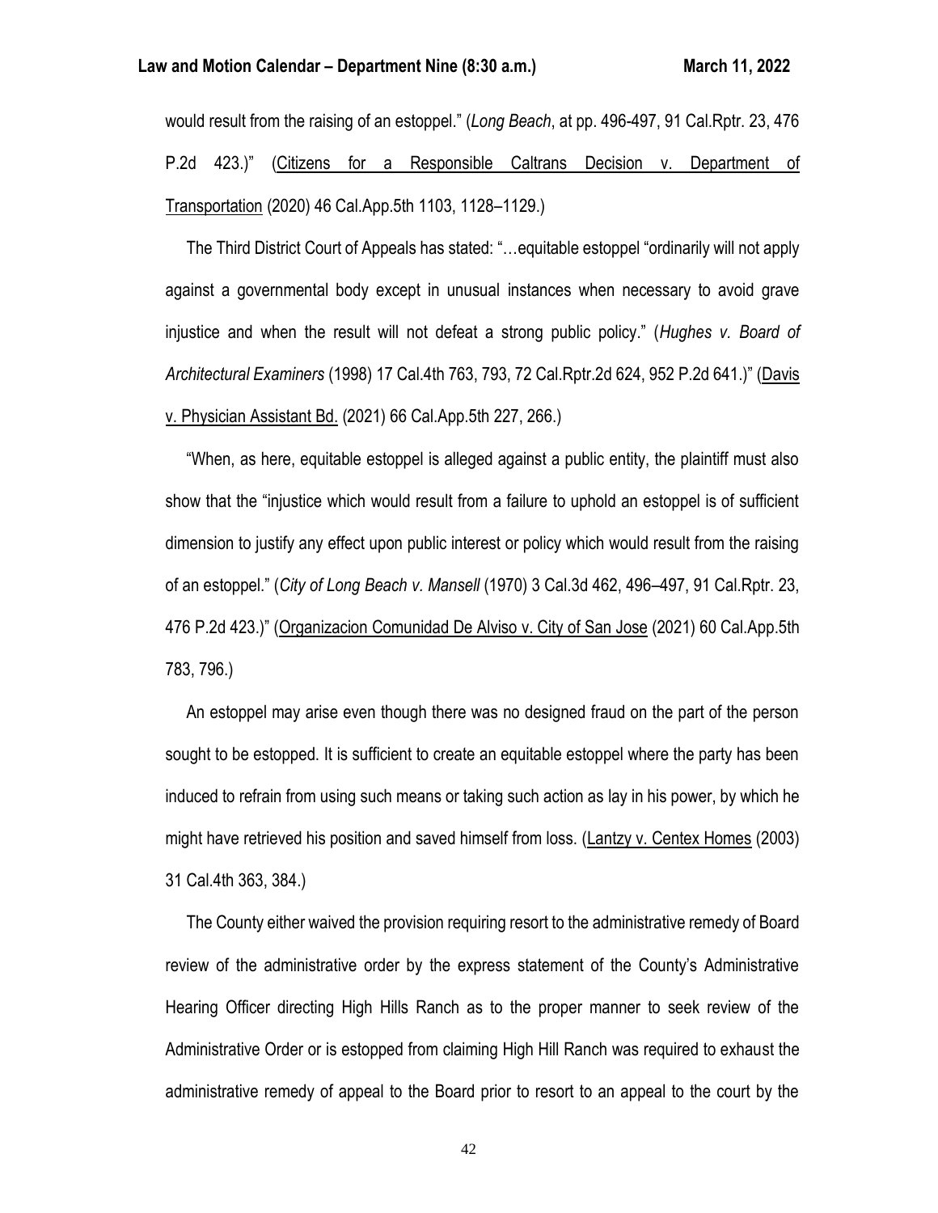would result from the raising of an estoppel." (*Long Beach*, at pp. 496-497, 91 Cal.Rptr. 23, 476 P.2d 423.)" (Citizens for a Responsible Caltrans Decision v. Department of Transportation (2020) 46 Cal.App.5th 1103, 1128–1129.)

The Third District Court of Appeals has stated: "…equitable estoppel "ordinarily will not apply against a governmental body except in unusual instances when necessary to avoid grave injustice and when the result will not defeat a strong public policy." (*Hughes v. Board of Architectural Examiners* (1998) 17 Cal.4th 763, 793, 72 Cal.Rptr.2d 624, 952 P.2d 641.)" (Davis v. Physician Assistant Bd. (2021) 66 Cal.App.5th 227, 266.)

"When, as here, equitable estoppel is alleged against a public entity, the plaintiff must also show that the "injustice which would result from a failure to uphold an estoppel is of sufficient dimension to justify any effect upon public interest or policy which would result from the raising of an estoppel." (*City of Long Beach v. Mansell* (1970) 3 Cal.3d 462, 496–497, 91 Cal.Rptr. 23, 476 P.2d 423.)" (Organizacion Comunidad De Alviso v. City of San Jose (2021) 60 Cal.App.5th 783, 796.)

An estoppel may arise even though there was no designed fraud on the part of the person sought to be estopped. It is sufficient to create an equitable estoppel where the party has been induced to refrain from using such means or taking such action as lay in his power, by which he might have retrieved his position and saved himself from loss. (Lantzy v. Centex Homes (2003) 31 Cal.4th 363, 384.)

The County either waived the provision requiring resort to the administrative remedy of Board review of the administrative order by the express statement of the County's Administrative Hearing Officer directing High Hills Ranch as to the proper manner to seek review of the Administrative Order or is estopped from claiming High Hill Ranch was required to exhaust the administrative remedy of appeal to the Board prior to resort to an appeal to the court by the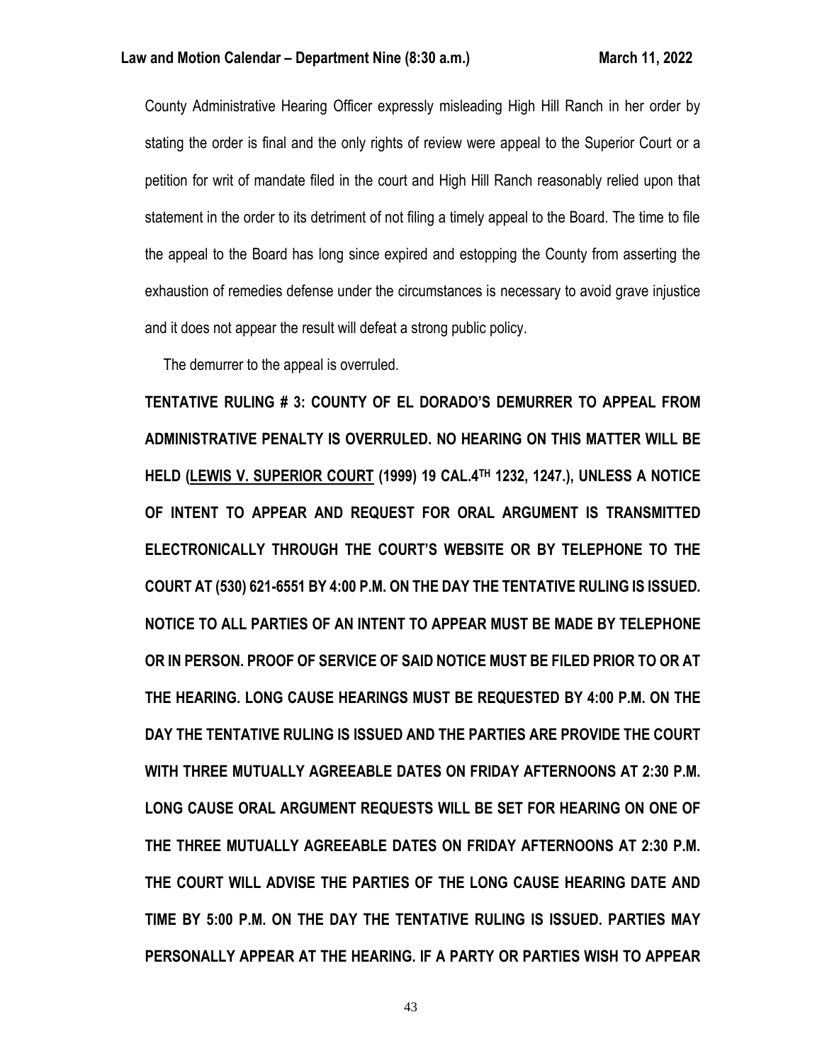County Administrative Hearing Officer expressly misleading High Hill Ranch in her order by stating the order is final and the only rights of review were appeal to the Superior Court or a petition for writ of mandate filed in the court and High Hill Ranch reasonably relied upon that statement in the order to its detriment of not filing a timely appeal to the Board. The time to file the appeal to the Board has long since expired and estopping the County from asserting the exhaustion of remedies defense under the circumstances is necessary to avoid grave injustice and it does not appear the result will defeat a strong public policy.

The demurrer to the appeal is overruled.

**TENTATIVE RULING # 3: COUNTY OF EL DORADO'S DEMURRER TO APPEAL FROM ADMINISTRATIVE PENALTY IS OVERRULED. NO HEARING ON THIS MATTER WILL BE HELD (<u>LEWIS V. SUPERIOR COURT</u> (1999) 19 CAL.4TH 1232, 1247.), UNLESS A NOTICE OF INTENT TO APPEAR AND REQUEST FOR ORAL ARGUMENT IS TRANSMITTED ELECTRONICALLY THROUGH THE COURT'S WEBSITE OR BY TELEPHONE TO THE COURT AT (530) 621-6551 BY 4:00 P.M. ON THE DAY THE TENTATIVE RULING IS ISSUED. NOTICE TO ALL PARTIES OF AN INTENT TO APPEAR MUST BE MADE BY TELEPHONE OR IN PERSON. PROOF OF SERVICE OF SAID NOTICE MUST BE FILED PRIOR TO OR AT THE HEARING. LONG CAUSE HEARINGS MUST BE REQUESTED BY 4:00 P.M. ON THE DAY THE TENTATIVE RULING IS ISSUED AND THE PARTIES ARE PROVIDE THE COURT WITH THREE MUTUALLY AGREEABLE DATES ON FRIDAY AFTERNOONS AT 2:30 P.M. LONG CAUSE ORAL ARGUMENT REQUESTS WILL BE SET FOR HEARING ON ONE OF THE THREE MUTUALLY AGREEABLE DATES ON FRIDAY AFTERNOONS AT 2:30 P.M. THE COURT WILL ADVISE THE PARTIES OF THE LONG CAUSE HEARING DATE AND TIME BY 5:00 P.M. ON THE DAY THE TENTATIVE RULING IS ISSUED. PARTIES MAY PERSONALLY APPEAR AT THE HEARING. IF A PARTY OR PARTIES WISH TO APPEAR**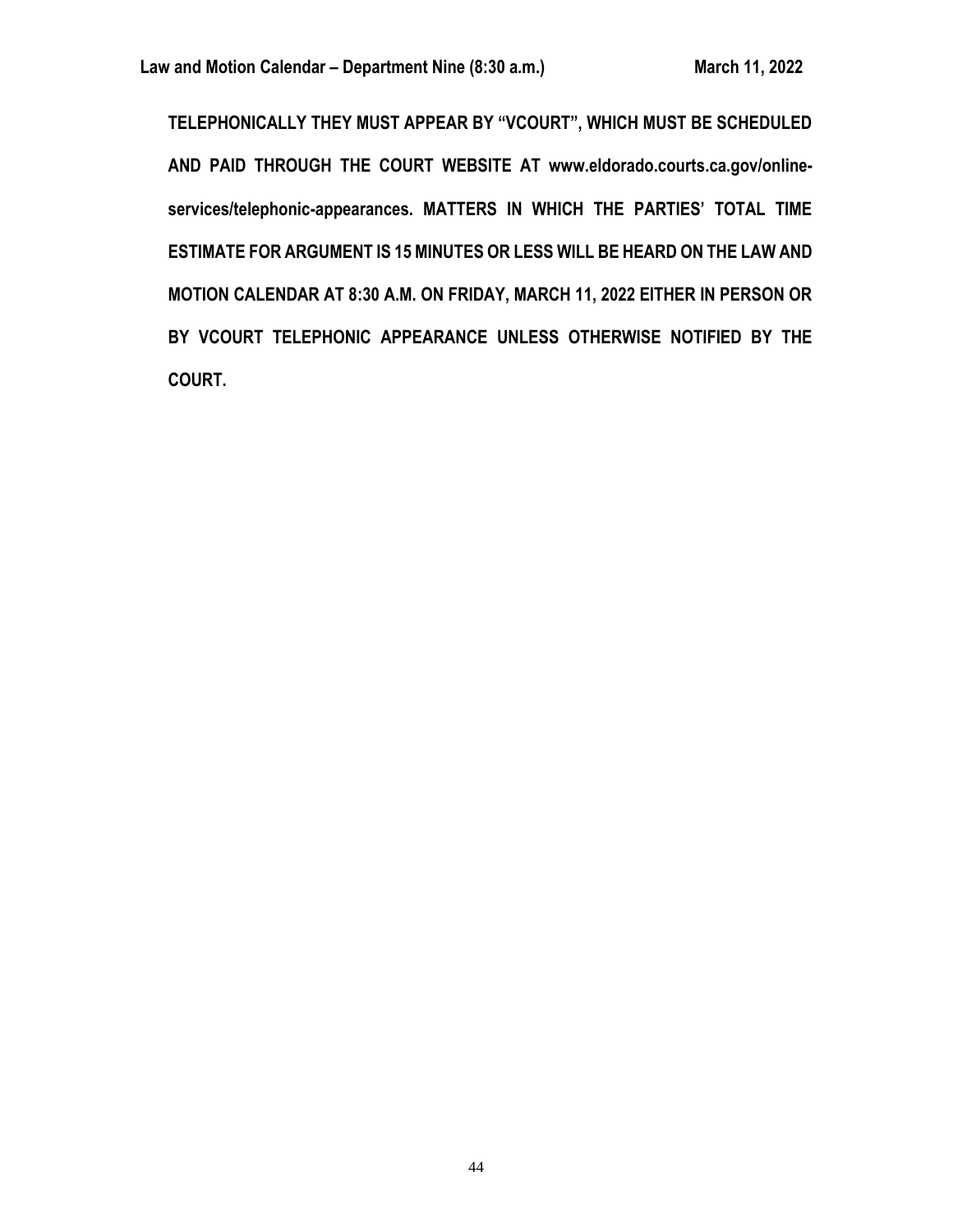**TELEPHONICALLY THEY MUST APPEAR BY "VCOURT", WHICH MUST BE SCHEDULED AND PAID THROUGH THE COURT WEBSITE AT www.eldorado.courts.ca.gov/online-services/telephonic-appearances. MATTERS IN WHICH THE PARTIES' TOTAL TIME ESTIMATE FOR ARGUMENT IS 15 MINUTES OR LESS WILL BE HEARD ON THE LAW AND MOTION CALENDAR AT 8:30 A.M. ON FRIDAY, MARCH 11, 2022 EITHER IN PERSON OR BY VCOURT TELEPHONIC APPEARANCE UNLESS OTHERWISE NOTIFIED BY THE COURT.**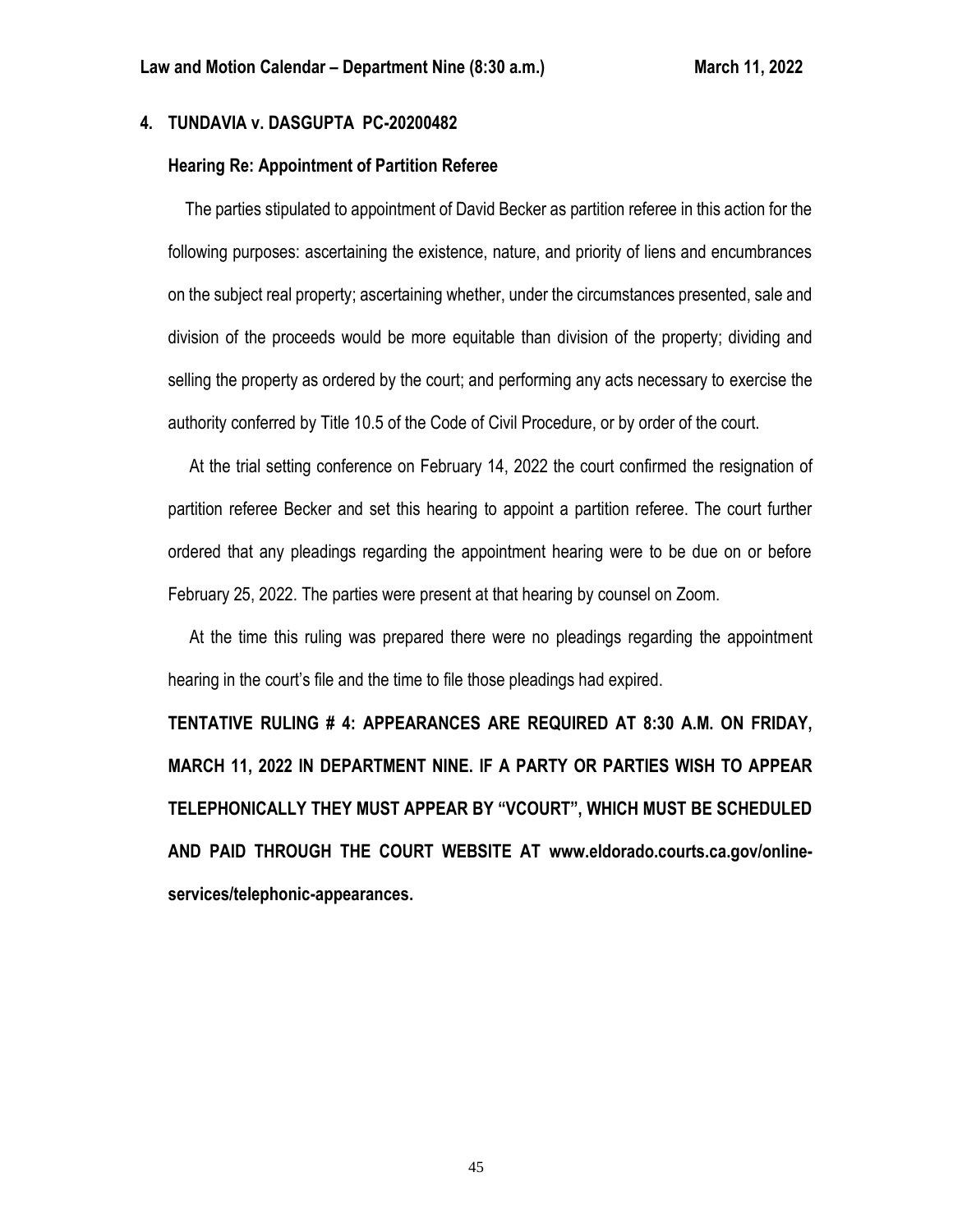**4. TUNDAVIA v. DASGUPTA PC-20200482**

**Hearing Re: Appointment of Partition Referee**

The parties stipulated to appointment of David Becker as partition referee in this action for the following purposes: ascertaining the existence, nature, and priority of liens and encumbrances on the subject real property; ascertaining whether, under the circumstances presented, sale and division of the proceeds would be more equitable than division of the property; dividing and selling the property as ordered by the court; and performing any acts necessary to exercise the authority conferred by Title 10.5 of the Code of Civil Procedure, or by order of the court.

At the trial setting conference on February 14, 2022 the court confirmed the resignation of partition referee Becker and set this hearing to appoint a partition referee. The court further ordered that any pleadings regarding the appointment hearing were to be due on or before February 25, 2022. The parties were present at that hearing by counsel on Zoom.

At the time this ruling was prepared there were no pleadings regarding the appointment hearing in the court's file and the time to file those pleadings had expired.

**TENTATIVE RULING # 4: APPEARANCES ARE REQUIRED AT 8:30 A.M. ON FRIDAY, MARCH 11, 2022 IN DEPARTMENT NINE. IF A PARTY OR PARTIES WISH TO APPEAR TELEPHONICALLY THEY MUST APPEAR BY "VCOURT", WHICH MUST BE SCHEDULED AND PAID THROUGH THE COURT WEBSITE AT www.eldorado.courts.ca.gov/online-services/telephonic-appearances.**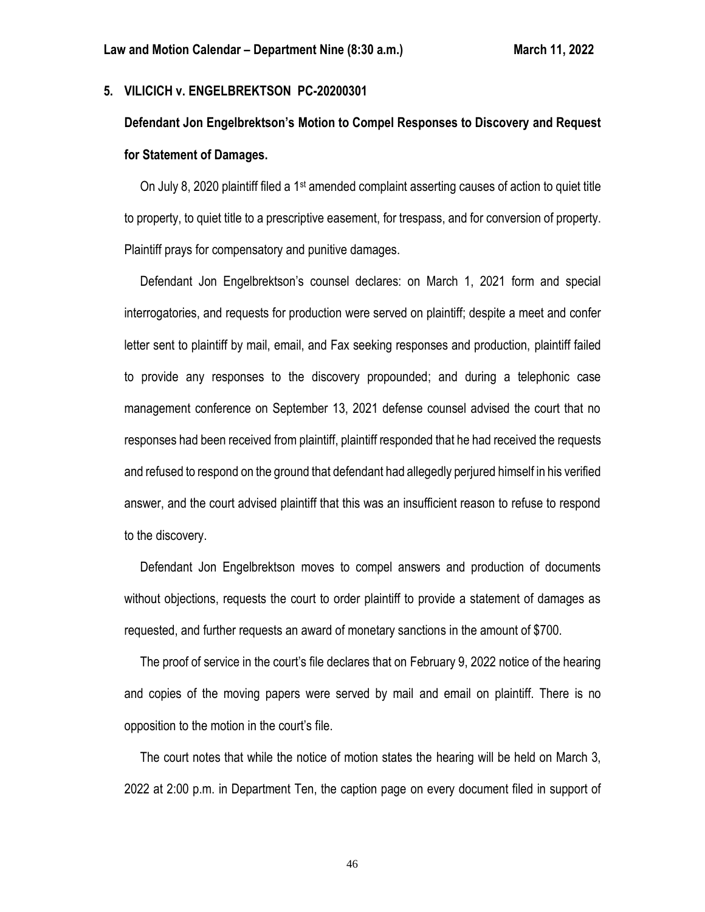## 5. VILICICH v. ENGELBREKTSON PC-20200301

**Defendant Jon Engelbrektson's Motion to Compel Responses to Discovery and Request for Statement of Damages.**

On July 8, 2020 plaintiff filed a 1st amended complaint asserting causes of action to quiet title to property, to quiet title to a prescriptive easement, for trespass, and for conversion of property. Plaintiff prays for compensatory and punitive damages.

Defendant Jon Engelbrektson's counsel declares: on March 1, 2021 form and special interrogatories, and requests for production were served on plaintiff; despite a meet and confer letter sent to plaintiff by mail, email, and Fax seeking responses and production, plaintiff failed to provide any responses to the discovery propounded; and during a telephonic case management conference on September 13, 2021 defense counsel advised the court that no responses had been received from plaintiff, plaintiff responded that he had received the requests and refused to respond on the ground that defendant had allegedly perjured himself in his verified answer, and the court advised plaintiff that this was an insufficient reason to refuse to respond to the discovery.

Defendant Jon Engelbrektson moves to compel answers and production of documents without objections, requests the court to order plaintiff to provide a statement of damages as requested, and further requests an award of monetary sanctions in the amount of $700.

The proof of service in the court's file declares that on February 9, 2022 notice of the hearing and copies of the moving papers were served by mail and email on plaintiff. There is no opposition to the motion in the court's file.

The court notes that while the notice of motion states the hearing will be held on March 3, 2022 at 2:00 p.m. in Department Ten, the caption page on every document filed in support of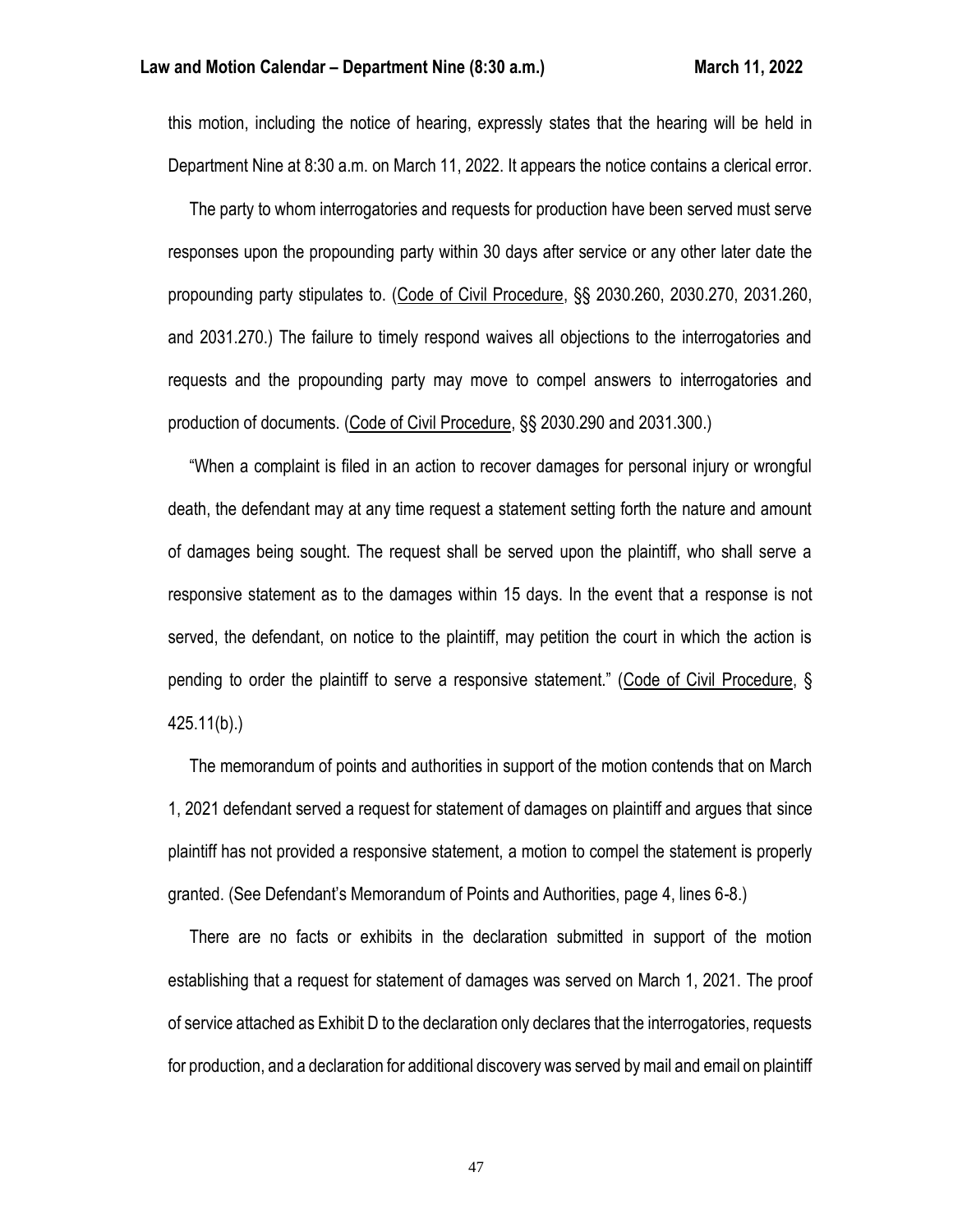this motion, including the notice of hearing, expressly states that the hearing will be held in Department Nine at 8:30 a.m. on March 11, 2022. It appears the notice contains a clerical error.

The party to whom interrogatories and requests for production have been served must serve responses upon the propounding party within 30 days after service or any other later date the propounding party stipulates to. (Code of Civil Procedure, §§ 2030.260, 2030.270, 2031.260, and 2031.270.) The failure to timely respond waives all objections to the interrogatories and requests and the propounding party may move to compel answers to interrogatories and production of documents. (Code of Civil Procedure, §§ 2030.290 and 2031.300.)

"When a complaint is filed in an action to recover damages for personal injury or wrongful death, the defendant may at any time request a statement setting forth the nature and amount of damages being sought. The request shall be served upon the plaintiff, who shall serve a responsive statement as to the damages within 15 days. In the event that a response is not served, the defendant, on notice to the plaintiff, may petition the court in which the action is pending to order the plaintiff to serve a responsive statement." (Code of Civil Procedure, § 425.11(b).)

The memorandum of points and authorities in support of the motion contends that on March 1, 2021 defendant served a request for statement of damages on plaintiff and argues that since plaintiff has not provided a responsive statement, a motion to compel the statement is properly granted. (See Defendant's Memorandum of Points and Authorities, page 4, lines 6-8.)

There are no facts or exhibits in the declaration submitted in support of the motion establishing that a request for statement of damages was served on March 1, 2021. The proof of service attached as Exhibit D to the declaration only declares that the interrogatories, requests for production, and a declaration for additional discovery was served by mail and email on plaintiff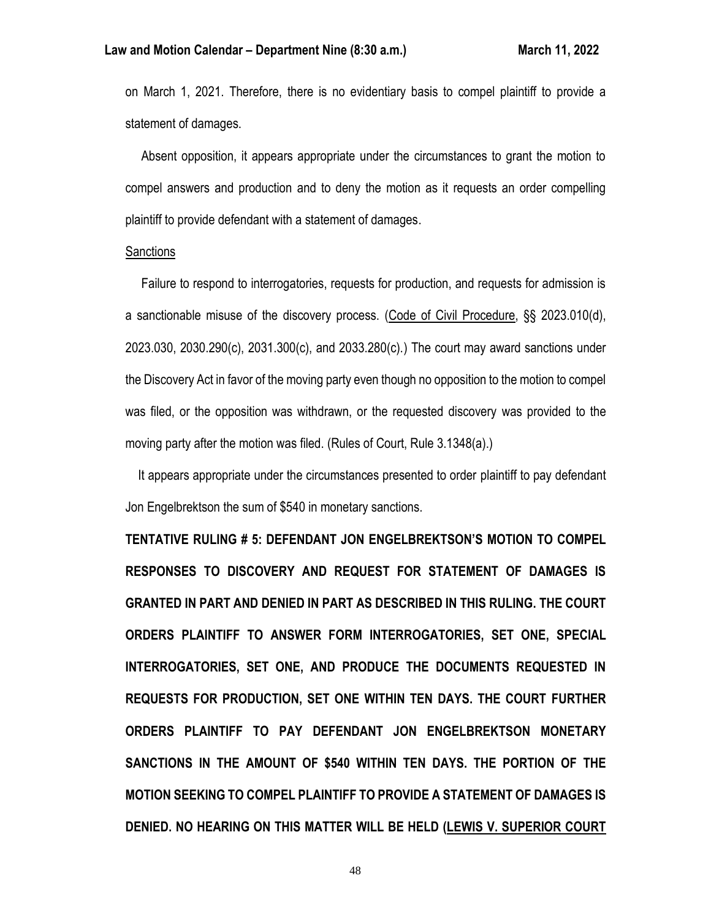on March 1, 2021. Therefore, there is no evidentiary basis to compel plaintiff to provide a statement of damages.

Absent opposition, it appears appropriate under the circumstances to grant the motion to compel answers and production and to deny the motion as it requests an order compelling plaintiff to provide defendant with a statement of damages.

Sanctions

Failure to respond to interrogatories, requests for production, and requests for admission is a sanctionable misuse of the discovery process. (Code of Civil Procedure, §§ 2023.010(d), 2023.030, 2030.290(c), 2031.300(c), and 2033.280(c).) The court may award sanctions under the Discovery Act in favor of the moving party even though no opposition to the motion to compel was filed, or the opposition was withdrawn, or the requested discovery was provided to the moving party after the motion was filed. (Rules of Court, Rule 3.1348(a).)

It appears appropriate under the circumstances presented to order plaintiff to pay defendant Jon Engelbrektson the sum of $540 in monetary sanctions.

**TENTATIVE RULING # 5: DEFENDANT JON ENGELBREKTSON'S MOTION TO COMPEL RESPONSES TO DISCOVERY AND REQUEST FOR STATEMENT OF DAMAGES IS GRANTED IN PART AND DENIED IN PART AS DESCRIBED IN THIS RULING. THE COURT ORDERS PLAINTIFF TO ANSWER FORM INTERROGATORIES, SET ONE, SPECIAL INTERROGATORIES, SET ONE, AND PRODUCE THE DOCUMENTS REQUESTED IN REQUESTS FOR PRODUCTION, SET ONE WITHIN TEN DAYS. THE COURT FURTHER ORDERS PLAINTIFF TO PAY DEFENDANT JON ENGELBREKTSON MONETARY SANCTIONS IN THE AMOUNT OF $540 WITHIN TEN DAYS. THE PORTION OF THE MOTION SEEKING TO COMPEL PLAINTIFF TO PROVIDE A STATEMENT OF DAMAGES IS DENIED. NO HEARING ON THIS MATTER WILL BE HELD (LEWIS V. SUPERIOR COURT**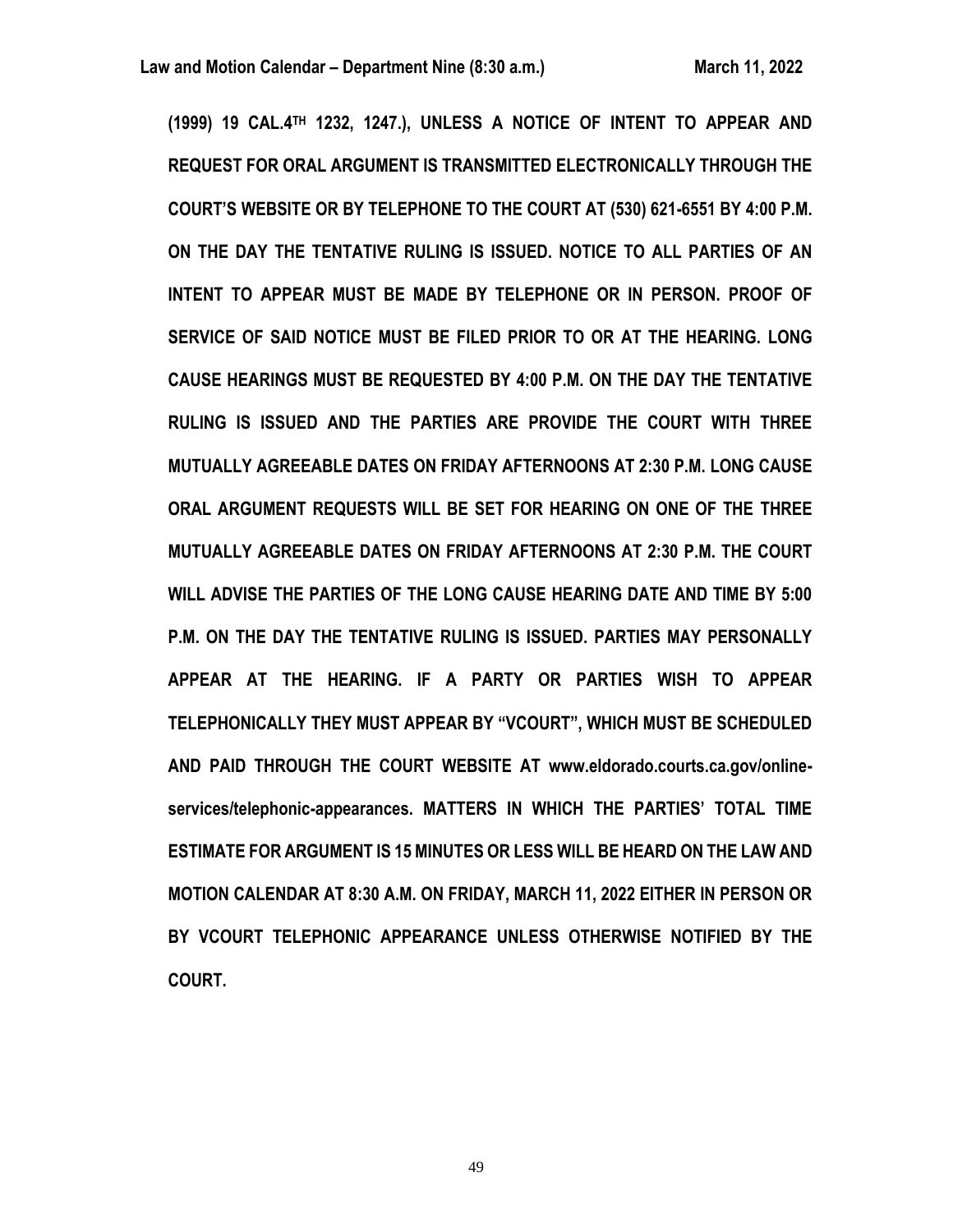**(1999) 19 CAL.4TH 1232, 1247.), UNLESS A NOTICE OF INTENT TO APPEAR AND REQUEST FOR ORAL ARGUMENT IS TRANSMITTED ELECTRONICALLY THROUGH THE COURT'S WEBSITE OR BY TELEPHONE TO THE COURT AT (530) 621-6551 BY 4:00 P.M. ON THE DAY THE TENTATIVE RULING IS ISSUED. NOTICE TO ALL PARTIES OF AN INTENT TO APPEAR MUST BE MADE BY TELEPHONE OR IN PERSON. PROOF OF SERVICE OF SAID NOTICE MUST BE FILED PRIOR TO OR AT THE HEARING. LONG CAUSE HEARINGS MUST BE REQUESTED BY 4:00 P.M. ON THE DAY THE TENTATIVE RULING IS ISSUED AND THE PARTIES ARE PROVIDE THE COURT WITH THREE MUTUALLY AGREEABLE DATES ON FRIDAY AFTERNOONS AT 2:30 P.M. LONG CAUSE ORAL ARGUMENT REQUESTS WILL BE SET FOR HEARING ON ONE OF THE THREE MUTUALLY AGREEABLE DATES ON FRIDAY AFTERNOONS AT 2:30 P.M. THE COURT WILL ADVISE THE PARTIES OF THE LONG CAUSE HEARING DATE AND TIME BY 5:00 P.M. ON THE DAY THE TENTATIVE RULING IS ISSUED. PARTIES MAY PERSONALLY APPEAR AT THE HEARING. IF A PARTY OR PARTIES WISH TO APPEAR TELEPHONICALLY THEY MUST APPEAR BY "VCOURT", WHICH MUST BE SCHEDULED AND PAID THROUGH THE COURT WEBSITE AT www.eldorado.courts.ca.gov/online-services/telephonic-appearances. MATTERS IN WHICH THE PARTIES' TOTAL TIME ESTIMATE FOR ARGUMENT IS 15 MINUTES OR LESS WILL BE HEARD ON THE LAW AND MOTION CALENDAR AT 8:30 A.M. ON FRIDAY, MARCH 11, 2022 EITHER IN PERSON OR BY VCOURT TELEPHONIC APPEARANCE UNLESS OTHERWISE NOTIFIED BY THE COURT.**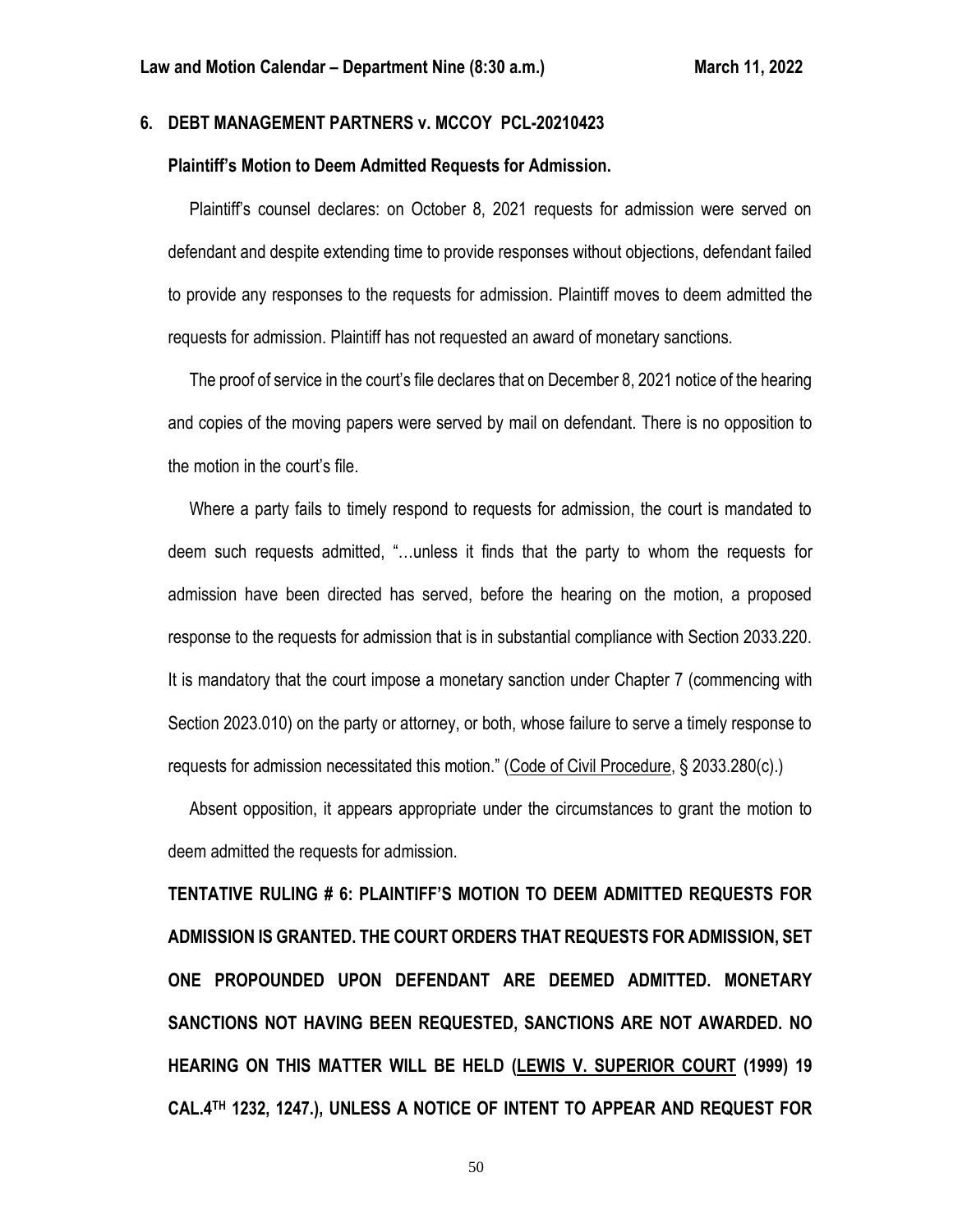## 6. DEBT MANAGEMENT PARTNERS v. MCCOY PCL-20210423

**Plaintiff's Motion to Deem Admitted Requests for Admission.**

Plaintiff's counsel declares: on October 8, 2021 requests for admission were served on defendant and despite extending time to provide responses without objections, defendant failed to provide any responses to the requests for admission. Plaintiff moves to deem admitted the requests for admission. Plaintiff has not requested an award of monetary sanctions.

The proof of service in the court's file declares that on December 8, 2021 notice of the hearing and copies of the moving papers were served by mail on defendant. There is no opposition to the motion in the court's file.

Where a party fails to timely respond to requests for admission, the court is mandated to deem such requests admitted, "…unless it finds that the party to whom the requests for admission have been directed has served, before the hearing on the motion, a proposed response to the requests for admission that is in substantial compliance with Section 2033.220. It is mandatory that the court impose a monetary sanction under Chapter 7 (commencing with Section 2023.010) on the party or attorney, or both, whose failure to serve a timely response to requests for admission necessitated this motion." (Code of Civil Procedure, § 2033.280(c).)

Absent opposition, it appears appropriate under the circumstances to grant the motion to deem admitted the requests for admission.

**TENTATIVE RULING # 6: PLAINTIFF'S MOTION TO DEEM ADMITTED REQUESTS FOR ADMISSION IS GRANTED. THE COURT ORDERS THAT REQUESTS FOR ADMISSION, SET ONE PROPOUNDED UPON DEFENDANT ARE DEEMED ADMITTED. MONETARY SANCTIONS NOT HAVING BEEN REQUESTED, SANCTIONS ARE NOT AWARDED. NO HEARING ON THIS MATTER WILL BE HELD (LEWIS V. SUPERIOR COURT (1999) 19 CAL.4TH 1232, 1247.), UNLESS A NOTICE OF INTENT TO APPEAR AND REQUEST FOR**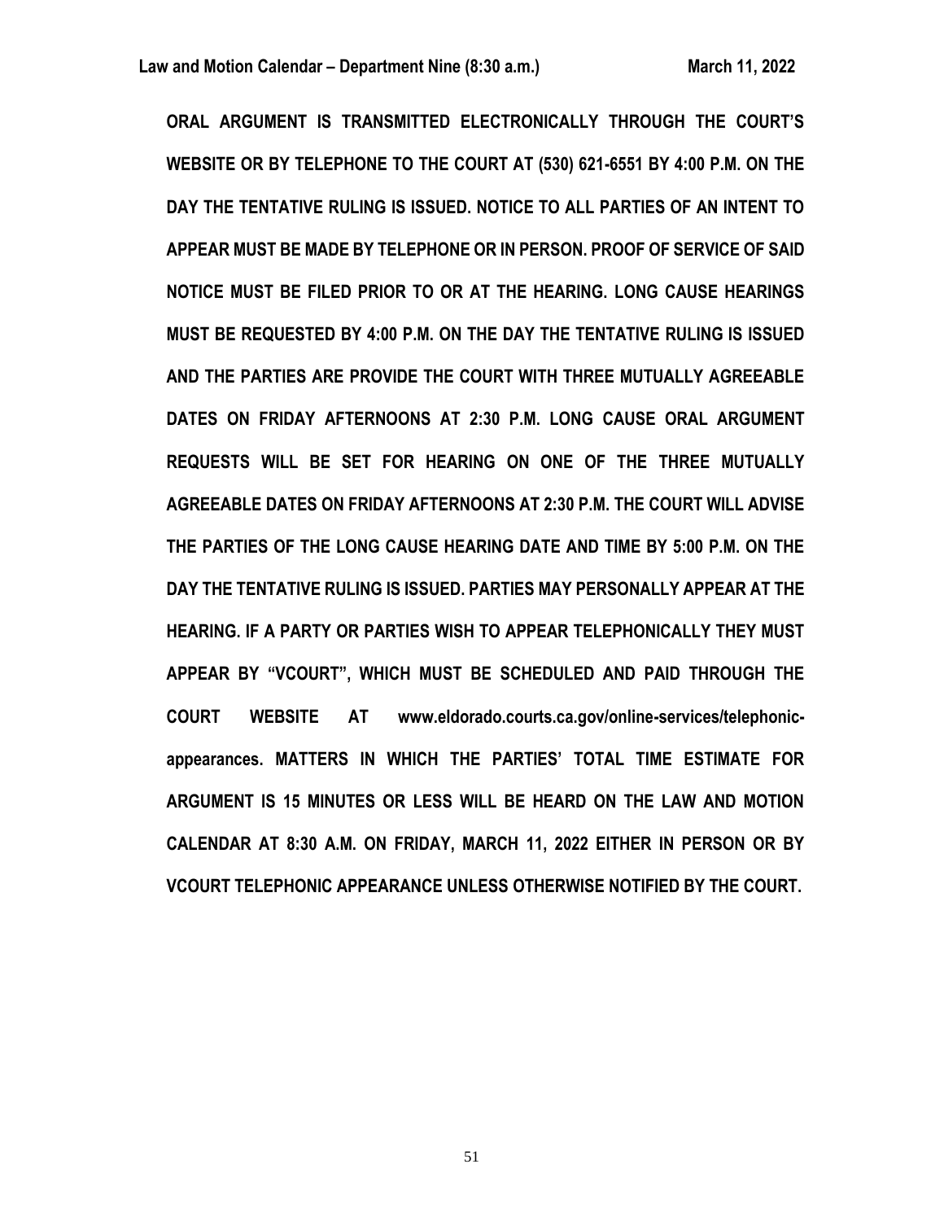**ORAL ARGUMENT IS TRANSMITTED ELECTRONICALLY THROUGH THE COURT'S WEBSITE OR BY TELEPHONE TO THE COURT AT (530) 621-6551 BY 4:00 P.M. ON THE DAY THE TENTATIVE RULING IS ISSUED. NOTICE TO ALL PARTIES OF AN INTENT TO APPEAR MUST BE MADE BY TELEPHONE OR IN PERSON. PROOF OF SERVICE OF SAID NOTICE MUST BE FILED PRIOR TO OR AT THE HEARING. LONG CAUSE HEARINGS MUST BE REQUESTED BY 4:00 P.M. ON THE DAY THE TENTATIVE RULING IS ISSUED AND THE PARTIES ARE PROVIDE THE COURT WITH THREE MUTUALLY AGREEABLE DATES ON FRIDAY AFTERNOONS AT 2:30 P.M. LONG CAUSE ORAL ARGUMENT REQUESTS WILL BE SET FOR HEARING ON ONE OF THE THREE MUTUALLY AGREEABLE DATES ON FRIDAY AFTERNOONS AT 2:30 P.M. THE COURT WILL ADVISE THE PARTIES OF THE LONG CAUSE HEARING DATE AND TIME BY 5:00 P.M. ON THE DAY THE TENTATIVE RULING IS ISSUED. PARTIES MAY PERSONALLY APPEAR AT THE HEARING. IF A PARTY OR PARTIES WISH TO APPEAR TELEPHONICALLY THEY MUST APPEAR BY "VCOURT", WHICH MUST BE SCHEDULED AND PAID THROUGH THE COURT WEBSITE AT www.eldorado.courts.ca.gov/online-services/telephonic-appearances. MATTERS IN WHICH THE PARTIES' TOTAL TIME ESTIMATE FOR ARGUMENT IS 15 MINUTES OR LESS WILL BE HEARD ON THE LAW AND MOTION CALENDAR AT 8:30 A.M. ON FRIDAY, MARCH 11, 2022 EITHER IN PERSON OR BY VCOURT TELEPHONIC APPEARANCE UNLESS OTHERWISE NOTIFIED BY THE COURT.**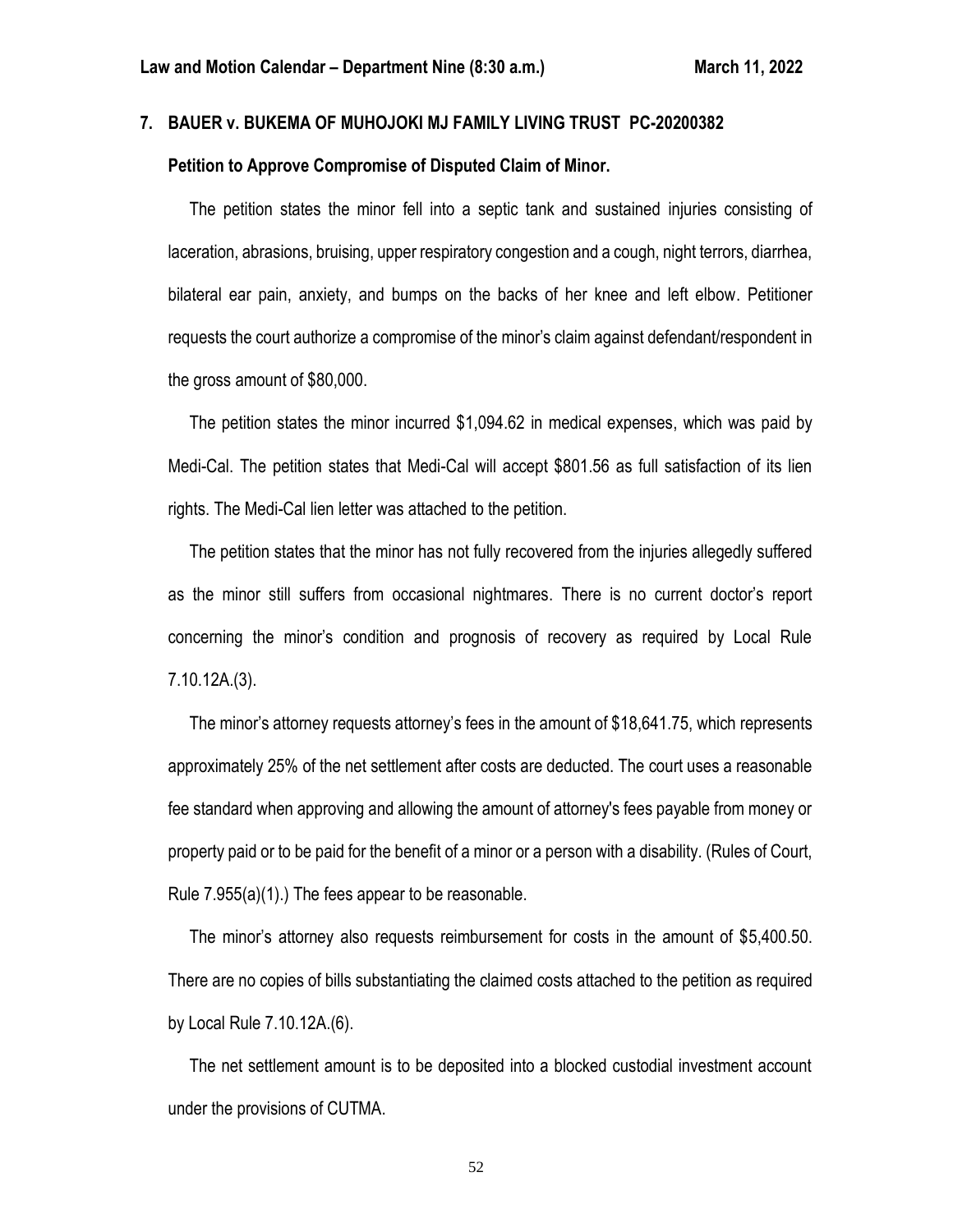## 7. BAUER v. BUKEMA OF MUHOJOKI MJ FAMILY LIVING TRUST PC-20200382

### Petition to Approve Compromise of Disputed Claim of Minor.

The petition states the minor fell into a septic tank and sustained injuries consisting of laceration, abrasions, bruising, upper respiratory congestion and a cough, night terrors, diarrhea, bilateral ear pain, anxiety, and bumps on the backs of her knee and left elbow. Petitioner requests the court authorize a compromise of the minor's claim against defendant/respondent in the gross amount of $80,000.

The petition states the minor incurred $1,094.62 in medical expenses, which was paid by Medi-Cal. The petition states that Medi-Cal will accept $801.56 as full satisfaction of its lien rights. The Medi-Cal lien letter was attached to the petition.

The petition states that the minor has not fully recovered from the injuries allegedly suffered as the minor still suffers from occasional nightmares. There is no current doctor's report concerning the minor's condition and prognosis of recovery as required by Local Rule 7.10.12A.(3).

The minor's attorney requests attorney's fees in the amount of $18,641.75, which represents approximately 25% of the net settlement after costs are deducted. The court uses a reasonable fee standard when approving and allowing the amount of attorney's fees payable from money or property paid or to be paid for the benefit of a minor or a person with a disability. (Rules of Court, Rule 7.955(a)(1).) The fees appear to be reasonable.

The minor's attorney also requests reimbursement for costs in the amount of $5,400.50. There are no copies of bills substantiating the claimed costs attached to the petition as required by Local Rule 7.10.12A.(6).

The net settlement amount is to be deposited into a blocked custodial investment account under the provisions of CUTMA.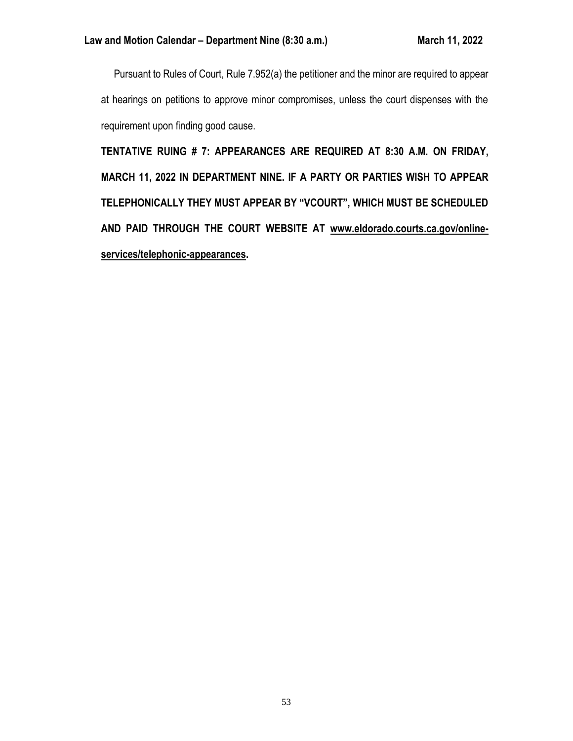Pursuant to Rules of Court, Rule 7.952(a) the petitioner and the minor are required to appear at hearings on petitions to approve minor compromises, unless the court dispenses with the requirement upon finding good cause.

**TENTATIVE RUING # 7: APPEARANCES ARE REQUIRED AT 8:30 A.M. ON FRIDAY, MARCH 11, 2022 IN DEPARTMENT NINE. IF A PARTY OR PARTIES WISH TO APPEAR TELEPHONICALLY THEY MUST APPEAR BY "VCOURT", WHICH MUST BE SCHEDULED AND PAID THROUGH THE COURT WEBSITE AT www.eldorado.courts.ca.gov/online-services/telephonic-appearances.**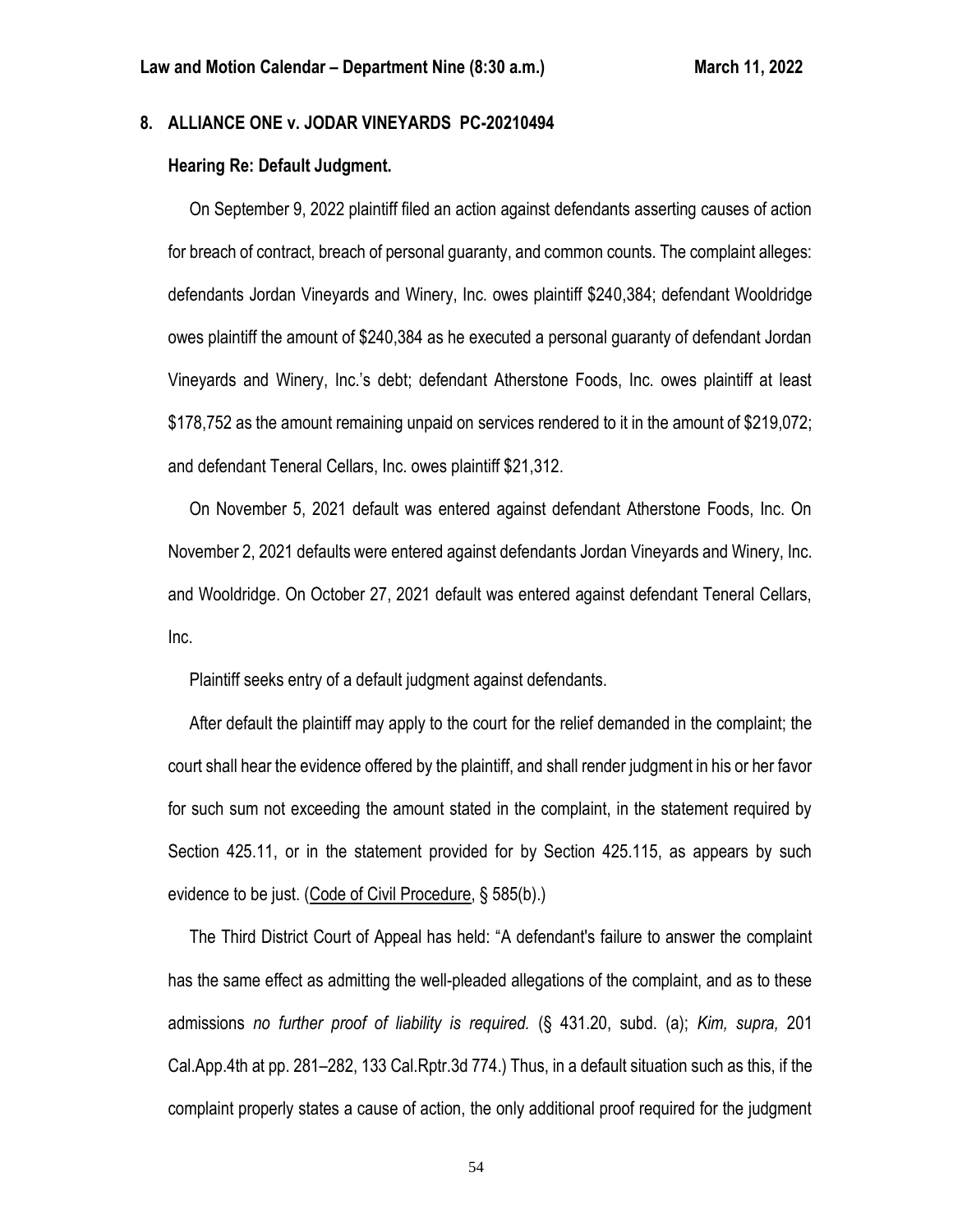## 8. ALLIANCE ONE v. JODAR VINEYARDS PC-20210494

### Hearing Re: Default Judgment.

On September 9, 2022 plaintiff filed an action against defendants asserting causes of action for breach of contract, breach of personal guaranty, and common counts. The complaint alleges: defendants Jordan Vineyards and Winery, Inc. owes plaintiff $240,384; defendant Wooldridge owes plaintiff the amount of $240,384 as he executed a personal guaranty of defendant Jordan Vineyards and Winery, Inc.'s debt; defendant Atherstone Foods, Inc. owes plaintiff at least $178,752 as the amount remaining unpaid on services rendered to it in the amount of $219,072; and defendant Teneral Cellars, Inc. owes plaintiff $21,312.

On November 5, 2021 default was entered against defendant Atherstone Foods, Inc. On November 2, 2021 defaults were entered against defendants Jordan Vineyards and Winery, Inc. and Wooldridge. On October 27, 2021 default was entered against defendant Teneral Cellars, Inc.

Plaintiff seeks entry of a default judgment against defendants.

After default the plaintiff may apply to the court for the relief demanded in the complaint; the court shall hear the evidence offered by the plaintiff, and shall render judgment in his or her favor for such sum not exceeding the amount stated in the complaint, in the statement required by Section 425.11, or in the statement provided for by Section 425.115, as appears by such evidence to be just. (Code of Civil Procedure, § 585(b).)

The Third District Court of Appeal has held: "A defendant's failure to answer the complaint has the same effect as admitting the well-pleaded allegations of the complaint, and as to these admissions *no further proof of liability is required.* (§ 431.20, subd. (a); *Kim, supra,* 201 Cal.App.4th at pp. 281–282, 133 Cal.Rptr.3d 774.) Thus, in a default situation such as this, if the complaint properly states a cause of action, the only additional proof required for the judgment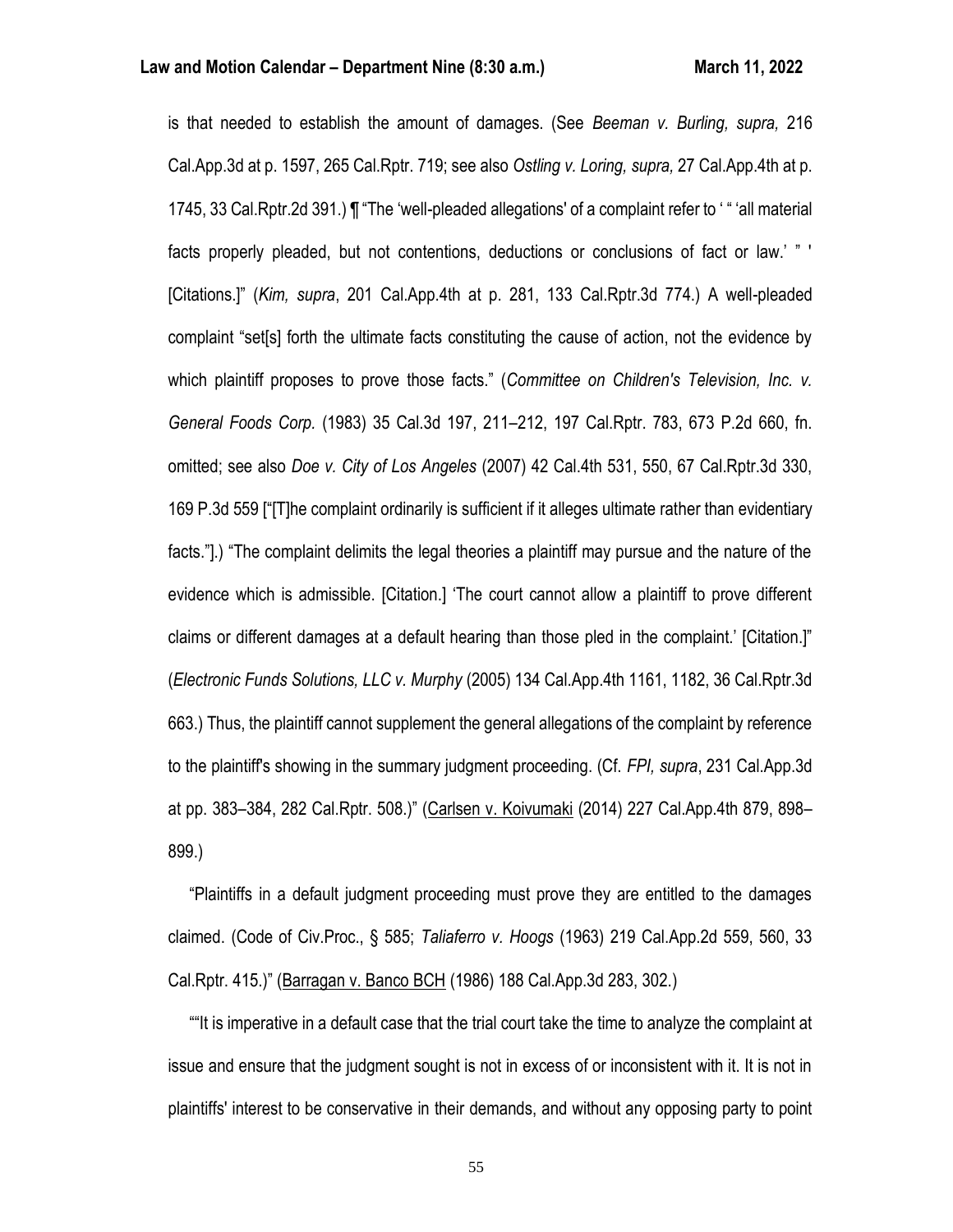is that needed to establish the amount of damages. (See *Beeman v. Burling, supra,* 216 Cal.App.3d at p. 1597, 265 Cal.Rptr. 719; see also *Ostling v. Loring, supra,* 27 Cal.App.4th at p. 1745, 33 Cal.Rptr.2d 391.) ¶ "The 'well-pleaded allegations' of a complaint refer to ' " 'all material facts properly pleaded, but not contentions, deductions or conclusions of fact or law.' " ' [Citations.]" (*Kim, supra*, 201 Cal.App.4th at p. 281, 133 Cal.Rptr.3d 774.) A well-pleaded complaint "set[s] forth the ultimate facts constituting the cause of action, not the evidence by which plaintiff proposes to prove those facts." (*Committee on Children's Television, Inc. v. General Foods Corp.* (1983) 35 Cal.3d 197, 211–212, 197 Cal.Rptr. 783, 673 P.2d 660, fn. omitted; see also *Doe v. City of Los Angeles* (2007) 42 Cal.4th 531, 550, 67 Cal.Rptr.3d 330, 169 P.3d 559 ["[T]he complaint ordinarily is sufficient if it alleges ultimate rather than evidentiary facts."].) "The complaint delimits the legal theories a plaintiff may pursue and the nature of the evidence which is admissible. [Citation.] 'The court cannot allow a plaintiff to prove different claims or different damages at a default hearing than those pled in the complaint.' [Citation.]" (*Electronic Funds Solutions, LLC v. Murphy* (2005) 134 Cal.App.4th 1161, 1182, 36 Cal.Rptr.3d 663.) Thus, the plaintiff cannot supplement the general allegations of the complaint by reference to the plaintiff's showing in the summary judgment proceeding. (Cf. *FPI, supra*, 231 Cal.App.3d at pp. 383–384, 282 Cal.Rptr. 508.)" (Carlsen v. Koivumaki (2014) 227 Cal.App.4th 879, 898–899.)

"Plaintiffs in a default judgment proceeding must prove they are entitled to the damages claimed. (Code of Civ.Proc., § 585; *Taliaferro v. Hoogs* (1963) 219 Cal.App.2d 559, 560, 33 Cal.Rptr. 415.)" (Barragan v. Banco BCH (1986) 188 Cal.App.3d 283, 302.)

""It is imperative in a default case that the trial court take the time to analyze the complaint at issue and ensure that the judgment sought is not in excess of or inconsistent with it. It is not in plaintiffs' interest to be conservative in their demands, and without any opposing party to point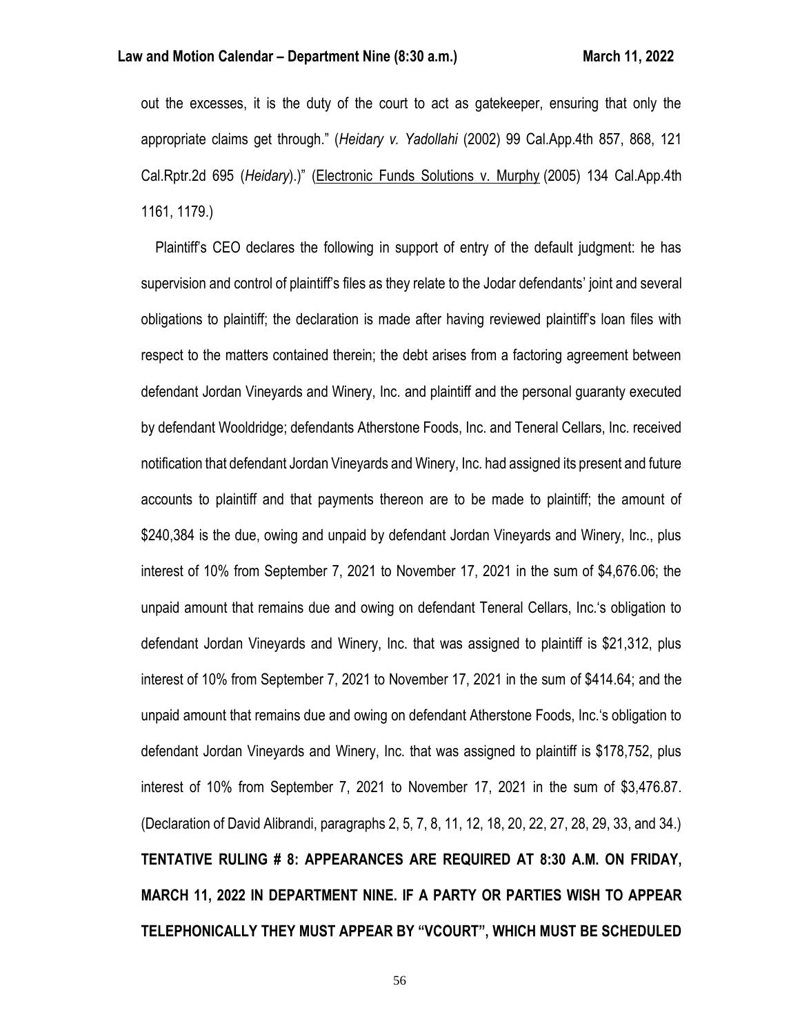out the excesses, it is the duty of the court to act as gatekeeper, ensuring that only the appropriate claims get through." (*Heidary v. Yadollahi* (2002) 99 Cal.App.4th 857, 868, 121 Cal.Rptr.2d 695 (*Heidary*).)" (Electronic Funds Solutions v. Murphy (2005) 134 Cal.App.4th 1161, 1179.)

Plaintiff's CEO declares the following in support of entry of the default judgment: he has supervision and control of plaintiff's files as they relate to the Jodar defendants' joint and several obligations to plaintiff; the declaration is made after having reviewed plaintiff's loan files with respect to the matters contained therein; the debt arises from a factoring agreement between defendant Jordan Vineyards and Winery, Inc. and plaintiff and the personal guaranty executed by defendant Wooldridge; defendants Atherstone Foods, Inc. and Teneral Cellars, Inc. received notification that defendant Jordan Vineyards and Winery, Inc. had assigned its present and future accounts to plaintiff and that payments thereon are to be made to plaintiff; the amount of $240,384 is the due, owing and unpaid by defendant Jordan Vineyards and Winery, Inc., plus interest of 10% from September 7, 2021 to November 17, 2021 in the sum of $4,676.06; the unpaid amount that remains due and owing on defendant Teneral Cellars, Inc.'s obligation to defendant Jordan Vineyards and Winery, Inc. that was assigned to plaintiff is $21,312, plus interest of 10% from September 7, 2021 to November 17, 2021 in the sum of $414.64; and the unpaid amount that remains due and owing on defendant Atherstone Foods, Inc.'s obligation to defendant Jordan Vineyards and Winery, Inc. that was assigned to plaintiff is $178,752, plus interest of 10% from September 7, 2021 to November 17, 2021 in the sum of $3,476.87. (Declaration of David Alibrandi, paragraphs 2, 5, 7, 8, 11, 12, 18, 20, 22, 27, 28, 29, 33, and 34.)

**TENTATIVE RULING # 8: APPEARANCES ARE REQUIRED AT 8:30 A.M. ON FRIDAY, MARCH 11, 2022 IN DEPARTMENT NINE. IF A PARTY OR PARTIES WISH TO APPEAR TELEPHONICALLY THEY MUST APPEAR BY "VCOURT", WHICH MUST BE SCHEDULED**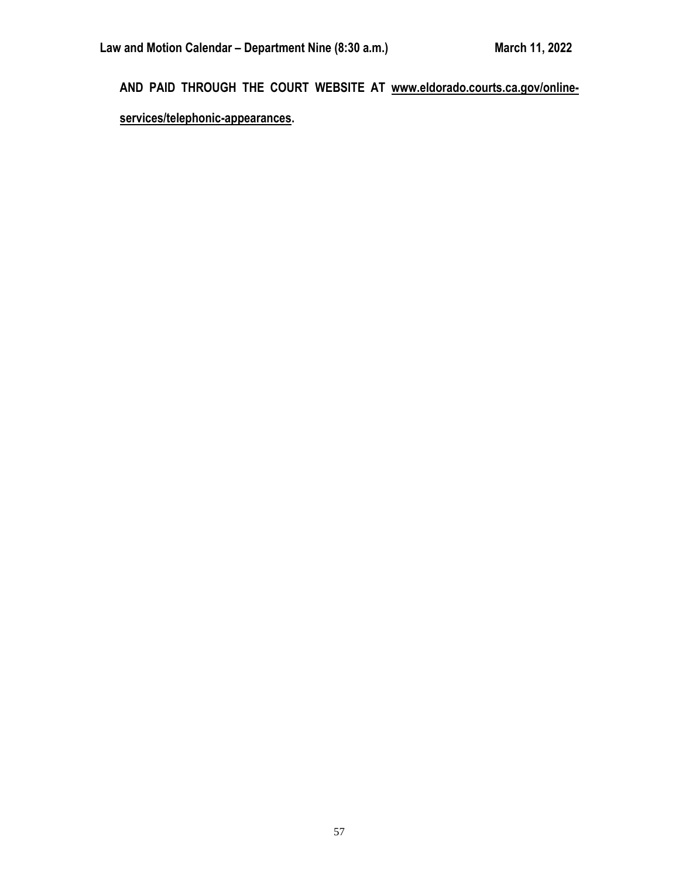**AND PAID THROUGH THE COURT WEBSITE AT www.eldorado.courts.ca.gov/online-services/telephonic-appearances.**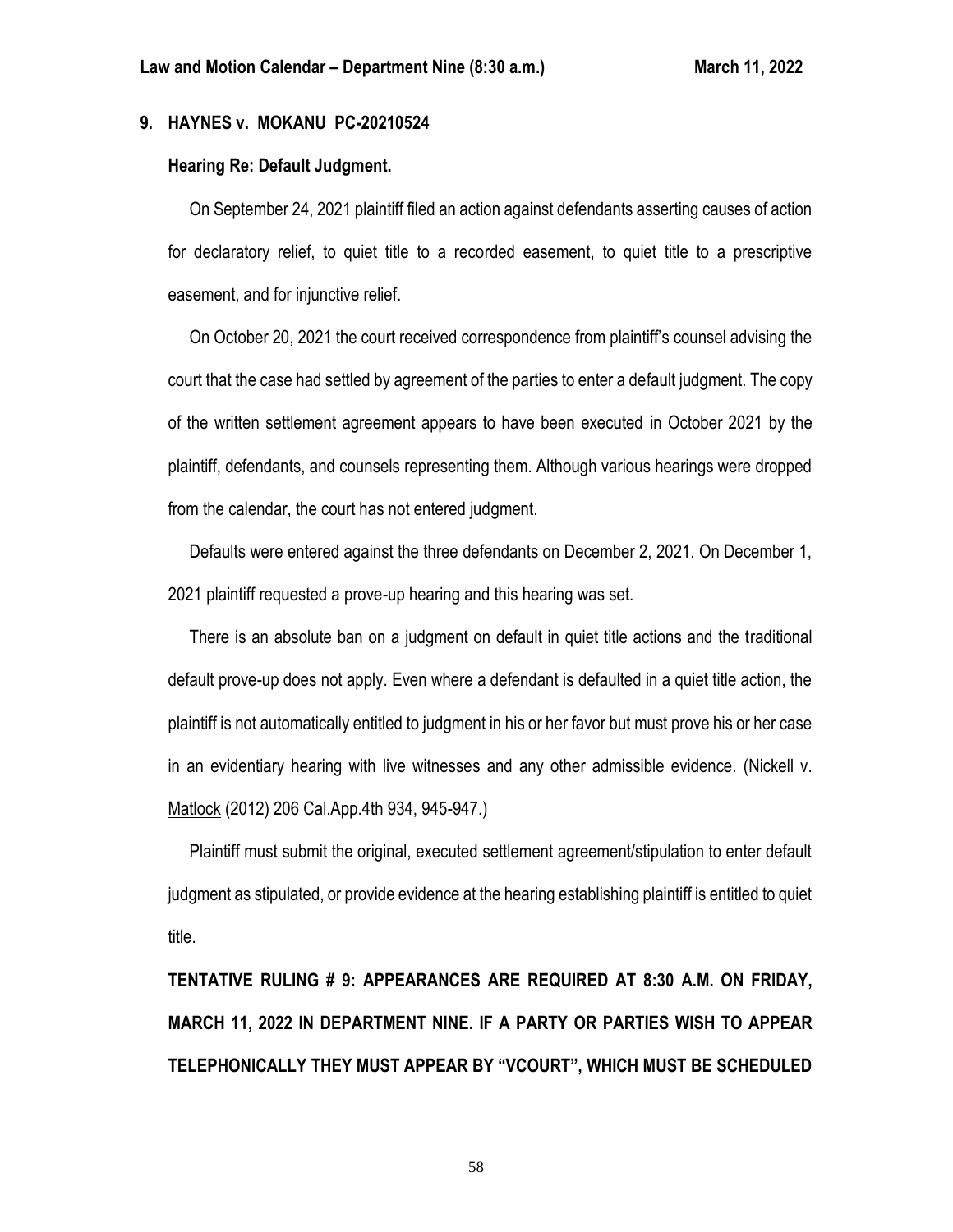**9. HAYNES v. MOKANU PC-20210524**

**Hearing Re: Default Judgment.**

On September 24, 2021 plaintiff filed an action against defendants asserting causes of action for declaratory relief, to quiet title to a recorded easement, to quiet title to a prescriptive easement, and for injunctive relief.

On October 20, 2021 the court received correspondence from plaintiff's counsel advising the court that the case had settled by agreement of the parties to enter a default judgment. The copy of the written settlement agreement appears to have been executed in October 2021 by the plaintiff, defendants, and counsels representing them. Although various hearings were dropped from the calendar, the court has not entered judgment.

Defaults were entered against the three defendants on December 2, 2021. On December 1, 2021 plaintiff requested a prove-up hearing and this hearing was set.

There is an absolute ban on a judgment on default in quiet title actions and the traditional default prove-up does not apply. Even where a defendant is defaulted in a quiet title action, the plaintiff is not automatically entitled to judgment in his or her favor but must prove his or her case in an evidentiary hearing with live witnesses and any other admissible evidence. (Nickell v. Matlock (2012) 206 Cal.App.4th 934, 945-947.)

Plaintiff must submit the original, executed settlement agreement/stipulation to enter default judgment as stipulated, or provide evidence at the hearing establishing plaintiff is entitled to quiet title.

**TENTATIVE RULING # 9: APPEARANCES ARE REQUIRED AT 8:30 A.M. ON FRIDAY, MARCH 11, 2022 IN DEPARTMENT NINE. IF A PARTY OR PARTIES WISH TO APPEAR TELEPHONICALLY THEY MUST APPEAR BY "VCOURT", WHICH MUST BE SCHEDULED**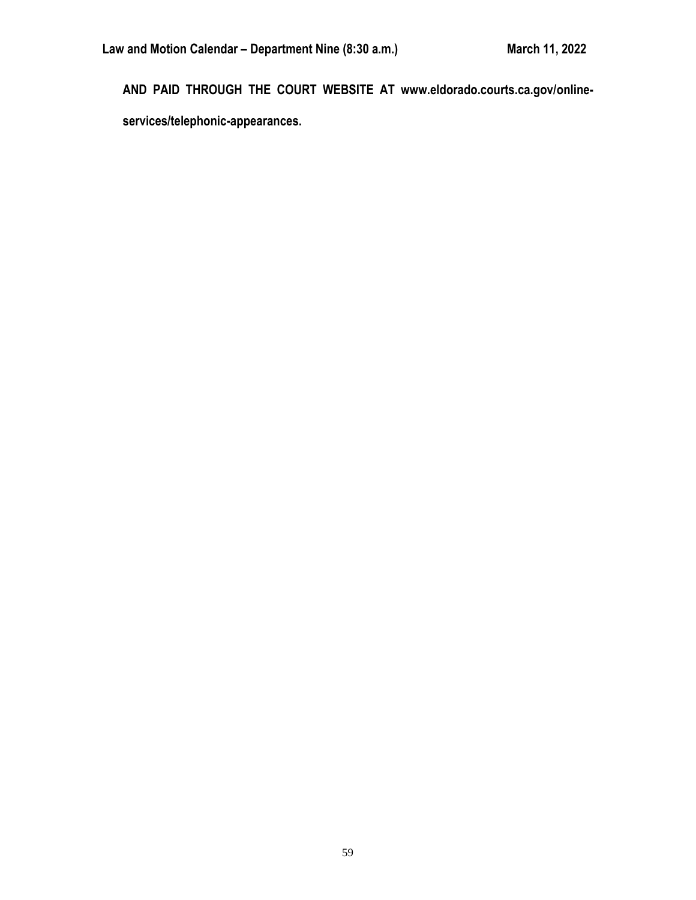**AND PAID THROUGH THE COURT WEBSITE AT www.eldorado.courts.ca.gov/online-services/telephonic-appearances.**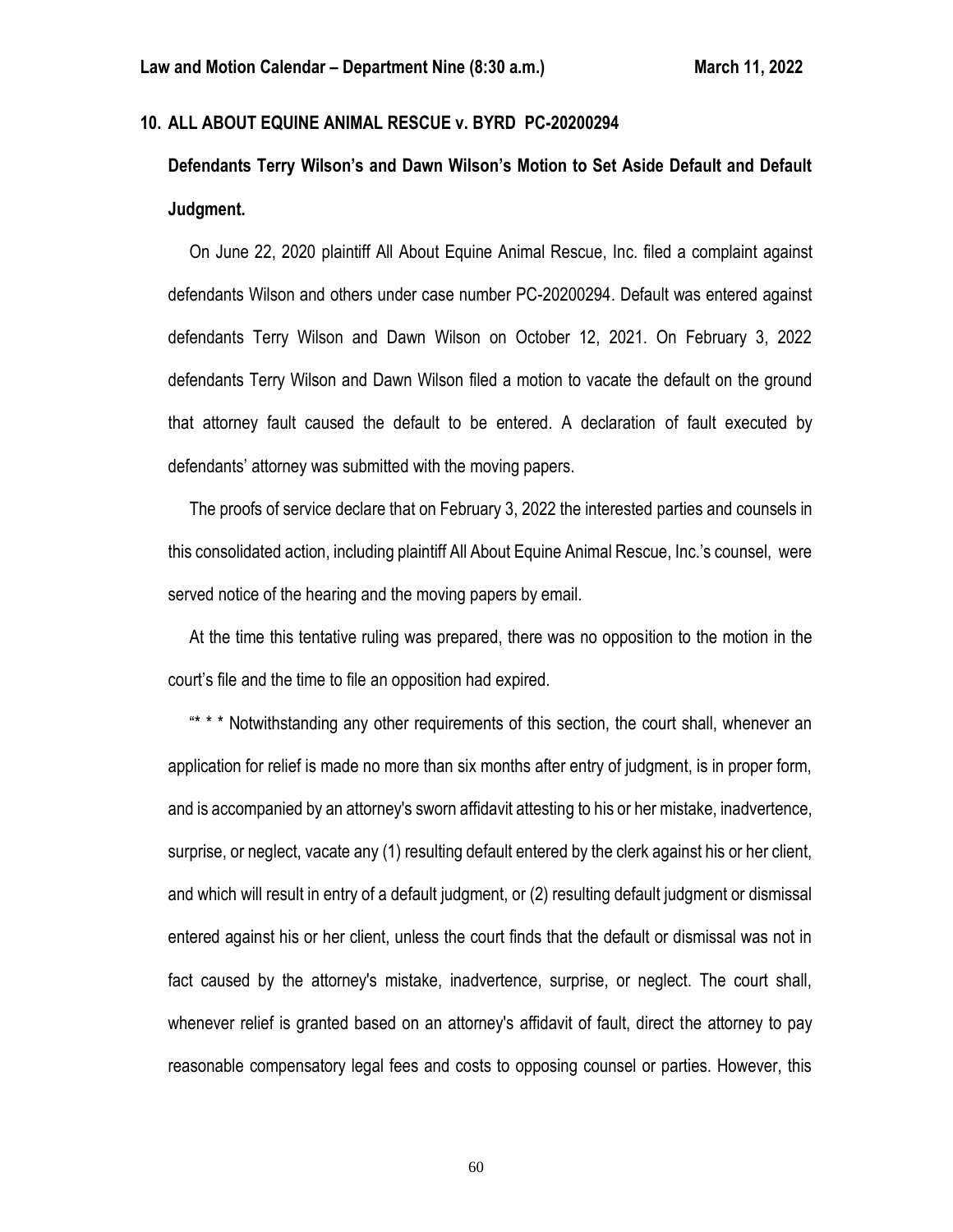**Law and Motion Calendar – Department Nine (8:30 a.m.) March 11, 2022**

**10. ALL ABOUT EQUINE ANIMAL RESCUE v. BYRD PC-20200294**

**Defendants Terry Wilson's and Dawn Wilson's Motion to Set Aside Default and Default Judgment.**

On June 22, 2020 plaintiff All About Equine Animal Rescue, Inc. filed a complaint against defendants Wilson and others under case number PC-20200294. Default was entered against defendants Terry Wilson and Dawn Wilson on October 12, 2021. On February 3, 2022 defendants Terry Wilson and Dawn Wilson filed a motion to vacate the default on the ground that attorney fault caused the default to be entered. A declaration of fault executed by defendants' attorney was submitted with the moving papers.

The proofs of service declare that on February 3, 2022 the interested parties and counsels in this consolidated action, including plaintiff All About Equine Animal Rescue, Inc.'s counsel, were served notice of the hearing and the moving papers by email.

At the time this tentative ruling was prepared, there was no opposition to the motion in the court's file and the time to file an opposition had expired.

"* * * Notwithstanding any other requirements of this section, the court shall, whenever an application for relief is made no more than six months after entry of judgment, is in proper form, and is accompanied by an attorney's sworn affidavit attesting to his or her mistake, inadvertence, surprise, or neglect, vacate any (1) resulting default entered by the clerk against his or her client, and which will result in entry of a default judgment, or (2) resulting default judgment or dismissal entered against his or her client, unless the court finds that the default or dismissal was not in fact caused by the attorney's mistake, inadvertence, surprise, or neglect. The court shall, whenever relief is granted based on an attorney's affidavit of fault, direct the attorney to pay reasonable compensatory legal fees and costs to opposing counsel or parties. However, this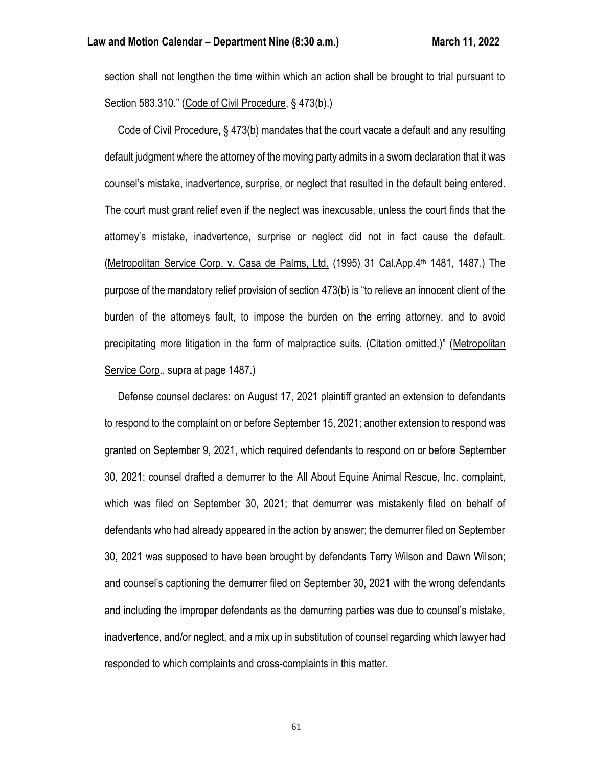section shall not lengthen the time within which an action shall be brought to trial pursuant to Section 583.310." (Code of Civil Procedure, § 473(b).)

Code of Civil Procedure, § 473(b) mandates that the court vacate a default and any resulting default judgment where the attorney of the moving party admits in a sworn declaration that it was counsel's mistake, inadvertence, surprise, or neglect that resulted in the default being entered. The court must grant relief even if the neglect was inexcusable, unless the court finds that the attorney's mistake, inadvertence, surprise or neglect did not in fact cause the default. (Metropolitan Service Corp. v. Casa de Palms, Ltd. (1995) 31 Cal.App.4th 1481, 1487.) The purpose of the mandatory relief provision of section 473(b) is "to relieve an innocent client of the burden of the attorneys fault, to impose the burden on the erring attorney, and to avoid precipitating more litigation in the form of malpractice suits. (Citation omitted.)" (Metropolitan Service Corp., supra at page 1487.)

Defense counsel declares: on August 17, 2021 plaintiff granted an extension to defendants to respond to the complaint on or before September 15, 2021; another extension to respond was granted on September 9, 2021, which required defendants to respond on or before September 30, 2021; counsel drafted a demurrer to the All About Equine Animal Rescue, Inc. complaint, which was filed on September 30, 2021; that demurrer was mistakenly filed on behalf of defendants who had already appeared in the action by answer; the demurrer filed on September 30, 2021 was supposed to have been brought by defendants Terry Wilson and Dawn Wilson; and counsel's captioning the demurrer filed on September 30, 2021 with the wrong defendants and including the improper defendants as the demurring parties was due to counsel's mistake, inadvertence, and/or neglect, and a mix up in substitution of counsel regarding which lawyer had responded to which complaints and cross-complaints in this matter.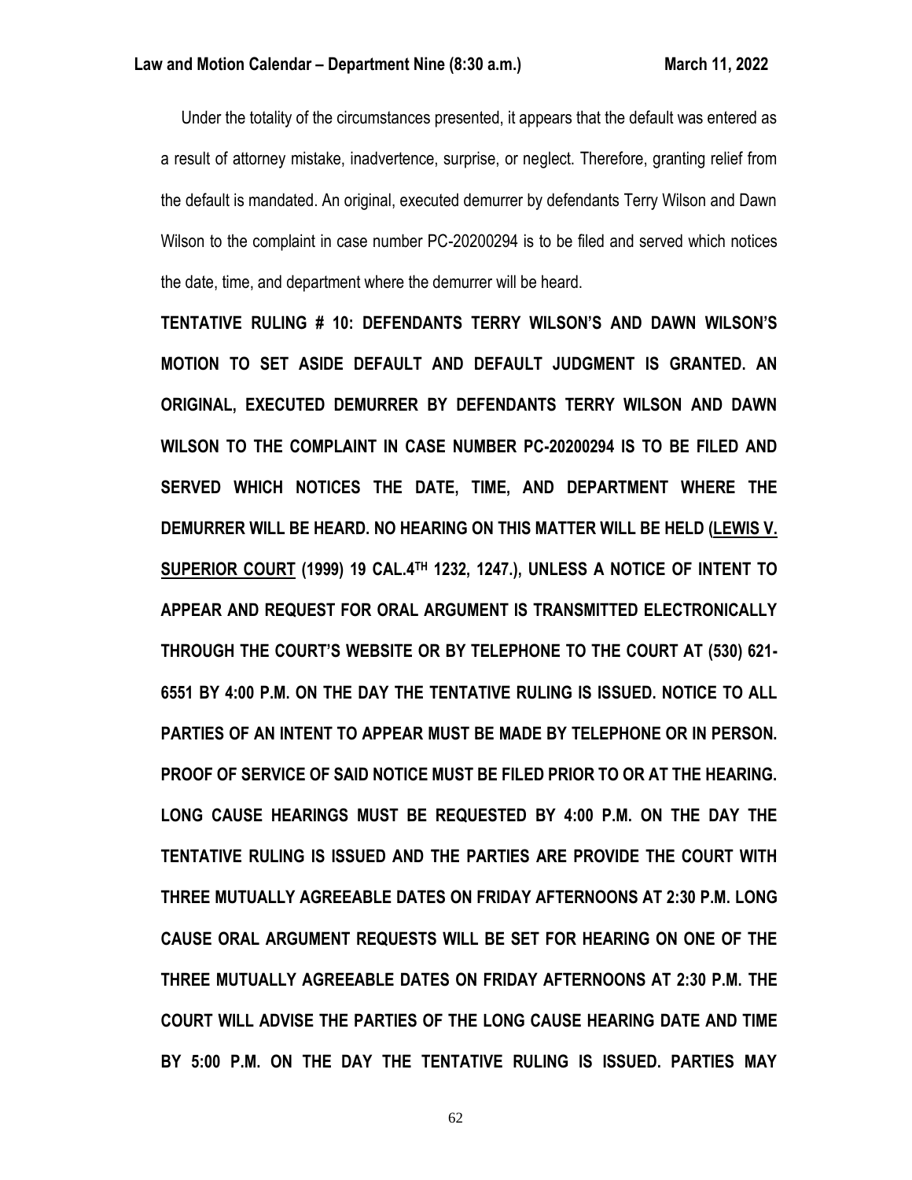Under the totality of the circumstances presented, it appears that the default was entered as a result of attorney mistake, inadvertence, surprise, or neglect. Therefore, granting relief from the default is mandated. An original, executed demurrer by defendants Terry Wilson and Dawn Wilson to the complaint in case number PC-20200294 is to be filed and served which notices the date, time, and department where the demurrer will be heard.

**TENTATIVE RULING # 10: DEFENDANTS TERRY WILSON'S AND DAWN WILSON'S MOTION TO SET ASIDE DEFAULT AND DEFAULT JUDGMENT IS GRANTED. AN ORIGINAL, EXECUTED DEMURRER BY DEFENDANTS TERRY WILSON AND DAWN WILSON TO THE COMPLAINT IN CASE NUMBER PC-20200294 IS TO BE FILED AND SERVED WHICH NOTICES THE DATE, TIME, AND DEPARTMENT WHERE THE DEMURRER WILL BE HEARD. NO HEARING ON THIS MATTER WILL BE HELD (LEWIS V. SUPERIOR COURT (1999) 19 CAL.4TH 1232, 1247.), UNLESS A NOTICE OF INTENT TO APPEAR AND REQUEST FOR ORAL ARGUMENT IS TRANSMITTED ELECTRONICALLY THROUGH THE COURT'S WEBSITE OR BY TELEPHONE TO THE COURT AT (530) 621-6551 BY 4:00 P.M. ON THE DAY THE TENTATIVE RULING IS ISSUED. NOTICE TO ALL PARTIES OF AN INTENT TO APPEAR MUST BE MADE BY TELEPHONE OR IN PERSON. PROOF OF SERVICE OF SAID NOTICE MUST BE FILED PRIOR TO OR AT THE HEARING. LONG CAUSE HEARINGS MUST BE REQUESTED BY 4:00 P.M. ON THE DAY THE TENTATIVE RULING IS ISSUED AND THE PARTIES ARE PROVIDE THE COURT WITH THREE MUTUALLY AGREEABLE DATES ON FRIDAY AFTERNOONS AT 2:30 P.M. LONG CAUSE ORAL ARGUMENT REQUESTS WILL BE SET FOR HEARING ON ONE OF THE THREE MUTUALLY AGREEABLE DATES ON FRIDAY AFTERNOONS AT 2:30 P.M. THE COURT WILL ADVISE THE PARTIES OF THE LONG CAUSE HEARING DATE AND TIME BY 5:00 P.M. ON THE DAY THE TENTATIVE RULING IS ISSUED. PARTIES MAY**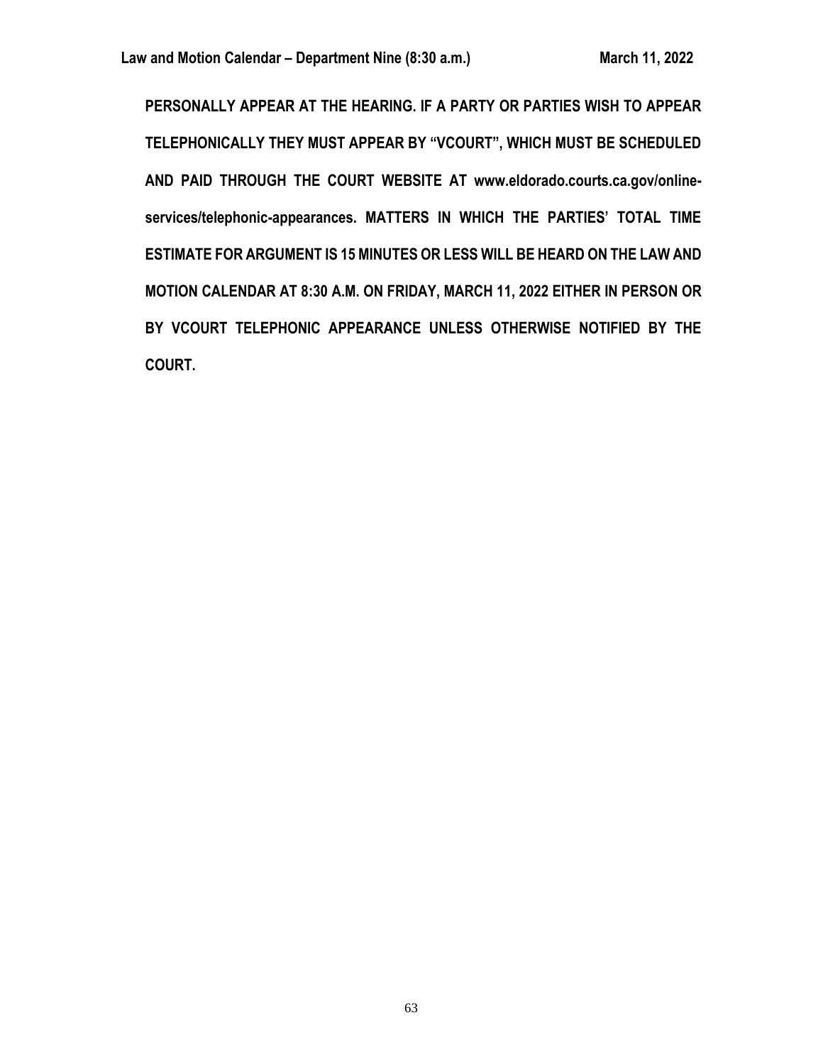**PERSONALLY APPEAR AT THE HEARING. IF A PARTY OR PARTIES WISH TO APPEAR TELEPHONICALLY THEY MUST APPEAR BY "VCOURT", WHICH MUST BE SCHEDULED AND PAID THROUGH THE COURT WEBSITE AT www.eldorado.courts.ca.gov/online-services/telephonic-appearances. MATTERS IN WHICH THE PARTIES' TOTAL TIME ESTIMATE FOR ARGUMENT IS 15 MINUTES OR LESS WILL BE HEARD ON THE LAW AND MOTION CALENDAR AT 8:30 A.M. ON FRIDAY, MARCH 11, 2022 EITHER IN PERSON OR BY VCOURT TELEPHONIC APPEARANCE UNLESS OTHERWISE NOTIFIED BY THE COURT.**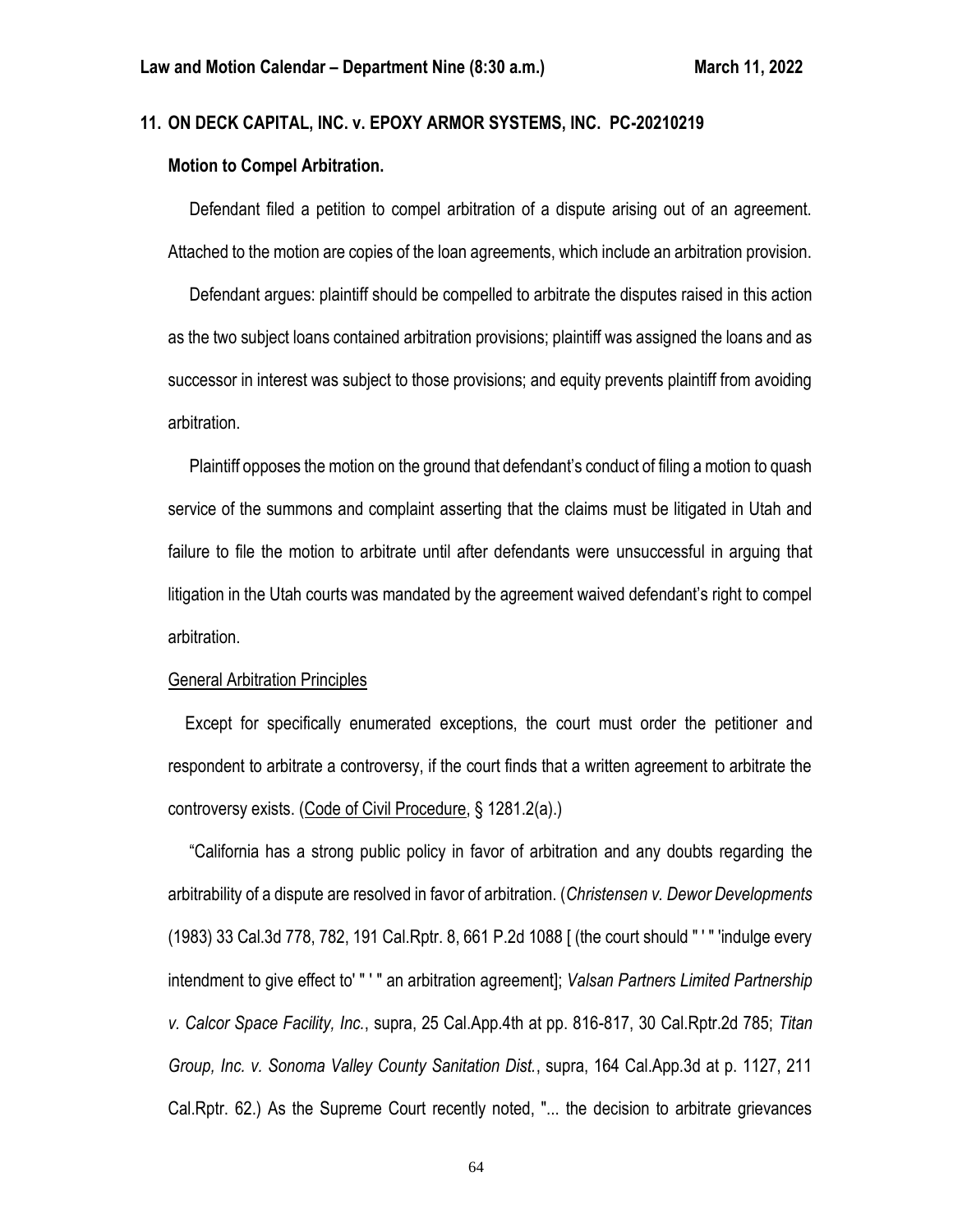## 11. ON DECK CAPITAL, INC. v. EPOXY ARMOR SYSTEMS, INC. PC-20210219

### Motion to Compel Arbitration.

Defendant filed a petition to compel arbitration of a dispute arising out of an agreement. Attached to the motion are copies of the loan agreements, which include an arbitration provision.

Defendant argues: plaintiff should be compelled to arbitrate the disputes raised in this action as the two subject loans contained arbitration provisions; plaintiff was assigned the loans and as successor in interest was subject to those provisions; and equity prevents plaintiff from avoiding arbitration.

Plaintiff opposes the motion on the ground that defendant's conduct of filing a motion to quash service of the summons and complaint asserting that the claims must be litigated in Utah and failure to file the motion to arbitrate until after defendants were unsuccessful in arguing that litigation in the Utah courts was mandated by the agreement waived defendant's right to compel arbitration.

General Arbitration Principles

Except for specifically enumerated exceptions, the court must order the petitioner and respondent to arbitrate a controversy, if the court finds that a written agreement to arbitrate the controversy exists. (Code of Civil Procedure, § 1281.2(a).)

"California has a strong public policy in favor of arbitration and any doubts regarding the arbitrability of a dispute are resolved in favor of arbitration. (*Christensen v. Dewor Developments* (1983) 33 Cal.3d 778, 782, 191 Cal.Rptr. 8, 661 P.2d 1088 [ (the court should " ' " 'indulge every intendment to give effect to' " ' " an arbitration agreement]; *Valsan Partners Limited Partnership v. Calcor Space Facility, Inc.*, supra, 25 Cal.App.4th at pp. 816-817, 30 Cal.Rptr.2d 785; *Titan Group, Inc. v. Sonoma Valley County Sanitation Dist.*, supra, 164 Cal.App.3d at p. 1127, 211 Cal.Rptr. 62.) As the Supreme Court recently noted, "... the decision to arbitrate grievances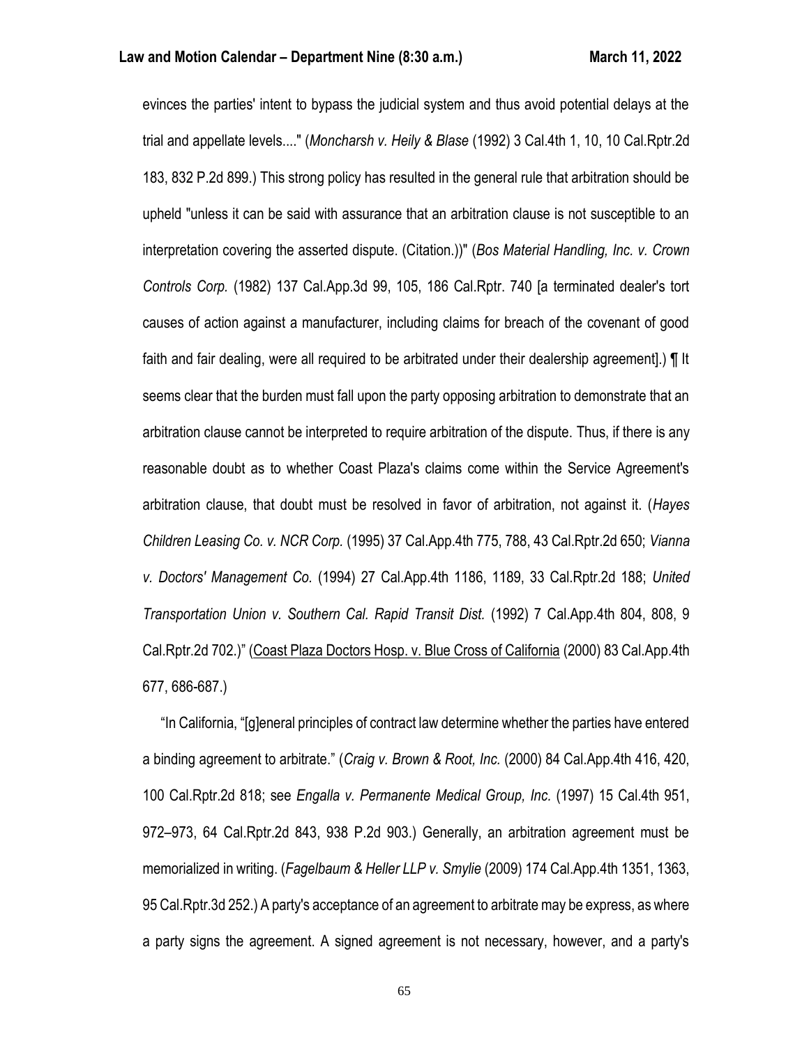evinces the parties' intent to bypass the judicial system and thus avoid potential delays at the trial and appellate levels...." (*Moncharsh v. Heily & Blase* (1992) 3 Cal.4th 1, 10, 10 Cal.Rptr.2d 183, 832 P.2d 899.) This strong policy has resulted in the general rule that arbitration should be upheld "unless it can be said with assurance that an arbitration clause is not susceptible to an interpretation covering the asserted dispute. (Citation.))" (*Bos Material Handling, Inc. v. Crown Controls Corp.* (1982) 137 Cal.App.3d 99, 105, 186 Cal.Rptr. 740 [a terminated dealer's tort causes of action against a manufacturer, including claims for breach of the covenant of good faith and fair dealing, were all required to be arbitrated under their dealership agreement].) ¶ It seems clear that the burden must fall upon the party opposing arbitration to demonstrate that an arbitration clause cannot be interpreted to require arbitration of the dispute. Thus, if there is any reasonable doubt as to whether Coast Plaza's claims come within the Service Agreement's arbitration clause, that doubt must be resolved in favor of arbitration, not against it. (*Hayes Children Leasing Co. v. NCR Corp.* (1995) 37 Cal.App.4th 775, 788, 43 Cal.Rptr.2d 650; *Vianna v. Doctors' Management Co.* (1994) 27 Cal.App.4th 1186, 1189, 33 Cal.Rptr.2d 188; *United Transportation Union v. Southern Cal. Rapid Transit Dist.* (1992) 7 Cal.App.4th 804, 808, 9 Cal.Rptr.2d 702.)" (Coast Plaza Doctors Hosp. v. Blue Cross of California (2000) 83 Cal.App.4th 677, 686-687.)

"In California, "[g]eneral principles of contract law determine whether the parties have entered a binding agreement to arbitrate." (*Craig v. Brown & Root, Inc.* (2000) 84 Cal.App.4th 416, 420, 100 Cal.Rptr.2d 818; see *Engalla v. Permanente Medical Group, Inc.* (1997) 15 Cal.4th 951, 972–973, 64 Cal.Rptr.2d 843, 938 P.2d 903.) Generally, an arbitration agreement must be memorialized in writing. (*Fagelbaum & Heller LLP v. Smylie* (2009) 174 Cal.App.4th 1351, 1363, 95 Cal.Rptr.3d 252.) A party's acceptance of an agreement to arbitrate may be express, as where a party signs the agreement. A signed agreement is not necessary, however, and a party's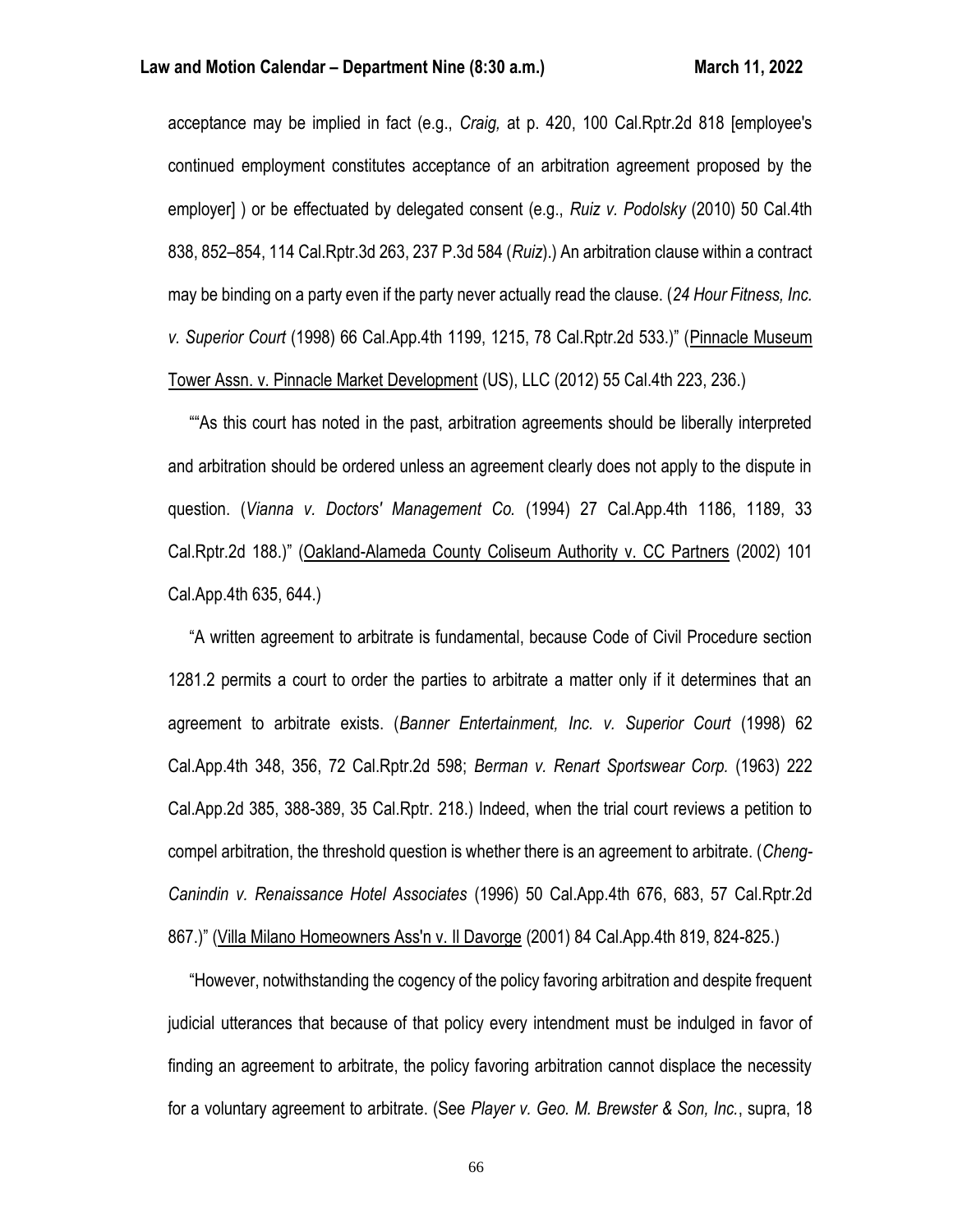acceptance may be implied in fact (e.g., *Craig,* at p. 420, 100 Cal.Rptr.2d 818 [employee's continued employment constitutes acceptance of an arbitration agreement proposed by the employer] ) or be effectuated by delegated consent (e.g., *Ruiz v. Podolsky* (2010) 50 Cal.4th 838, 852–854, 114 Cal.Rptr.3d 263, 237 P.3d 584 (*Ruiz*).) An arbitration clause within a contract may be binding on a party even if the party never actually read the clause. (*24 Hour Fitness, Inc. v. Superior Court* (1998) 66 Cal.App.4th 1199, 1215, 78 Cal.Rptr.2d 533.)" (Pinnacle Museum Tower Assn. v. Pinnacle Market Development (US), LLC (2012) 55 Cal.4th 223, 236.)

""As this court has noted in the past, arbitration agreements should be liberally interpreted and arbitration should be ordered unless an agreement clearly does not apply to the dispute in question. (*Vianna v. Doctors' Management Co.* (1994) 27 Cal.App.4th 1186, 1189, 33 Cal.Rptr.2d 188.)" (Oakland-Alameda County Coliseum Authority v. CC Partners (2002) 101 Cal.App.4th 635, 644.)

"A written agreement to arbitrate is fundamental, because Code of Civil Procedure section 1281.2 permits a court to order the parties to arbitrate a matter only if it determines that an agreement to arbitrate exists. (*Banner Entertainment, Inc. v. Superior Court* (1998) 62 Cal.App.4th 348, 356, 72 Cal.Rptr.2d 598; *Berman v. Renart Sportswear Corp.* (1963) 222 Cal.App.2d 385, 388-389, 35 Cal.Rptr. 218.) Indeed, when the trial court reviews a petition to compel arbitration, the threshold question is whether there is an agreement to arbitrate. (*Cheng-Canindin v. Renaissance Hotel Associates* (1996) 50 Cal.App.4th 676, 683, 57 Cal.Rptr.2d 867.)" (Villa Milano Homeowners Ass'n v. Il Davorge (2001) 84 Cal.App.4th 819, 824-825.)

"However, notwithstanding the cogency of the policy favoring arbitration and despite frequent judicial utterances that because of that policy every intendment must be indulged in favor of finding an agreement to arbitrate, the policy favoring arbitration cannot displace the necessity for a voluntary agreement to arbitrate. (See *Player v. Geo. M. Brewster & Son, Inc.*, supra, 18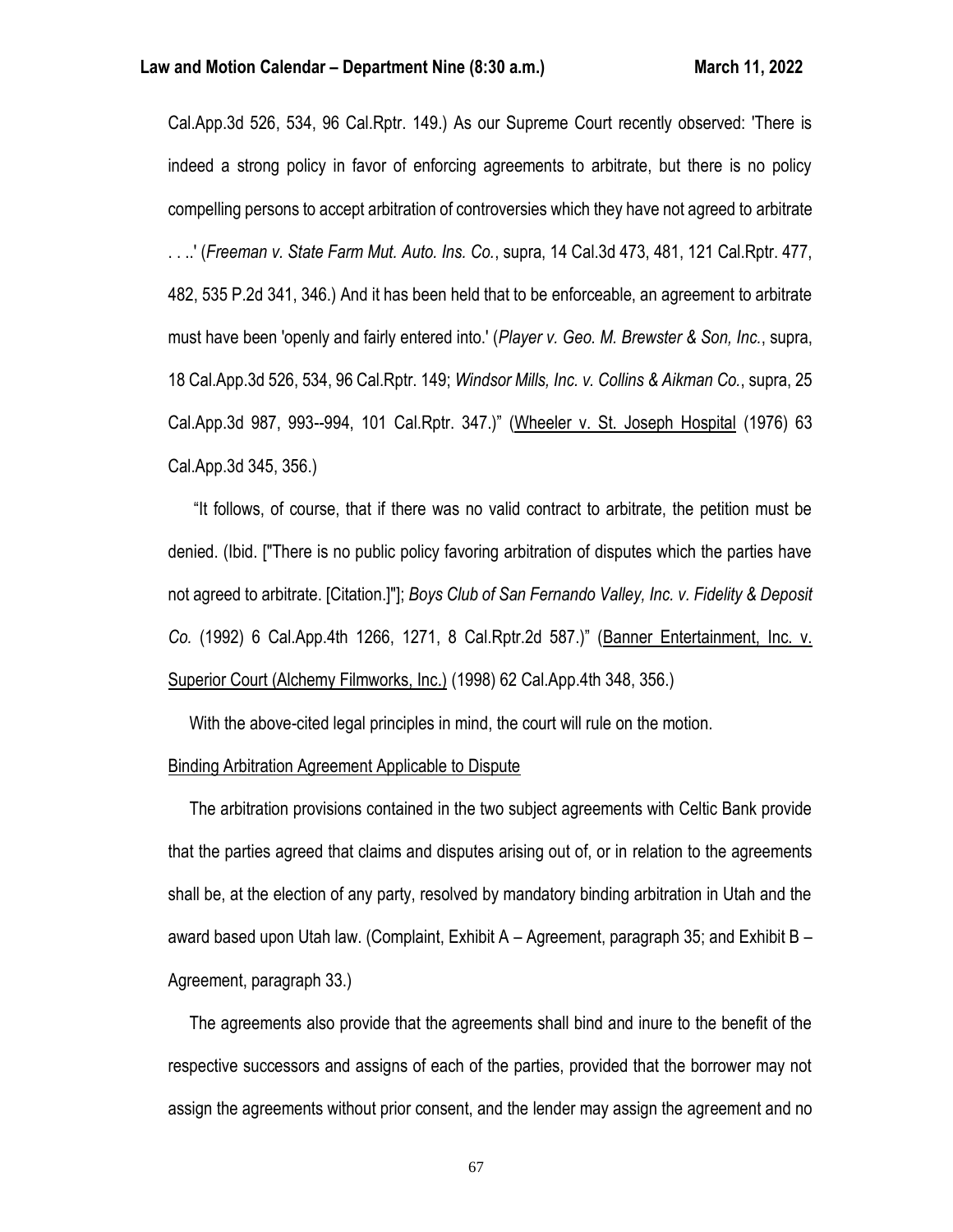Cal.App.3d 526, 534, 96 Cal.Rptr. 149.) As our Supreme Court recently observed: 'There is indeed a strong policy in favor of enforcing agreements to arbitrate, but there is no policy compelling persons to accept arbitration of controversies which they have not agreed to arbitrate . . ..' (*Freeman v. State Farm Mut. Auto. Ins. Co.*, supra, 14 Cal.3d 473, 481, 121 Cal.Rptr. 477, 482, 535 P.2d 341, 346.) And it has been held that to be enforceable, an agreement to arbitrate must have been 'openly and fairly entered into.' (*Player v. Geo. M. Brewster & Son, Inc.*, supra, 18 Cal.App.3d 526, 534, 96 Cal.Rptr. 149; *Windsor Mills, Inc. v. Collins & Aikman Co.*, supra, 25 Cal.App.3d 987, 993--994, 101 Cal.Rptr. 347.)" (Wheeler v. St. Joseph Hospital (1976) 63 Cal.App.3d 345, 356.)

"It follows, of course, that if there was no valid contract to arbitrate, the petition must be denied. (Ibid. ["There is no public policy favoring arbitration of disputes which the parties have not agreed to arbitrate. [Citation.]"]; *Boys Club of San Fernando Valley, Inc. v. Fidelity & Deposit Co.* (1992) 6 Cal.App.4th 1266, 1271, 8 Cal.Rptr.2d 587.)" (Banner Entertainment, Inc. v. Superior Court (Alchemy Filmworks, Inc.) (1998) 62 Cal.App.4th 348, 356.)

With the above-cited legal principles in mind, the court will rule on the motion.

Binding Arbitration Agreement Applicable to Dispute

The arbitration provisions contained in the two subject agreements with Celtic Bank provide that the parties agreed that claims and disputes arising out of, or in relation to the agreements shall be, at the election of any party, resolved by mandatory binding arbitration in Utah and the award based upon Utah law. (Complaint, Exhibit A – Agreement, paragraph 35; and Exhibit B – Agreement, paragraph 33.)

The agreements also provide that the agreements shall bind and inure to the benefit of the respective successors and assigns of each of the parties, provided that the borrower may not assign the agreements without prior consent, and the lender may assign the agreement and no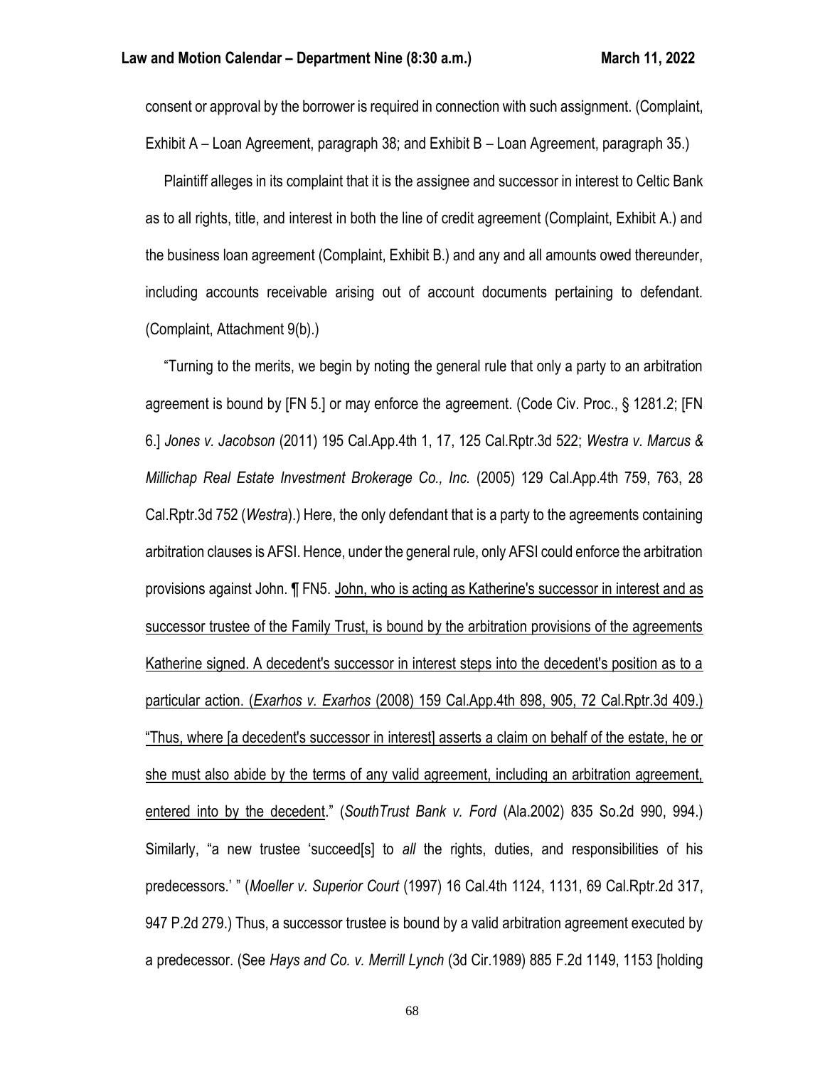consent or approval by the borrower is required in connection with such assignment. (Complaint, Exhibit A – Loan Agreement, paragraph 38; and Exhibit B – Loan Agreement, paragraph 35.)

Plaintiff alleges in its complaint that it is the assignee and successor in interest to Celtic Bank as to all rights, title, and interest in both the line of credit agreement (Complaint, Exhibit A.) and the business loan agreement (Complaint, Exhibit B.) and any and all amounts owed thereunder, including accounts receivable arising out of account documents pertaining to defendant. (Complaint, Attachment 9(b).)

"Turning to the merits, we begin by noting the general rule that only a party to an arbitration agreement is bound by [FN 5.] or may enforce the agreement. (Code Civ. Proc., § 1281.2; [FN 6.] *Jones v. Jacobson* (2011) 195 Cal.App.4th 1, 17, 125 Cal.Rptr.3d 522; *Westra v. Marcus & Millichap Real Estate Investment Brokerage Co., Inc.* (2005) 129 Cal.App.4th 759, 763, 28 Cal.Rptr.3d 752 (*Westra*).) Here, the only defendant that is a party to the agreements containing arbitration clauses is AFSI. Hence, under the general rule, only AFSI could enforce the arbitration provisions against John. ¶ FN5. <u>John, who is acting as Katherine's successor in interest and as successor trustee of the Family Trust, is bound by the arbitration provisions of the agreements Katherine signed. A decedent's successor in interest steps into the decedent's position as to a particular action. (*Exarhos v. Exarhos* (2008) 159 Cal.App.4th 898, 905, 72 Cal.Rptr.3d 409.) "Thus, where [a decedent's successor in interest] asserts a claim on behalf of the estate, he or she must also abide by the terms of any valid agreement, including an arbitration agreement, entered into by the decedent</u>." (*SouthTrust Bank v. Ford* (Ala.2002) 835 So.2d 990, 994.) Similarly, "a new trustee 'succeed[s] to *all* the rights, duties, and responsibilities of his predecessors.' " (*Moeller v. Superior Court* (1997) 16 Cal.4th 1124, 1131, 69 Cal.Rptr.2d 317, 947 P.2d 279.) Thus, a successor trustee is bound by a valid arbitration agreement executed by a predecessor. (See *Hays and Co. v. Merrill Lynch* (3d Cir.1989) 885 F.2d 1149, 1153 [holding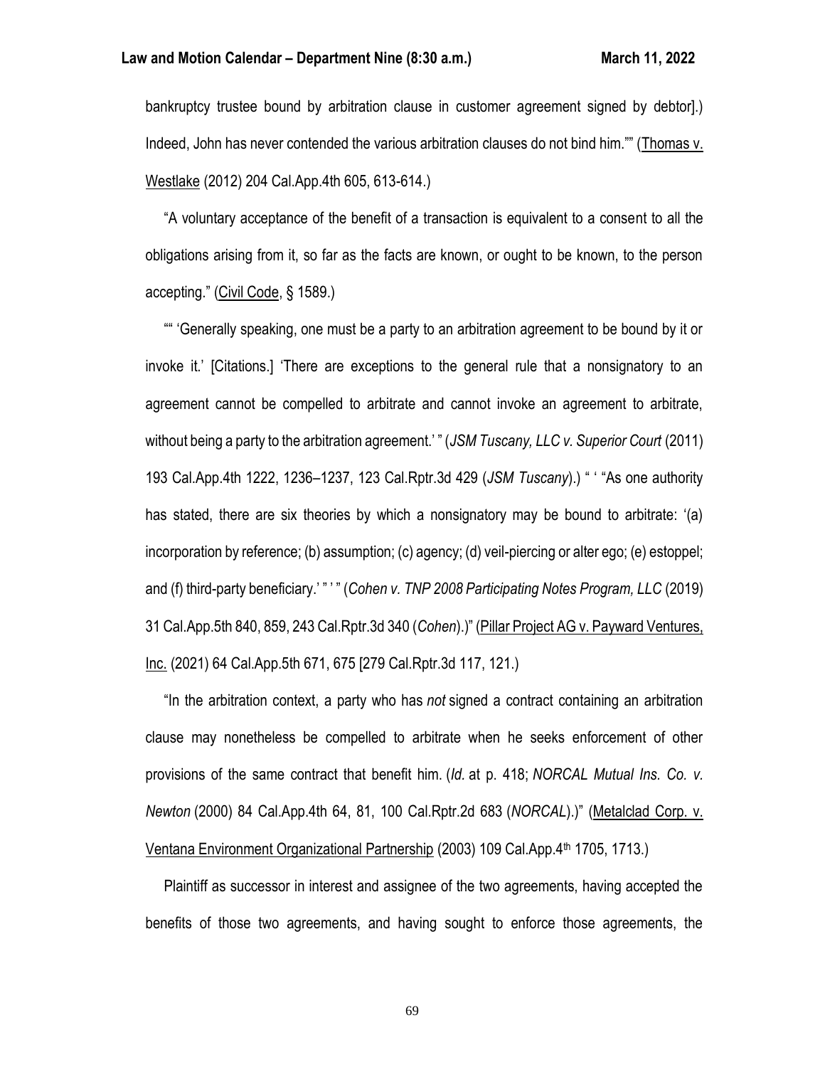bankruptcy trustee bound by arbitration clause in customer agreement signed by debtor].) Indeed, John has never contended the various arbitration clauses do not bind him."" (Thomas v. Westlake (2012) 204 Cal.App.4th 605, 613-614.)

"A voluntary acceptance of the benefit of a transaction is equivalent to a consent to all the obligations arising from it, so far as the facts are known, or ought to be known, to the person accepting." (Civil Code, § 1589.)

"" 'Generally speaking, one must be a party to an arbitration agreement to be bound by it or invoke it.' [Citations.] 'There are exceptions to the general rule that a nonsignatory to an agreement cannot be compelled to arbitrate and cannot invoke an agreement to arbitrate, without being a party to the arbitration agreement.' " (*JSM Tuscany, LLC v. Superior Court* (2011) 193 Cal.App.4th 1222, 1236–1237, 123 Cal.Rptr.3d 429 (*JSM Tuscany*).) " ' "As one authority has stated, there are six theories by which a nonsignatory may be bound to arbitrate: '(a) incorporation by reference; (b) assumption; (c) agency; (d) veil-piercing or alter ego; (e) estoppel; and (f) third-party beneficiary.' " ' " (*Cohen v. TNP 2008 Participating Notes Program, LLC* (2019) 31 Cal.App.5th 840, 859, 243 Cal.Rptr.3d 340 (*Cohen*).)" (Pillar Project AG v. Payward Ventures, Inc. (2021) 64 Cal.App.5th 671, 675 [279 Cal.Rptr.3d 117, 121.)

"In the arbitration context, a party who has *not* signed a contract containing an arbitration clause may nonetheless be compelled to arbitrate when he seeks enforcement of other provisions of the same contract that benefit him. (*Id.* at p. 418; *NORCAL Mutual Ins. Co. v. Newton* (2000) 84 Cal.App.4th 64, 81, 100 Cal.Rptr.2d 683 (*NORCAL*).)" (Metalclad Corp. v. Ventana Environment Organizational Partnership (2003) 109 Cal.App.4th 1705, 1713.)

Plaintiff as successor in interest and assignee of the two agreements, having accepted the benefits of those two agreements, and having sought to enforce those agreements, the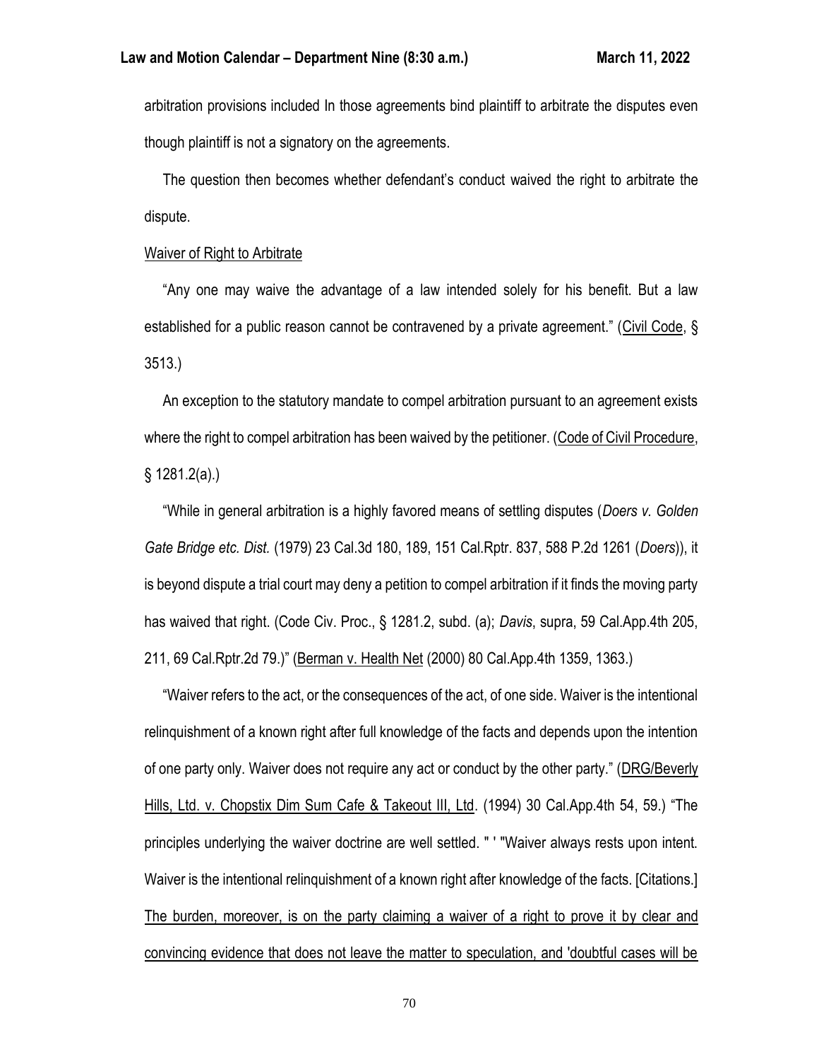arbitration provisions included In those agreements bind plaintiff to arbitrate the disputes even though plaintiff is not a signatory on the agreements.

The question then becomes whether defendant's conduct waived the right to arbitrate the dispute.

Waiver of Right to Arbitrate

"Any one may waive the advantage of a law intended solely for his benefit. But a law established for a public reason cannot be contravened by a private agreement." (Civil Code, § 3513.)

An exception to the statutory mandate to compel arbitration pursuant to an agreement exists where the right to compel arbitration has been waived by the petitioner. (Code of Civil Procedure, § 1281.2(a).)

"While in general arbitration is a highly favored means of settling disputes (*Doers v. Golden Gate Bridge etc. Dist.* (1979) 23 Cal.3d 180, 189, 151 Cal.Rptr. 837, 588 P.2d 1261 (*Doers*)), it is beyond dispute a trial court may deny a petition to compel arbitration if it finds the moving party has waived that right. (Code Civ. Proc., § 1281.2, subd. (a); *Davis*, supra, 59 Cal.App.4th 205, 211, 69 Cal.Rptr.2d 79.)" (Berman v. Health Net (2000) 80 Cal.App.4th 1359, 1363.)

"Waiver refers to the act, or the consequences of the act, of one side. Waiver is the intentional relinquishment of a known right after full knowledge of the facts and depends upon the intention of one party only. Waiver does not require any act or conduct by the other party." (DRG/Beverly Hills, Ltd. v. Chopstix Dim Sum Cafe & Takeout III, Ltd. (1994) 30 Cal.App.4th 54, 59.) "The principles underlying the waiver doctrine are well settled. " ' "Waiver always rests upon intent. Waiver is the intentional relinquishment of a known right after knowledge of the facts. [Citations.] The burden, moreover, is on the party claiming a waiver of a right to prove it by clear and convincing evidence that does not leave the matter to speculation, and 'doubtful cases will be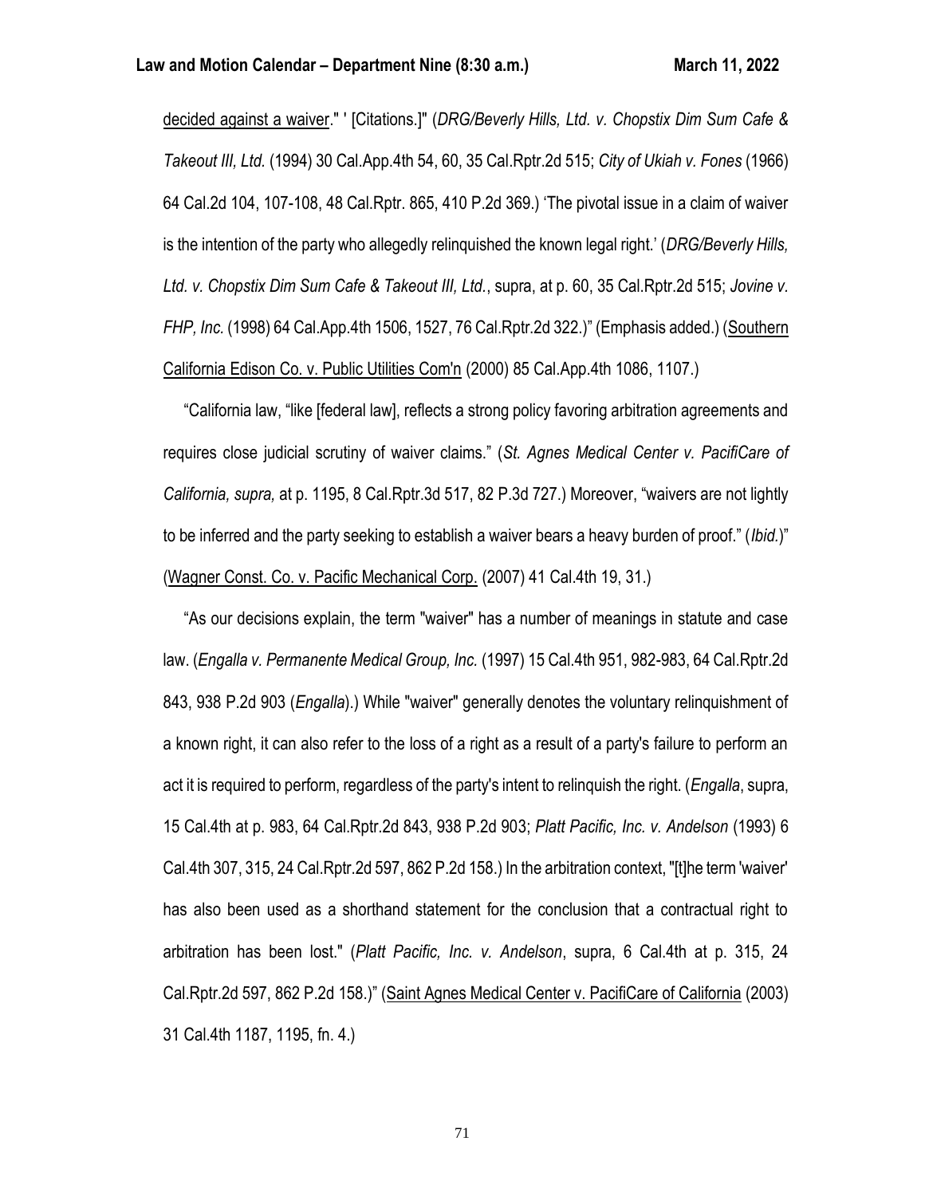decided against a waiver." ' [Citations.]" (*DRG/Beverly Hills, Ltd. v. Chopstix Dim Sum Cafe & Takeout III, Ltd.* (1994) 30 Cal.App.4th 54, 60, 35 Cal.Rptr.2d 515; *City of Ukiah v. Fones* (1966) 64 Cal.2d 104, 107-108, 48 Cal.Rptr. 865, 410 P.2d 369.) 'The pivotal issue in a claim of waiver is the intention of the party who allegedly relinquished the known legal right.' (*DRG/Beverly Hills, Ltd. v. Chopstix Dim Sum Cafe & Takeout III, Ltd.*, supra, at p. 60, 35 Cal.Rptr.2d 515; *Jovine v. FHP, Inc.* (1998) 64 Cal.App.4th 1506, 1527, 76 Cal.Rptr.2d 322.)" (Emphasis added.) (Southern California Edison Co. v. Public Utilities Com'n (2000) 85 Cal.App.4th 1086, 1107.)

"California law, "like [federal law], reflects a strong policy favoring arbitration agreements and requires close judicial scrutiny of waiver claims." (*St. Agnes Medical Center v. PacifiCare of California, supra,* at p. 1195, 8 Cal.Rptr.3d 517, 82 P.3d 727.) Moreover, "waivers are not lightly to be inferred and the party seeking to establish a waiver bears a heavy burden of proof." (*Ibid.*)" (Wagner Const. Co. v. Pacific Mechanical Corp. (2007) 41 Cal.4th 19, 31.)

"As our decisions explain, the term "waiver" has a number of meanings in statute and case law. (*Engalla v. Permanente Medical Group, Inc.* (1997) 15 Cal.4th 951, 982-983, 64 Cal.Rptr.2d 843, 938 P.2d 903 (*Engalla*).) While "waiver" generally denotes the voluntary relinquishment of a known right, it can also refer to the loss of a right as a result of a party's failure to perform an act it is required to perform, regardless of the party's intent to relinquish the right. (*Engalla*, supra, 15 Cal.4th at p. 983, 64 Cal.Rptr.2d 843, 938 P.2d 903; *Platt Pacific, Inc. v. Andelson* (1993) 6 Cal.4th 307, 315, 24 Cal.Rptr.2d 597, 862 P.2d 158.) In the arbitration context, "[t]he term 'waiver' has also been used as a shorthand statement for the conclusion that a contractual right to arbitration has been lost." (*Platt Pacific, Inc. v. Andelson*, supra, 6 Cal.4th at p. 315, 24 Cal.Rptr.2d 597, 862 P.2d 158.)" (Saint Agnes Medical Center v. PacifiCare of California (2003) 31 Cal.4th 1187, 1195, fn. 4.)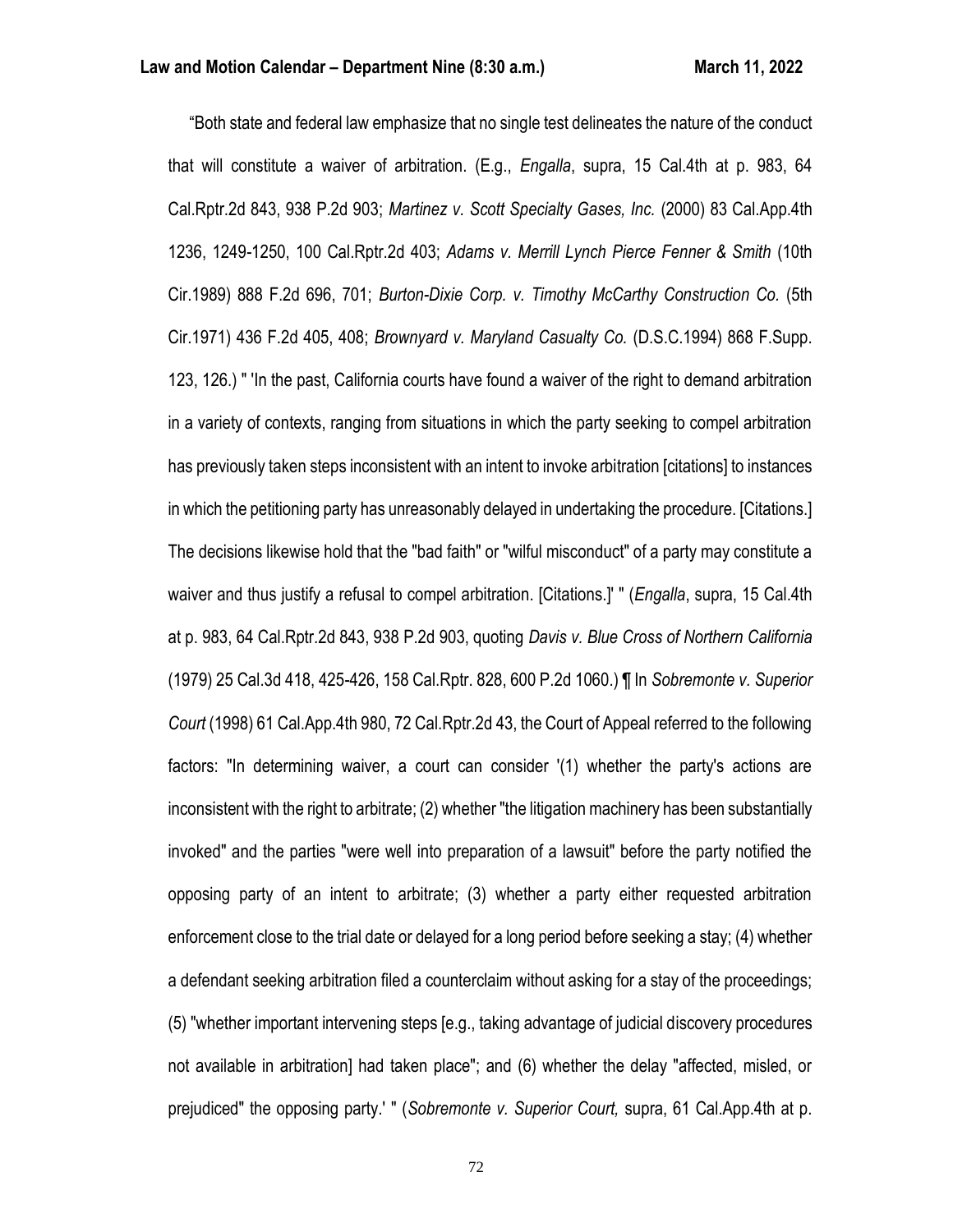"Both state and federal law emphasize that no single test delineates the nature of the conduct that will constitute a waiver of arbitration. (E.g., *Engalla*, supra, 15 Cal.4th at p. 983, 64 Cal.Rptr.2d 843, 938 P.2d 903; *Martinez v. Scott Specialty Gases, Inc.* (2000) 83 Cal.App.4th 1236, 1249-1250, 100 Cal.Rptr.2d 403; *Adams v. Merrill Lynch Pierce Fenner & Smith* (10th Cir.1989) 888 F.2d 696, 701; *Burton-Dixie Corp. v. Timothy McCarthy Construction Co.* (5th Cir.1971) 436 F.2d 405, 408; *Brownyard v. Maryland Casualty Co.* (D.S.C.1994) 868 F.Supp. 123, 126.) " 'In the past, California courts have found a waiver of the right to demand arbitration in a variety of contexts, ranging from situations in which the party seeking to compel arbitration has previously taken steps inconsistent with an intent to invoke arbitration [citations] to instances in which the petitioning party has unreasonably delayed in undertaking the procedure. [Citations.] The decisions likewise hold that the "bad faith" or "wilful misconduct" of a party may constitute a waiver and thus justify a refusal to compel arbitration. [Citations.]' " (*Engalla*, supra, 15 Cal.4th at p. 983, 64 Cal.Rptr.2d 843, 938 P.2d 903, quoting *Davis v. Blue Cross of Northern California* (1979) 25 Cal.3d 418, 425-426, 158 Cal.Rptr. 828, 600 P.2d 1060.) ¶ In *Sobremonte v. Superior Court* (1998) 61 Cal.App.4th 980, 72 Cal.Rptr.2d 43, the Court of Appeal referred to the following factors: "In determining waiver, a court can consider '(1) whether the party's actions are inconsistent with the right to arbitrate; (2) whether "the litigation machinery has been substantially invoked" and the parties "were well into preparation of a lawsuit" before the party notified the opposing party of an intent to arbitrate; (3) whether a party either requested arbitration enforcement close to the trial date or delayed for a long period before seeking a stay; (4) whether a defendant seeking arbitration filed a counterclaim without asking for a stay of the proceedings; (5) "whether important intervening steps [e.g., taking advantage of judicial discovery procedures not available in arbitration] had taken place"; and (6) whether the delay "affected, misled, or prejudiced" the opposing party.' " (*Sobremonte v. Superior Court,* supra, 61 Cal.App.4th at p.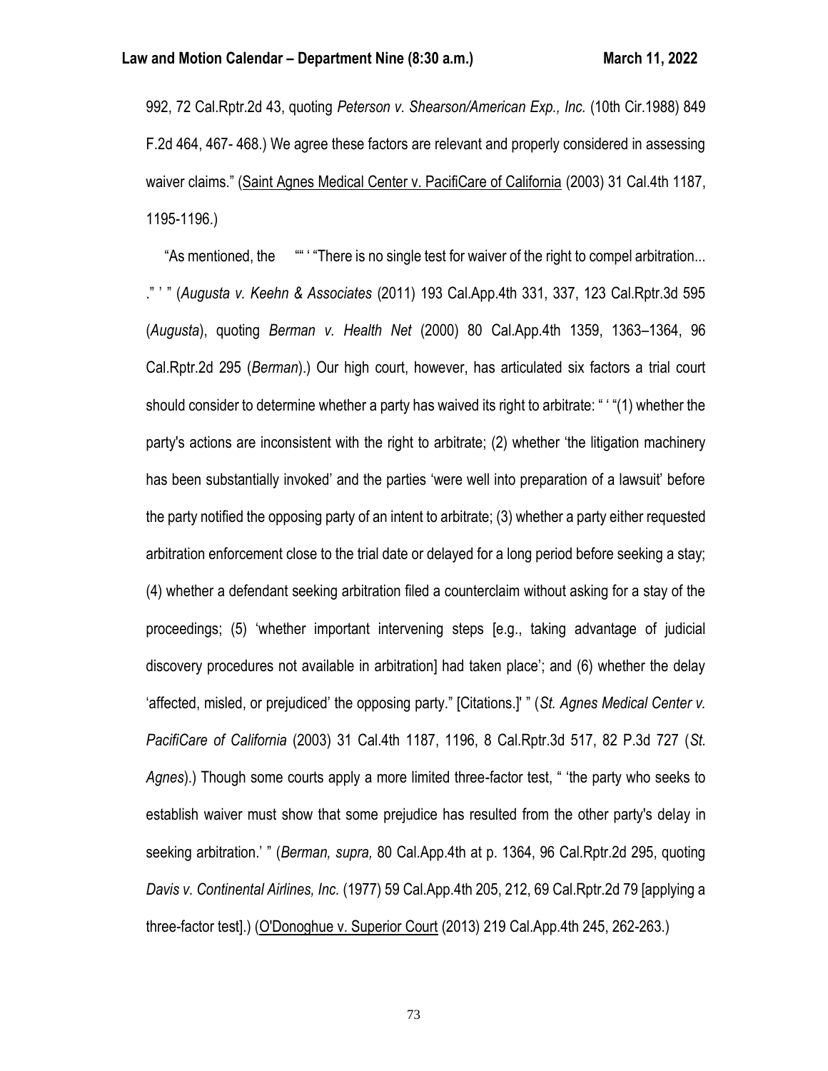992, 72 Cal.Rptr.2d 43, quoting *Peterson v. Shearson/American Exp., Inc.* (10th Cir.1988) 849 F.2d 464, 467- 468.) We agree these factors are relevant and properly considered in assessing waiver claims." (Saint Agnes Medical Center v. PacifiCare of California (2003) 31 Cal.4th 1187, 1195-1196.)

"As mentioned, the "" ' "There is no single test for waiver of the right to compel arbitration... ." ' " (*Augusta v. Keehn & Associates* (2011) 193 Cal.App.4th 331, 337, 123 Cal.Rptr.3d 595 (*Augusta*), quoting *Berman v. Health Net* (2000) 80 Cal.App.4th 1359, 1363–1364, 96 Cal.Rptr.2d 295 (*Berman*).) Our high court, however, has articulated six factors a trial court should consider to determine whether a party has waived its right to arbitrate: " ' "(1) whether the party's actions are inconsistent with the right to arbitrate; (2) whether 'the litigation machinery has been substantially invoked' and the parties 'were well into preparation of a lawsuit' before the party notified the opposing party of an intent to arbitrate; (3) whether a party either requested arbitration enforcement close to the trial date or delayed for a long period before seeking a stay; (4) whether a defendant seeking arbitration filed a counterclaim without asking for a stay of the proceedings; (5) 'whether important intervening steps [e.g., taking advantage of judicial discovery procedures not available in arbitration] had taken place'; and (6) whether the delay 'affected, misled, or prejudiced' the opposing party." [Citations.]' " (*St. Agnes Medical Center v. PacifiCare of California* (2003) 31 Cal.4th 1187, 1196, 8 Cal.Rptr.3d 517, 82 P.3d 727 (*St. Agnes*).) Though some courts apply a more limited three-factor test, " 'the party who seeks to establish waiver must show that some prejudice has resulted from the other party's delay in seeking arbitration.' " (*Berman, supra,* 80 Cal.App.4th at p. 1364, 96 Cal.Rptr.2d 295, quoting *Davis v. Continental Airlines, Inc.* (1977) 59 Cal.App.4th 205, 212, 69 Cal.Rptr.2d 79 [applying a three-factor test].) (O'Donoghue v. Superior Court (2013) 219 Cal.App.4th 245, 262-263.)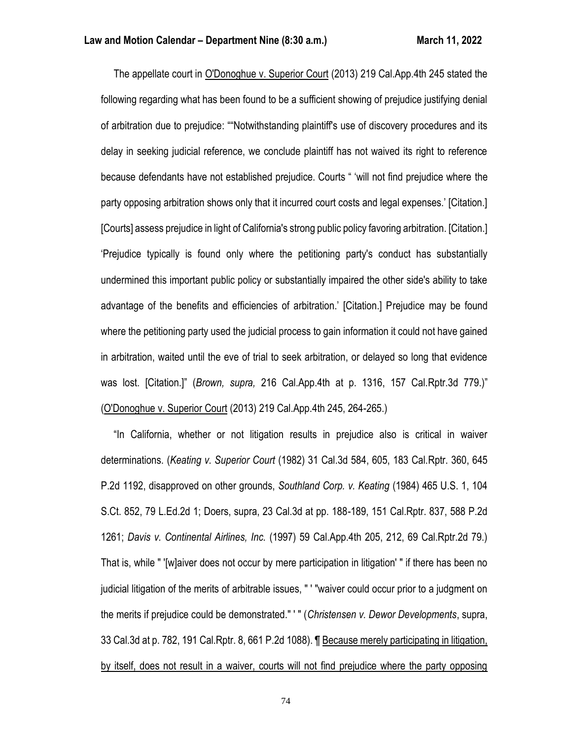The appellate court in O'Donoghue v. Superior Court (2013) 219 Cal.App.4th 245 stated the following regarding what has been found to be a sufficient showing of prejudice justifying denial of arbitration due to prejudice: ""Notwithstanding plaintiff's use of discovery procedures and its delay in seeking judicial reference, we conclude plaintiff has not waived its right to reference because defendants have not established prejudice. Courts " 'will not find prejudice where the party opposing arbitration shows only that it incurred court costs and legal expenses.' [Citation.] [Courts] assess prejudice in light of California's strong public policy favoring arbitration. [Citation.] 'Prejudice typically is found only where the petitioning party's conduct has substantially undermined this important public policy or substantially impaired the other side's ability to take advantage of the benefits and efficiencies of arbitration.' [Citation.] Prejudice may be found where the petitioning party used the judicial process to gain information it could not have gained in arbitration, waited until the eve of trial to seek arbitration, or delayed so long that evidence was lost. [Citation.]" (*Brown, supra,* 216 Cal.App.4th at p. 1316, 157 Cal.Rptr.3d 779.)" (O'Donoghue v. Superior Court (2013) 219 Cal.App.4th 245, 264-265.)

"In California, whether or not litigation results in prejudice also is critical in waiver determinations. (*Keating v. Superior Court* (1982) 31 Cal.3d 584, 605, 183 Cal.Rptr. 360, 645 P.2d 1192, disapproved on other grounds, *Southland Corp. v. Keating* (1984) 465 U.S. 1, 104 S.Ct. 852, 79 L.Ed.2d 1; Doers, supra, 23 Cal.3d at pp. 188-189, 151 Cal.Rptr. 837, 588 P.2d 1261; *Davis v. Continental Airlines, Inc.* (1997) 59 Cal.App.4th 205, 212, 69 Cal.Rptr.2d 79.) That is, while " '[w]aiver does not occur by mere participation in litigation' " if there has been no judicial litigation of the merits of arbitrable issues, " ' "waiver could occur prior to a judgment on the merits if prejudice could be demonstrated." ' " (*Christensen v. Dewor Developments*, supra, 33 Cal.3d at p. 782, 191 Cal.Rptr. 8, 661 P.2d 1088). ¶ Because merely participating in litigation, by itself, does not result in a waiver, courts will not find prejudice where the party opposing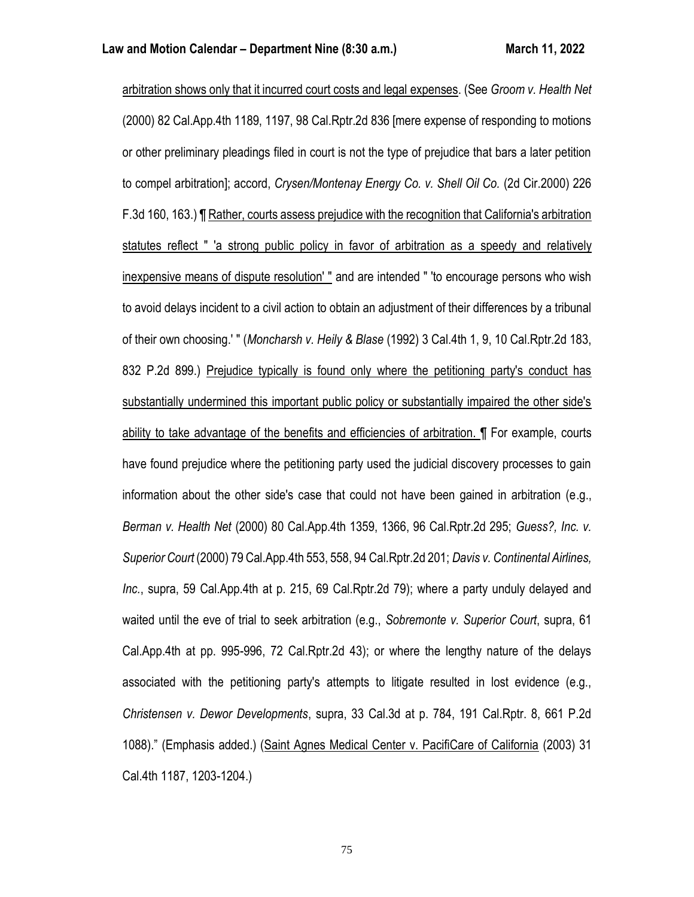arbitration shows only that it incurred court costs and legal expenses. (See *Groom v. Health Net* (2000) 82 Cal.App.4th 1189, 1197, 98 Cal.Rptr.2d 836 [mere expense of responding to motions or other preliminary pleadings filed in court is not the type of prejudice that bars a later petition to compel arbitration]; accord, *Crysen/Montenay Energy Co. v. Shell Oil Co.* (2d Cir.2000) 226 F.3d 160, 163.) ¶ Rather, courts assess prejudice with the recognition that California's arbitration statutes reflect " 'a strong public policy in favor of arbitration as a speedy and relatively inexpensive means of dispute resolution' " and are intended " 'to encourage persons who wish to avoid delays incident to a civil action to obtain an adjustment of their differences by a tribunal of their own choosing.' " (*Moncharsh v. Heily & Blase* (1992) 3 Cal.4th 1, 9, 10 Cal.Rptr.2d 183, 832 P.2d 899.) Prejudice typically is found only where the petitioning party's conduct has substantially undermined this important public policy or substantially impaired the other side's ability to take advantage of the benefits and efficiencies of arbitration. ¶ For example, courts have found prejudice where the petitioning party used the judicial discovery processes to gain information about the other side's case that could not have been gained in arbitration (e.g., *Berman v. Health Net* (2000) 80 Cal.App.4th 1359, 1366, 96 Cal.Rptr.2d 295; *Guess?, Inc. v. Superior Court* (2000) 79 Cal.App.4th 553, 558, 94 Cal.Rptr.2d 201; *Davis v. Continental Airlines, Inc.*, supra, 59 Cal.App.4th at p. 215, 69 Cal.Rptr.2d 79); where a party unduly delayed and waited until the eve of trial to seek arbitration (e.g., *Sobremonte v. Superior Court*, supra, 61 Cal.App.4th at pp. 995-996, 72 Cal.Rptr.2d 43); or where the lengthy nature of the delays associated with the petitioning party's attempts to litigate resulted in lost evidence (e.g., *Christensen v. Dewor Developments*, supra, 33 Cal.3d at p. 784, 191 Cal.Rptr. 8, 661 P.2d 1088)." (Emphasis added.) (Saint Agnes Medical Center v. PacifiCare of California (2003) 31 Cal.4th 1187, 1203-1204.)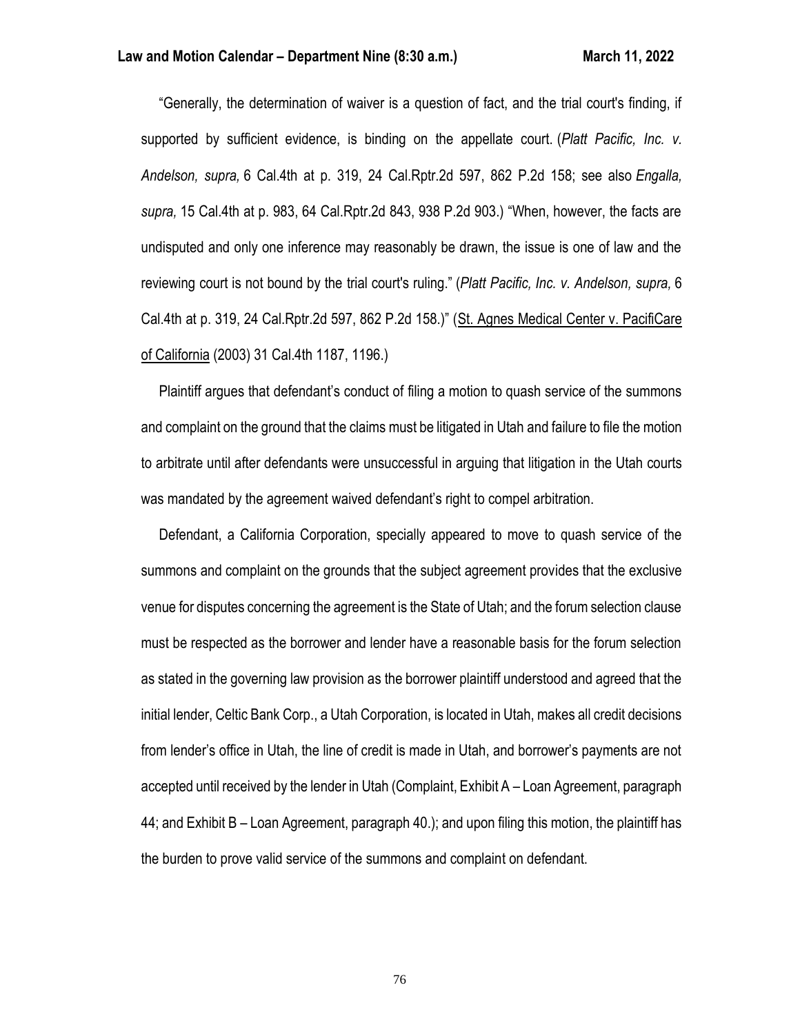"Generally, the determination of waiver is a question of fact, and the trial court's finding, if supported by sufficient evidence, is binding on the appellate court. (*Platt Pacific, Inc. v. Andelson, supra,* 6 Cal.4th at p. 319, 24 Cal.Rptr.2d 597, 862 P.2d 158; see also *Engalla, supra,* 15 Cal.4th at p. 983, 64 Cal.Rptr.2d 843, 938 P.2d 903.) "When, however, the facts are undisputed and only one inference may reasonably be drawn, the issue is one of law and the reviewing court is not bound by the trial court's ruling." (*Platt Pacific, Inc. v. Andelson, supra,* 6 Cal.4th at p. 319, 24 Cal.Rptr.2d 597, 862 P.2d 158.)" (St. Agnes Medical Center v. PacifiCare of California (2003) 31 Cal.4th 1187, 1196.)

Plaintiff argues that defendant's conduct of filing a motion to quash service of the summons and complaint on the ground that the claims must be litigated in Utah and failure to file the motion to arbitrate until after defendants were unsuccessful in arguing that litigation in the Utah courts was mandated by the agreement waived defendant's right to compel arbitration.

Defendant, a California Corporation, specially appeared to move to quash service of the summons and complaint on the grounds that the subject agreement provides that the exclusive venue for disputes concerning the agreement is the State of Utah; and the forum selection clause must be respected as the borrower and lender have a reasonable basis for the forum selection as stated in the governing law provision as the borrower plaintiff understood and agreed that the initial lender, Celtic Bank Corp., a Utah Corporation, is located in Utah, makes all credit decisions from lender's office in Utah, the line of credit is made in Utah, and borrower's payments are not accepted until received by the lender in Utah (Complaint, Exhibit A – Loan Agreement, paragraph 44; and Exhibit B – Loan Agreement, paragraph 40.); and upon filing this motion, the plaintiff has the burden to prove valid service of the summons and complaint on defendant.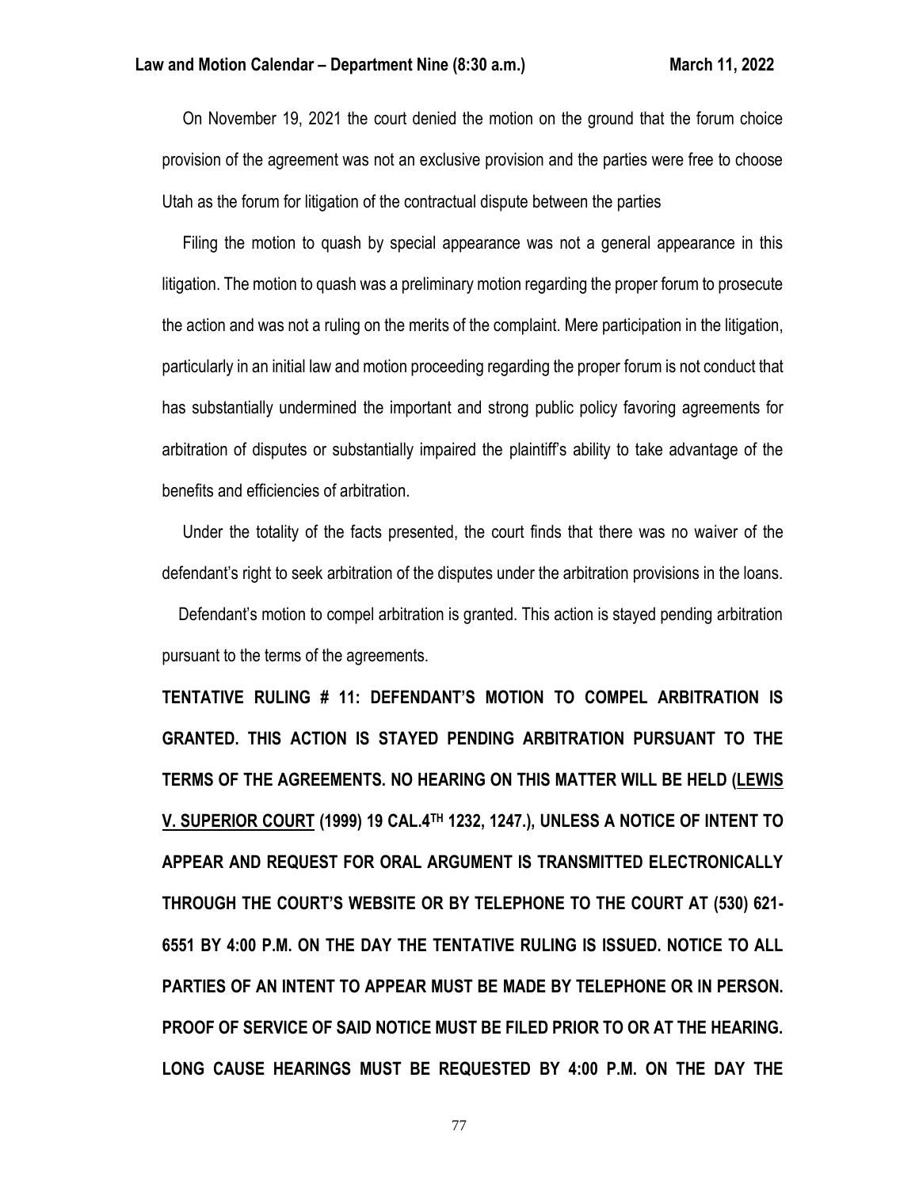On November 19, 2021 the court denied the motion on the ground that the forum choice provision of the agreement was not an exclusive provision and the parties were free to choose Utah as the forum for litigation of the contractual dispute between the parties

Filing the motion to quash by special appearance was not a general appearance in this litigation. The motion to quash was a preliminary motion regarding the proper forum to prosecute the action and was not a ruling on the merits of the complaint. Mere participation in the litigation, particularly in an initial law and motion proceeding regarding the proper forum is not conduct that has substantially undermined the important and strong public policy favoring agreements for arbitration of disputes or substantially impaired the plaintiff's ability to take advantage of the benefits and efficiencies of arbitration.

Under the totality of the facts presented, the court finds that there was no waiver of the defendant's right to seek arbitration of the disputes under the arbitration provisions in the loans.

Defendant's motion to compel arbitration is granted. This action is stayed pending arbitration pursuant to the terms of the agreements.

**TENTATIVE RULING # 11: DEFENDANT'S MOTION TO COMPEL ARBITRATION IS GRANTED. THIS ACTION IS STAYED PENDING ARBITRATION PURSUANT TO THE TERMS OF THE AGREEMENTS. NO HEARING ON THIS MATTER WILL BE HELD (LEWIS V. SUPERIOR COURT (1999) 19 CAL.4TH 1232, 1247.), UNLESS A NOTICE OF INTENT TO APPEAR AND REQUEST FOR ORAL ARGUMENT IS TRANSMITTED ELECTRONICALLY THROUGH THE COURT'S WEBSITE OR BY TELEPHONE TO THE COURT AT (530) 621-6551 BY 4:00 P.M. ON THE DAY THE TENTATIVE RULING IS ISSUED. NOTICE TO ALL PARTIES OF AN INTENT TO APPEAR MUST BE MADE BY TELEPHONE OR IN PERSON. PROOF OF SERVICE OF SAID NOTICE MUST BE FILED PRIOR TO OR AT THE HEARING. LONG CAUSE HEARINGS MUST BE REQUESTED BY 4:00 P.M. ON THE DAY THE**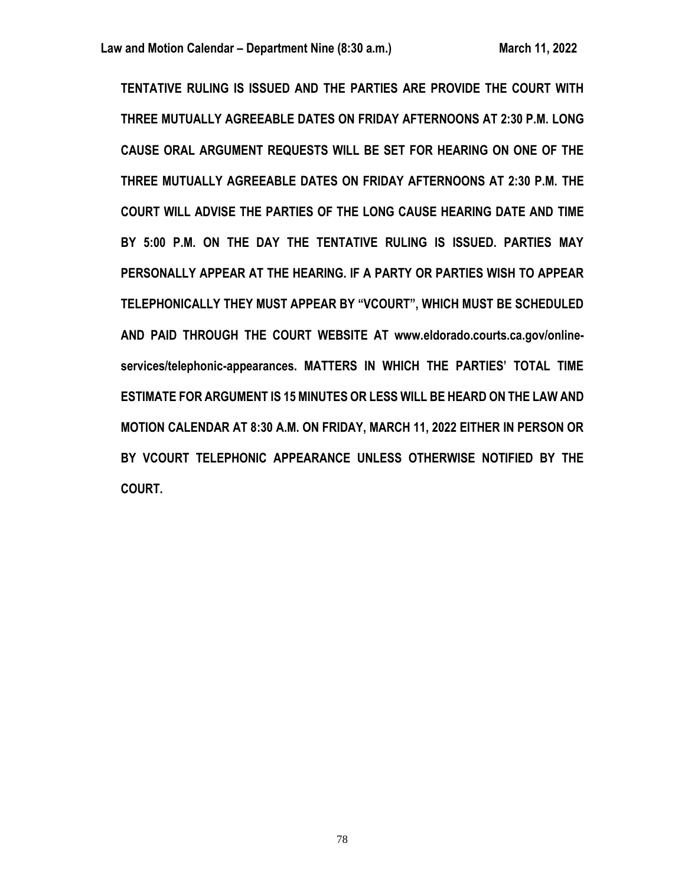**TENTATIVE RULING IS ISSUED AND THE PARTIES ARE PROVIDE THE COURT WITH THREE MUTUALLY AGREEABLE DATES ON FRIDAY AFTERNOONS AT 2:30 P.M. LONG CAUSE ORAL ARGUMENT REQUESTS WILL BE SET FOR HEARING ON ONE OF THE THREE MUTUALLY AGREEABLE DATES ON FRIDAY AFTERNOONS AT 2:30 P.M. THE COURT WILL ADVISE THE PARTIES OF THE LONG CAUSE HEARING DATE AND TIME BY 5:00 P.M. ON THE DAY THE TENTATIVE RULING IS ISSUED. PARTIES MAY PERSONALLY APPEAR AT THE HEARING. IF A PARTY OR PARTIES WISH TO APPEAR TELEPHONICALLY THEY MUST APPEAR BY "VCOURT", WHICH MUST BE SCHEDULED AND PAID THROUGH THE COURT WEBSITE AT www.eldorado.courts.ca.gov/online-services/telephonic-appearances. MATTERS IN WHICH THE PARTIES' TOTAL TIME ESTIMATE FOR ARGUMENT IS 15 MINUTES OR LESS WILL BE HEARD ON THE LAW AND MOTION CALENDAR AT 8:30 A.M. ON FRIDAY, MARCH 11, 2022 EITHER IN PERSON OR BY VCOURT TELEPHONIC APPEARANCE UNLESS OTHERWISE NOTIFIED BY THE COURT.**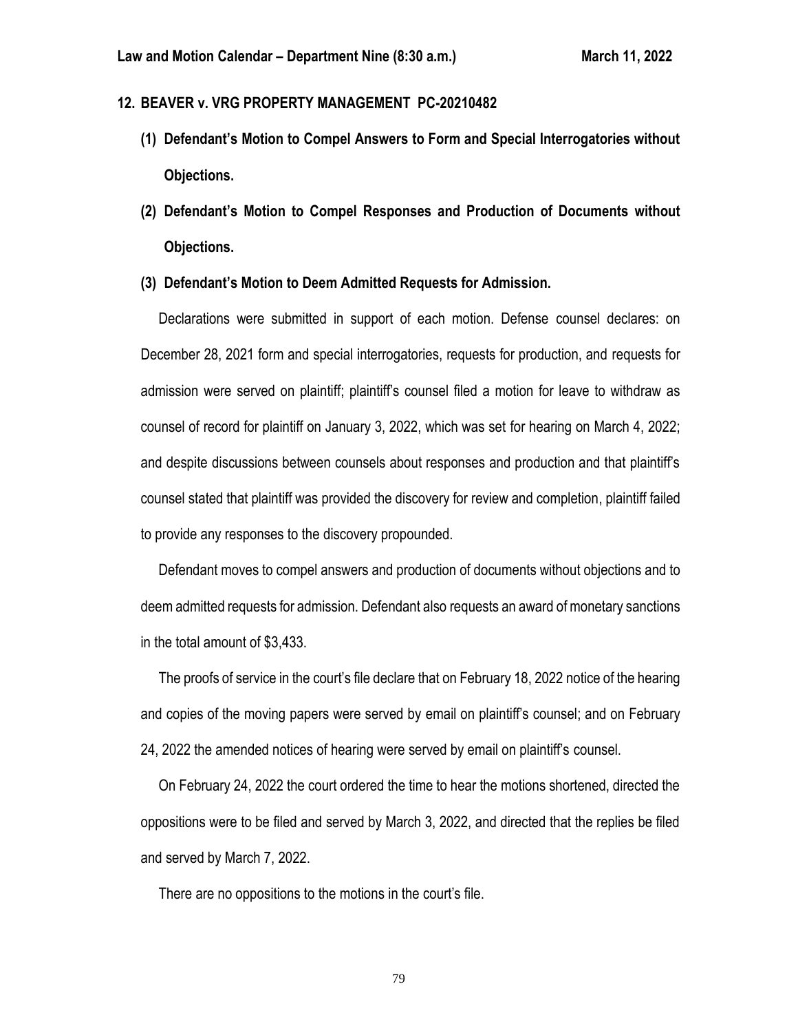**12. BEAVER v. VRG PROPERTY MANAGEMENT PC-20210482**

**(1) Defendant's Motion to Compel Answers to Form and Special Interrogatories without Objections.**

**(2) Defendant's Motion to Compel Responses and Production of Documents without Objections.**

**(3) Defendant's Motion to Deem Admitted Requests for Admission.**

Declarations were submitted in support of each motion. Defense counsel declares: on December 28, 2021 form and special interrogatories, requests for production, and requests for admission were served on plaintiff; plaintiff's counsel filed a motion for leave to withdraw as counsel of record for plaintiff on January 3, 2022, which was set for hearing on March 4, 2022; and despite discussions between counsels about responses and production and that plaintiff's counsel stated that plaintiff was provided the discovery for review and completion, plaintiff failed to provide any responses to the discovery propounded.

Defendant moves to compel answers and production of documents without objections and to deem admitted requests for admission. Defendant also requests an award of monetary sanctions in the total amount of $3,433.

The proofs of service in the court's file declare that on February 18, 2022 notice of the hearing and copies of the moving papers were served by email on plaintiff's counsel; and on February 24, 2022 the amended notices of hearing were served by email on plaintiff's counsel.

On February 24, 2022 the court ordered the time to hear the motions shortened, directed the oppositions were to be filed and served by March 3, 2022, and directed that the replies be filed and served by March 7, 2022.

There are no oppositions to the motions in the court's file.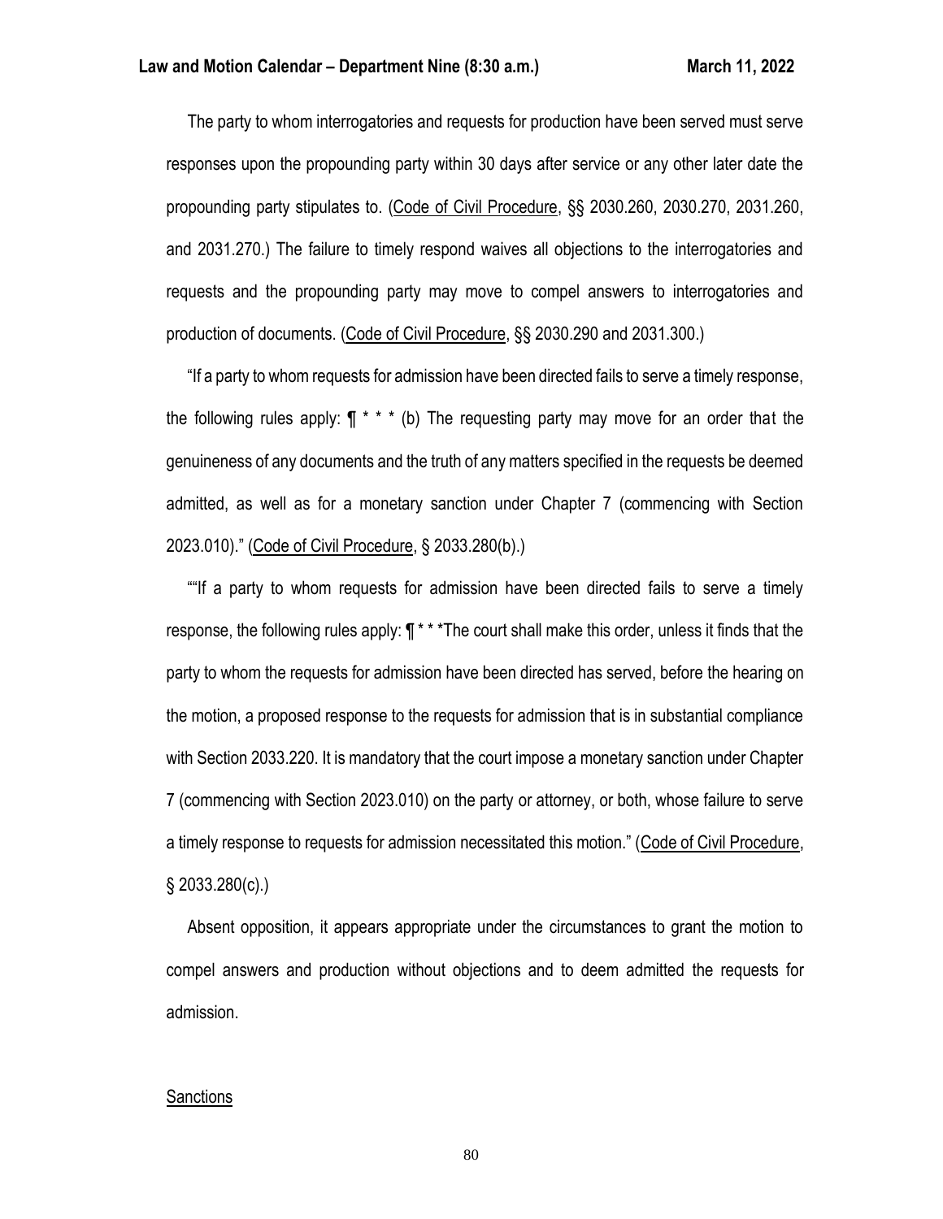The party to whom interrogatories and requests for production have been served must serve responses upon the propounding party within 30 days after service or any other later date the propounding party stipulates to. (Code of Civil Procedure, §§ 2030.260, 2030.270, 2031.260, and 2031.270.) The failure to timely respond waives all objections to the interrogatories and requests and the propounding party may move to compel answers to interrogatories and production of documents. (Code of Civil Procedure, §§ 2030.290 and 2031.300.)

"If a party to whom requests for admission have been directed fails to serve a timely response, the following rules apply: ¶ * * * (b) The requesting party may move for an order that the genuineness of any documents and the truth of any matters specified in the requests be deemed admitted, as well as for a monetary sanction under Chapter 7 (commencing with Section 2023.010)." (Code of Civil Procedure, § 2033.280(b).)

""If a party to whom requests for admission have been directed fails to serve a timely response, the following rules apply: ¶ * * *The court shall make this order, unless it finds that the party to whom the requests for admission have been directed has served, before the hearing on the motion, a proposed response to the requests for admission that is in substantial compliance with Section 2033.220. It is mandatory that the court impose a monetary sanction under Chapter 7 (commencing with Section 2023.010) on the party or attorney, or both, whose failure to serve a timely response to requests for admission necessitated this motion." (Code of Civil Procedure, § 2033.280(c).)

Absent opposition, it appears appropriate under the circumstances to grant the motion to compel answers and production without objections and to deem admitted the requests for admission.

Sanctions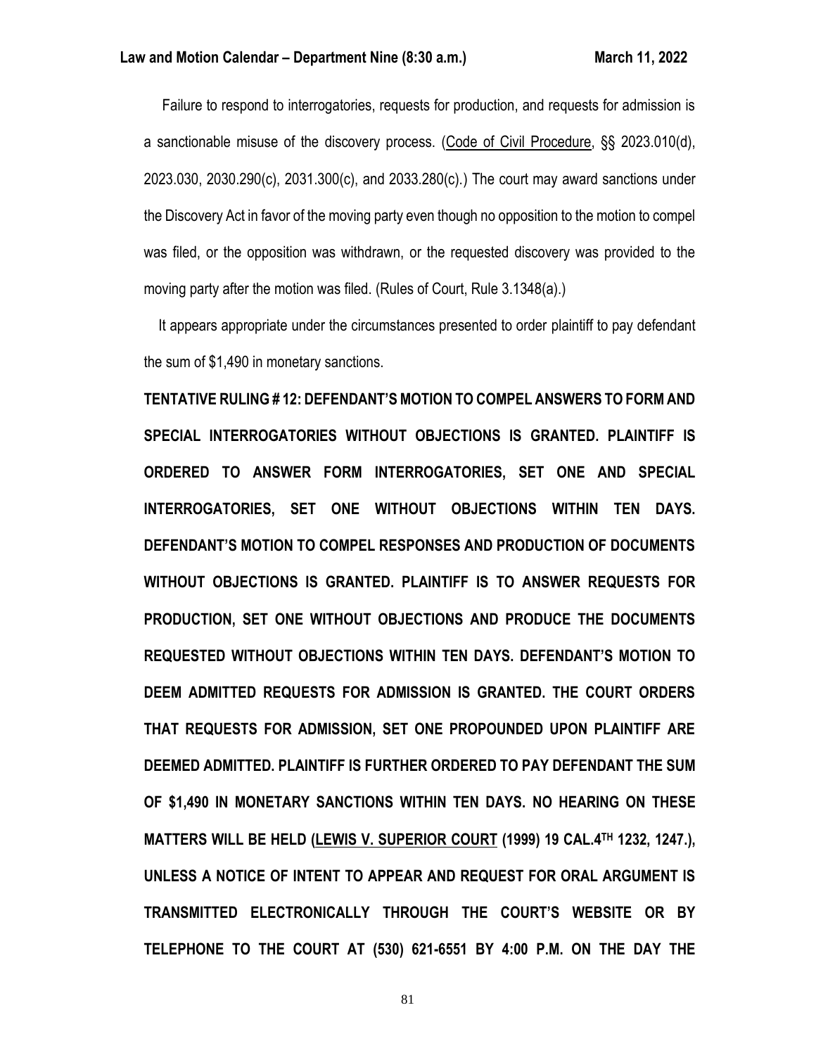Failure to respond to interrogatories, requests for production, and requests for admission is a sanctionable misuse of the discovery process. (Code of Civil Procedure, §§ 2023.010(d), 2023.030, 2030.290(c), 2031.300(c), and 2033.280(c).) The court may award sanctions under the Discovery Act in favor of the moving party even though no opposition to the motion to compel was filed, or the opposition was withdrawn, or the requested discovery was provided to the moving party after the motion was filed. (Rules of Court, Rule 3.1348(a).)

It appears appropriate under the circumstances presented to order plaintiff to pay defendant the sum of $1,490 in monetary sanctions.

**TENTATIVE RULING # 12: DEFENDANT'S MOTION TO COMPEL ANSWERS TO FORM AND SPECIAL INTERROGATORIES WITHOUT OBJECTIONS IS GRANTED. PLAINTIFF IS ORDERED TO ANSWER FORM INTERROGATORIES, SET ONE AND SPECIAL INTERROGATORIES, SET ONE WITHOUT OBJECTIONS WITHIN TEN DAYS. DEFENDANT'S MOTION TO COMPEL RESPONSES AND PRODUCTION OF DOCUMENTS WITHOUT OBJECTIONS IS GRANTED. PLAINTIFF IS TO ANSWER REQUESTS FOR PRODUCTION, SET ONE WITHOUT OBJECTIONS AND PRODUCE THE DOCUMENTS REQUESTED WITHOUT OBJECTIONS WITHIN TEN DAYS. DEFENDANT'S MOTION TO DEEM ADMITTED REQUESTS FOR ADMISSION IS GRANTED. THE COURT ORDERS THAT REQUESTS FOR ADMISSION, SET ONE PROPOUNDED UPON PLAINTIFF ARE DEEMED ADMITTED. PLAINTIFF IS FURTHER ORDERED TO PAY DEFENDANT THE SUM OF $1,490 IN MONETARY SANCTIONS WITHIN TEN DAYS. NO HEARING ON THESE MATTERS WILL BE HELD (LEWIS V. SUPERIOR COURT (1999) 19 CAL.4TH 1232, 1247.), UNLESS A NOTICE OF INTENT TO APPEAR AND REQUEST FOR ORAL ARGUMENT IS TRANSMITTED ELECTRONICALLY THROUGH THE COURT'S WEBSITE OR BY TELEPHONE TO THE COURT AT (530) 621-6551 BY 4:00 P.M. ON THE DAY THE**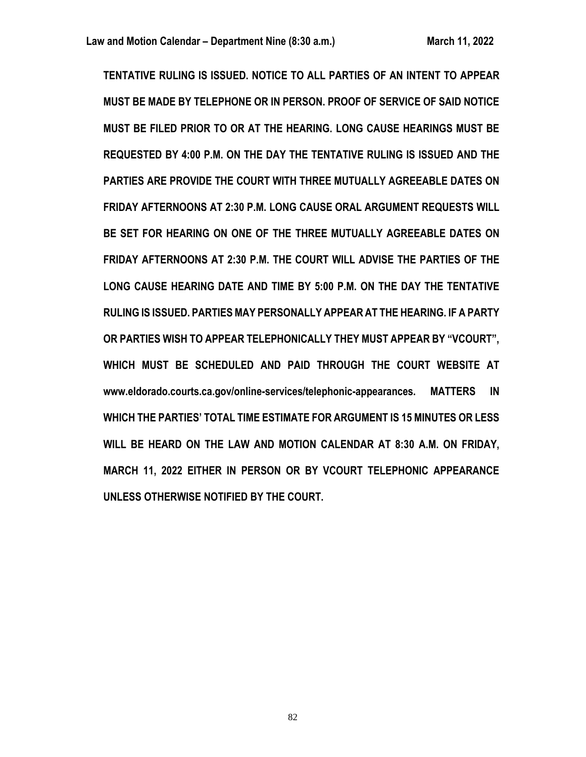**TENTATIVE RULING IS ISSUED. NOTICE TO ALL PARTIES OF AN INTENT TO APPEAR MUST BE MADE BY TELEPHONE OR IN PERSON. PROOF OF SERVICE OF SAID NOTICE MUST BE FILED PRIOR TO OR AT THE HEARING. LONG CAUSE HEARINGS MUST BE REQUESTED BY 4:00 P.M. ON THE DAY THE TENTATIVE RULING IS ISSUED AND THE PARTIES ARE PROVIDE THE COURT WITH THREE MUTUALLY AGREEABLE DATES ON FRIDAY AFTERNOONS AT 2:30 P.M. LONG CAUSE ORAL ARGUMENT REQUESTS WILL BE SET FOR HEARING ON ONE OF THE THREE MUTUALLY AGREEABLE DATES ON FRIDAY AFTERNOONS AT 2:30 P.M. THE COURT WILL ADVISE THE PARTIES OF THE LONG CAUSE HEARING DATE AND TIME BY 5:00 P.M. ON THE DAY THE TENTATIVE RULING IS ISSUED. PARTIES MAY PERSONALLY APPEAR AT THE HEARING. IF A PARTY OR PARTIES WISH TO APPEAR TELEPHONICALLY THEY MUST APPEAR BY "VCOURT", WHICH MUST BE SCHEDULED AND PAID THROUGH THE COURT WEBSITE AT www.eldorado.courts.ca.gov/online-services/telephonic-appearances. MATTERS IN WHICH THE PARTIES' TOTAL TIME ESTIMATE FOR ARGUMENT IS 15 MINUTES OR LESS WILL BE HEARD ON THE LAW AND MOTION CALENDAR AT 8:30 A.M. ON FRIDAY, MARCH 11, 2022 EITHER IN PERSON OR BY VCOURT TELEPHONIC APPEARANCE UNLESS OTHERWISE NOTIFIED BY THE COURT.**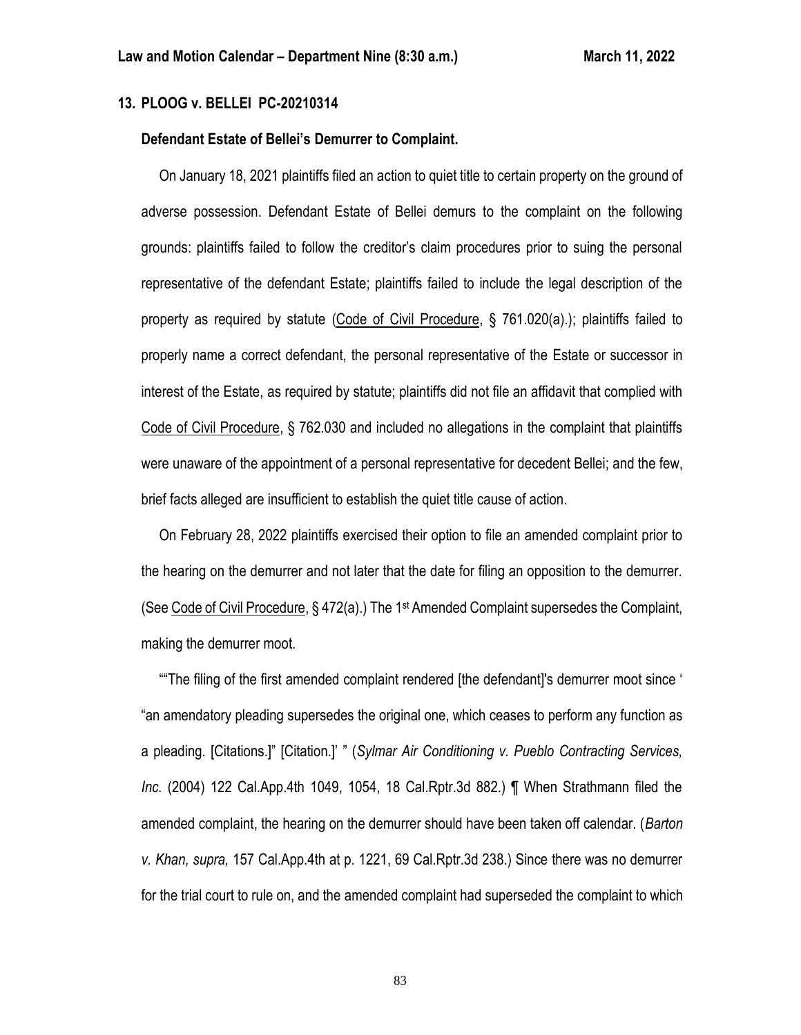**13. PLOOG v. BELLEI PC-20210314**

**Defendant Estate of Bellei's Demurrer to Complaint.**

On January 18, 2021 plaintiffs filed an action to quiet title to certain property on the ground of adverse possession. Defendant Estate of Bellei demurs to the complaint on the following grounds: plaintiffs failed to follow the creditor's claim procedures prior to suing the personal representative of the defendant Estate; plaintiffs failed to include the legal description of the property as required by statute (Code of Civil Procedure, § 761.020(a).); plaintiffs failed to properly name a correct defendant, the personal representative of the Estate or successor in interest of the Estate, as required by statute; plaintiffs did not file an affidavit that complied with Code of Civil Procedure, § 762.030 and included no allegations in the complaint that plaintiffs were unaware of the appointment of a personal representative for decedent Bellei; and the few, brief facts alleged are insufficient to establish the quiet title cause of action.

On February 28, 2022 plaintiffs exercised their option to file an amended complaint prior to the hearing on the demurrer and not later that the date for filing an opposition to the demurrer. (See Code of Civil Procedure, § 472(a).) The 1st Amended Complaint supersedes the Complaint, making the demurrer moot.

""The filing of the first amended complaint rendered [the defendant]'s demurrer moot since ' "an amendatory pleading supersedes the original one, which ceases to perform any function as a pleading. [Citations.]" [Citation.]' " (*Sylmar Air Conditioning v. Pueblo Contracting Services, Inc.* (2004) 122 Cal.App.4th 1049, 1054, 18 Cal.Rptr.3d 882.) ¶ When Strathmann filed the amended complaint, the hearing on the demurrer should have been taken off calendar. (*Barton v. Khan, supra,* 157 Cal.App.4th at p. 1221, 69 Cal.Rptr.3d 238.) Since there was no demurrer for the trial court to rule on, and the amended complaint had superseded the complaint to which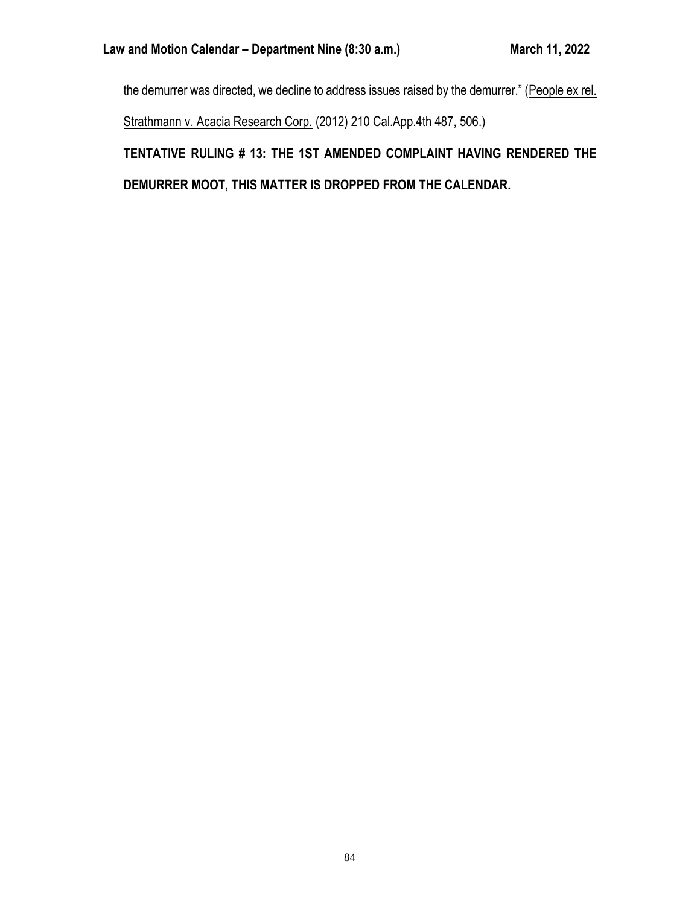the demurrer was directed, we decline to address issues raised by the demurrer." (People ex rel. Strathmann v. Acacia Research Corp. (2012) 210 Cal.App.4th 487, 506.)

**TENTATIVE RULING # 13: THE 1ST AMENDED COMPLAINT HAVING RENDERED THE DEMURRER MOOT, THIS MATTER IS DROPPED FROM THE CALENDAR.**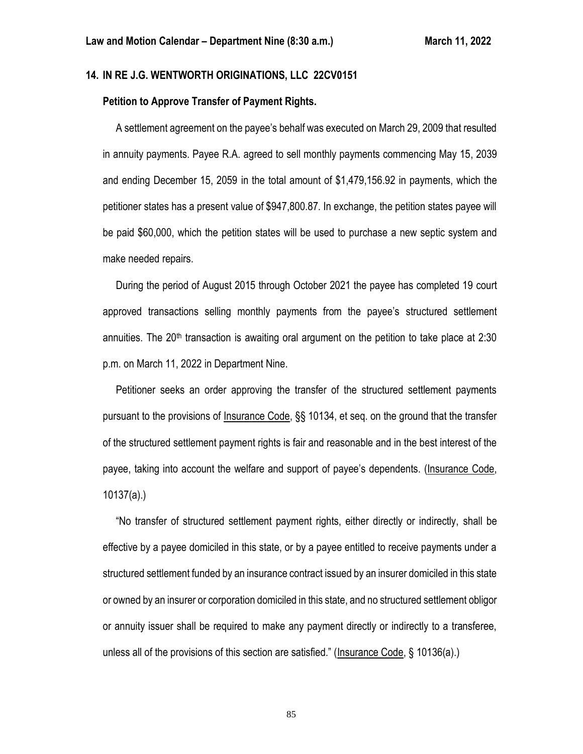**14. IN RE J.G. WENTWORTH ORIGINATIONS, LLC 22CV0151**

**Petition to Approve Transfer of Payment Rights.**

A settlement agreement on the payee's behalf was executed on March 29, 2009 that resulted in annuity payments. Payee R.A. agreed to sell monthly payments commencing May 15, 2039 and ending December 15, 2059 in the total amount of $1,479,156.92 in payments, which the petitioner states has a present value of $947,800.87. In exchange, the petition states payee will be paid $60,000, which the petition states will be used to purchase a new septic system and make needed repairs.

During the period of August 2015 through October 2021 the payee has completed 19 court approved transactions selling monthly payments from the payee's structured settlement annuities. The 20th transaction is awaiting oral argument on the petition to take place at 2:30 p.m. on March 11, 2022 in Department Nine.

Petitioner seeks an order approving the transfer of the structured settlement payments pursuant to the provisions of Insurance Code, §§ 10134, et seq. on the ground that the transfer of the structured settlement payment rights is fair and reasonable and in the best interest of the payee, taking into account the welfare and support of payee's dependents. (Insurance Code, 10137(a).)

"No transfer of structured settlement payment rights, either directly or indirectly, shall be effective by a payee domiciled in this state, or by a payee entitled to receive payments under a structured settlement funded by an insurance contract issued by an insurer domiciled in this state or owned by an insurer or corporation domiciled in this state, and no structured settlement obligor or annuity issuer shall be required to make any payment directly or indirectly to a transferee, unless all of the provisions of this section are satisfied." (Insurance Code, § 10136(a).)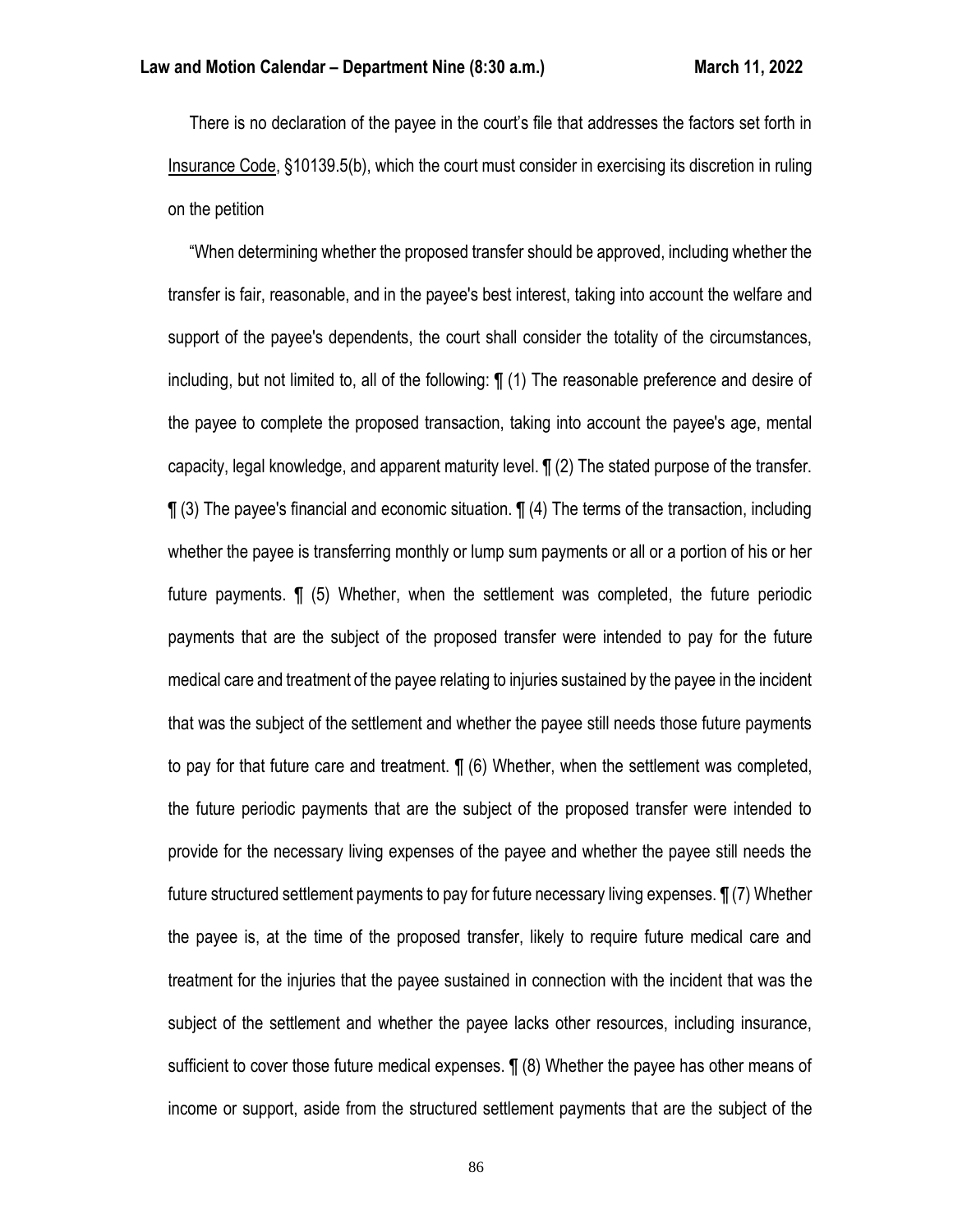There is no declaration of the payee in the court's file that addresses the factors set forth in Insurance Code, §10139.5(b), which the court must consider in exercising its discretion in ruling on the petition

"When determining whether the proposed transfer should be approved, including whether the transfer is fair, reasonable, and in the payee's best interest, taking into account the welfare and support of the payee's dependents, the court shall consider the totality of the circumstances, including, but not limited to, all of the following: ¶ (1) The reasonable preference and desire of the payee to complete the proposed transaction, taking into account the payee's age, mental capacity, legal knowledge, and apparent maturity level. ¶ (2) The stated purpose of the transfer. ¶ (3) The payee's financial and economic situation. ¶ (4) The terms of the transaction, including whether the payee is transferring monthly or lump sum payments or all or a portion of his or her future payments. ¶ (5) Whether, when the settlement was completed, the future periodic payments that are the subject of the proposed transfer were intended to pay for the future medical care and treatment of the payee relating to injuries sustained by the payee in the incident that was the subject of the settlement and whether the payee still needs those future payments to pay for that future care and treatment. ¶ (6) Whether, when the settlement was completed, the future periodic payments that are the subject of the proposed transfer were intended to provide for the necessary living expenses of the payee and whether the payee still needs the future structured settlement payments to pay for future necessary living expenses. ¶ (7) Whether the payee is, at the time of the proposed transfer, likely to require future medical care and treatment for the injuries that the payee sustained in connection with the incident that was the subject of the settlement and whether the payee lacks other resources, including insurance, sufficient to cover those future medical expenses. ¶ (8) Whether the payee has other means of income or support, aside from the structured settlement payments that are the subject of the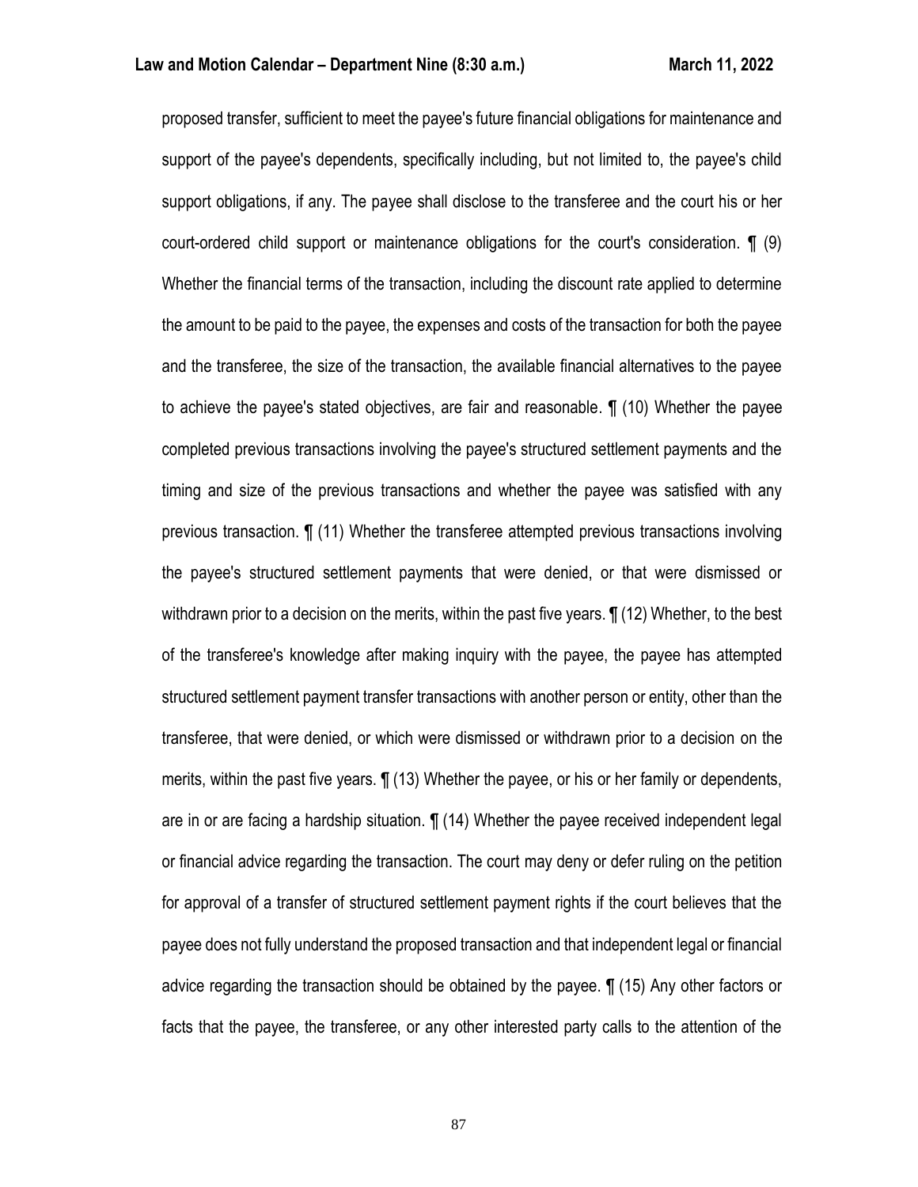proposed transfer, sufficient to meet the payee's future financial obligations for maintenance and support of the payee's dependents, specifically including, but not limited to, the payee's child support obligations, if any. The payee shall disclose to the transferee and the court his or her court-ordered child support or maintenance obligations for the court's consideration. ¶ (9) Whether the financial terms of the transaction, including the discount rate applied to determine the amount to be paid to the payee, the expenses and costs of the transaction for both the payee and the transferee, the size of the transaction, the available financial alternatives to the payee to achieve the payee's stated objectives, are fair and reasonable. ¶ (10) Whether the payee completed previous transactions involving the payee's structured settlement payments and the timing and size of the previous transactions and whether the payee was satisfied with any previous transaction. ¶ (11) Whether the transferee attempted previous transactions involving the payee's structured settlement payments that were denied, or that were dismissed or withdrawn prior to a decision on the merits, within the past five years. ¶ (12) Whether, to the best of the transferee's knowledge after making inquiry with the payee, the payee has attempted structured settlement payment transfer transactions with another person or entity, other than the transferee, that were denied, or which were dismissed or withdrawn prior to a decision on the merits, within the past five years. ¶ (13) Whether the payee, or his or her family or dependents, are in or are facing a hardship situation. ¶ (14) Whether the payee received independent legal or financial advice regarding the transaction. The court may deny or defer ruling on the petition for approval of a transfer of structured settlement payment rights if the court believes that the payee does not fully understand the proposed transaction and that independent legal or financial advice regarding the transaction should be obtained by the payee. ¶ (15) Any other factors or facts that the payee, the transferee, or any other interested party calls to the attention of the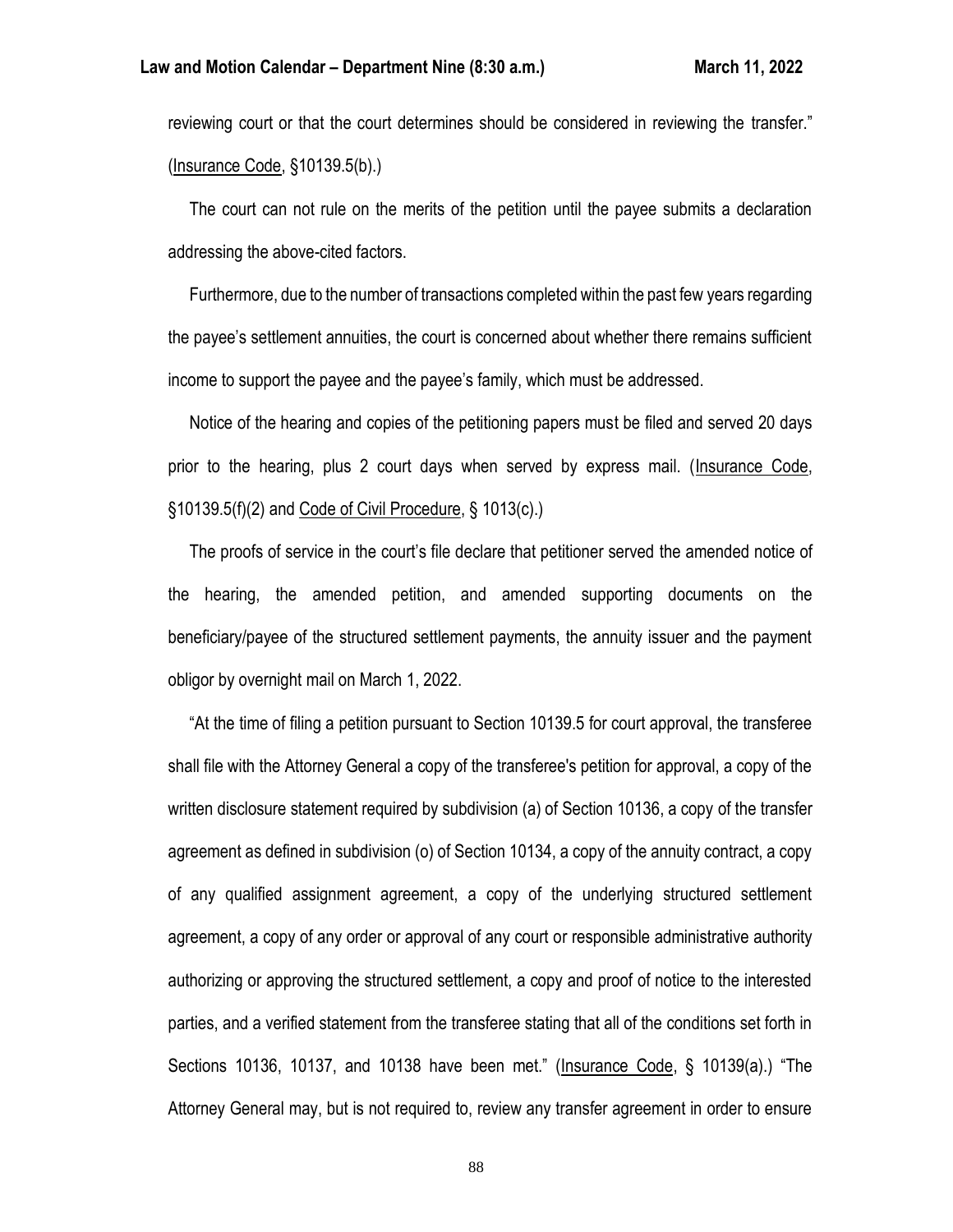reviewing court or that the court determines should be considered in reviewing the transfer." (Insurance Code, §10139.5(b).)

The court can not rule on the merits of the petition until the payee submits a declaration addressing the above-cited factors.

Furthermore, due to the number of transactions completed within the past few years regarding the payee's settlement annuities, the court is concerned about whether there remains sufficient income to support the payee and the payee's family, which must be addressed.

Notice of the hearing and copies of the petitioning papers must be filed and served 20 days prior to the hearing, plus 2 court days when served by express mail. (Insurance Code, §10139.5(f)(2) and Code of Civil Procedure, § 1013(c).)

The proofs of service in the court's file declare that petitioner served the amended notice of the hearing, the amended petition, and amended supporting documents on the beneficiary/payee of the structured settlement payments, the annuity issuer and the payment obligor by overnight mail on March 1, 2022.

"At the time of filing a petition pursuant to Section 10139.5 for court approval, the transferee shall file with the Attorney General a copy of the transferee's petition for approval, a copy of the written disclosure statement required by subdivision (a) of Section 10136, a copy of the transfer agreement as defined in subdivision (o) of Section 10134, a copy of the annuity contract, a copy of any qualified assignment agreement, a copy of the underlying structured settlement agreement, a copy of any order or approval of any court or responsible administrative authority authorizing or approving the structured settlement, a copy and proof of notice to the interested parties, and a verified statement from the transferee stating that all of the conditions set forth in Sections 10136, 10137, and 10138 have been met." (Insurance Code, § 10139(a).) "The Attorney General may, but is not required to, review any transfer agreement in order to ensure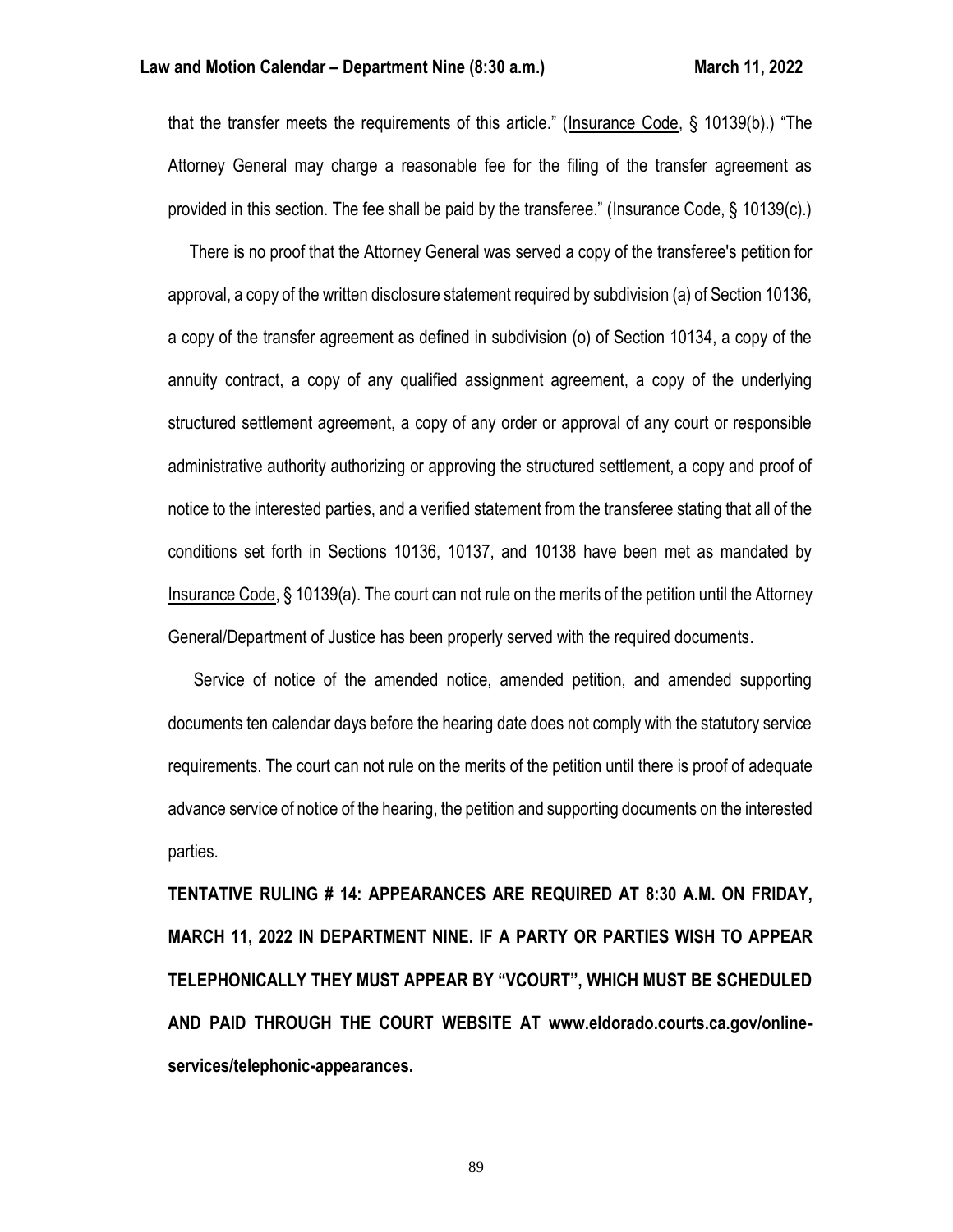that the transfer meets the requirements of this article." (Insurance Code, § 10139(b).) "The Attorney General may charge a reasonable fee for the filing of the transfer agreement as provided in this section. The fee shall be paid by the transferee." (Insurance Code, § 10139(c).)

There is no proof that the Attorney General was served a copy of the transferee's petition for approval, a copy of the written disclosure statement required by subdivision (a) of Section 10136, a copy of the transfer agreement as defined in subdivision (o) of Section 10134, a copy of the annuity contract, a copy of any qualified assignment agreement, a copy of the underlying structured settlement agreement, a copy of any order or approval of any court or responsible administrative authority authorizing or approving the structured settlement, a copy and proof of notice to the interested parties, and a verified statement from the transferee stating that all of the conditions set forth in Sections 10136, 10137, and 10138 have been met as mandated by Insurance Code, § 10139(a). The court can not rule on the merits of the petition until the Attorney General/Department of Justice has been properly served with the required documents.

Service of notice of the amended notice, amended petition, and amended supporting documents ten calendar days before the hearing date does not comply with the statutory service requirements. The court can not rule on the merits of the petition until there is proof of adequate advance service of notice of the hearing, the petition and supporting documents on the interested parties.

**TENTATIVE RULING # 14: APPEARANCES ARE REQUIRED AT 8:30 A.M. ON FRIDAY, MARCH 11, 2022 IN DEPARTMENT NINE. IF A PARTY OR PARTIES WISH TO APPEAR TELEPHONICALLY THEY MUST APPEAR BY "VCOURT", WHICH MUST BE SCHEDULED AND PAID THROUGH THE COURT WEBSITE AT www.eldorado.courts.ca.gov/online-services/telephonic-appearances.**